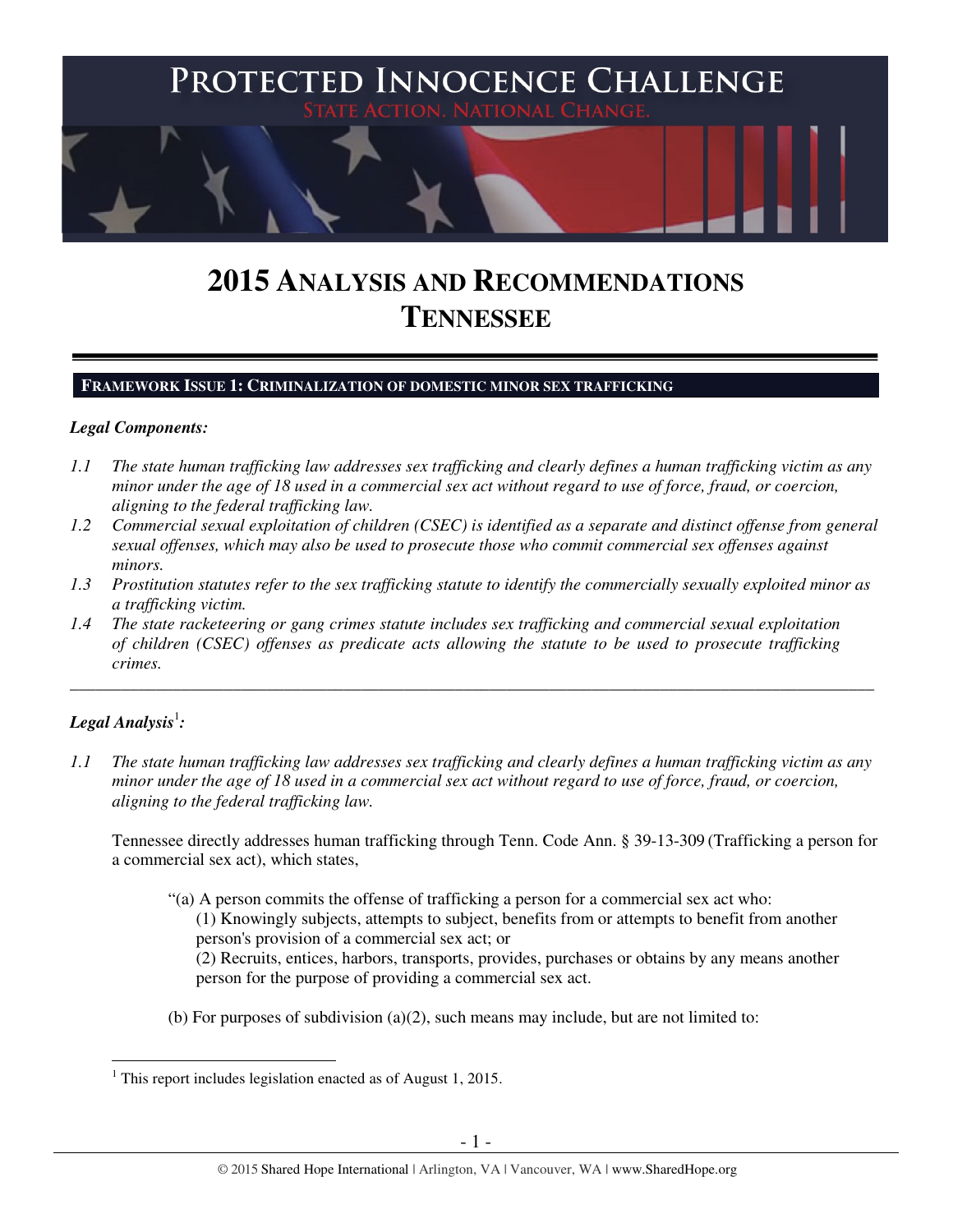# PROTECTED INNOCENCE CHALLENGE

STATE ACTION. NATIONAL CHANGE.

# 2015 ANALYSIS AND RECOMMENDATIONS TENNESSEE

## FRAMEWORK ISSUE 1: CRIMINALIZATION OF DOMESTIC MINOR SEX TRAFFICKING

***Legal Components:***

*1.1 The state human trafficking law addresses sex trafficking and clearly defines a human trafficking victim as any minor under the age of 18 used in a commercial sex act without regard to use of force, fraud, or coercion, aligning to the federal trafficking law.*

*1.2 Commercial sexual exploitation of children (CSEC) is identified as a separate and distinct offense from general sexual offenses, which may also be used to prosecute those who commit commercial sex offenses against minors.*

*1.3 Prostitution statutes refer to the sex trafficking statute to identify the commercially sexually exploited minor as a trafficking victim.*

*1.4 The state racketeering or gang crimes statute includes sex trafficking and commercial sexual exploitation of children (CSEC) offenses as predicate acts allowing the statute to be used to prosecute trafficking crimes.*

---

***Legal Analysis[1]:***

*1.1 The state human trafficking law addresses sex trafficking and clearly defines a human trafficking victim as any minor under the age of 18 used in a commercial sex act without regard to use of force, fraud, or coercion, aligning to the federal trafficking law.*

Tennessee directly addresses human trafficking through Tenn. Code Ann. § 39-13-309 (Trafficking a person for a commercial sex act), which states,

> "(a) A person commits the offense of trafficking a person for a commercial sex act who:
>
> (1) Knowingly subjects, attempts to subject, benefits from or attempts to benefit from another person's provision of a commercial sex act; or
>
> (2) Recruits, entices, harbors, transports, provides, purchases or obtains by any means another person for the purpose of providing a commercial sex act.
>
> (b) For purposes of subdivision (a)(2), such means may include, but are not limited to:

[1] This report includes legislation enacted as of August 1, 2015.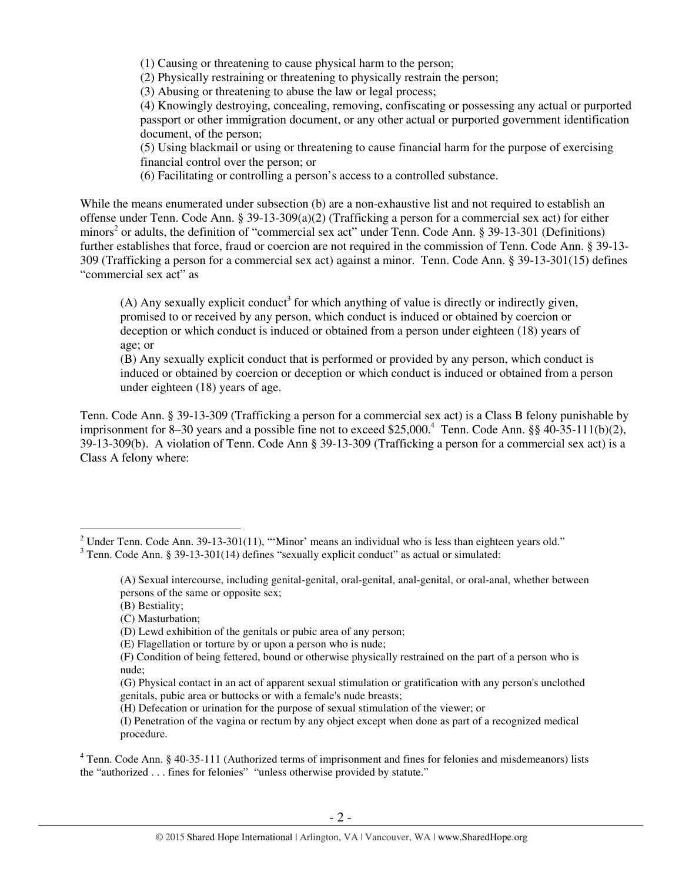(1) Causing or threatening to cause physical harm to the person;
(2) Physically restraining or threatening to physically restrain the person;
(3) Abusing or threatening to abuse the law or legal process;
(4) Knowingly destroying, concealing, removing, confiscating or possessing any actual or purported passport or other immigration document, or any other actual or purported government identification document, of the person;
(5) Using blackmail or using or threatening to cause financial harm for the purpose of exercising financial control over the person; or
(6) Facilitating or controlling a person's access to a controlled substance.

While the means enumerated under subsection (b) are a non-exhaustive list and not required to establish an offense under Tenn. Code Ann. § 39-13-309(a)(2) (Trafficking a person for a commercial sex act) for either minors[2] or adults, the definition of "commercial sex act" under Tenn. Code Ann. § 39-13-301 (Definitions) further establishes that force, fraud or coercion are not required in the commission of Tenn. Code Ann. § 39-13-309 (Trafficking a person for a commercial sex act) against a minor. Tenn. Code Ann. § 39-13-301(15) defines "commercial sex act" as

> (A) Any sexually explicit conduct[3] for which anything of value is directly or indirectly given, promised to or received by any person, which conduct is induced or obtained by coercion or deception or which conduct is induced or obtained from a person under eighteen (18) years of age; or
> (B) Any sexually explicit conduct that is performed or provided by any person, which conduct is induced or obtained by coercion or deception or which conduct is induced or obtained from a person under eighteen (18) years of age.

Tenn. Code Ann. § 39-13-309 (Trafficking a person for a commercial sex act) is a Class B felony punishable by imprisonment for 8–30 years and a possible fine not to exceed $25,000.[4] Tenn. Code Ann. §§ 40-35-111(b)(2), 39-13-309(b). A violation of Tenn. Code Ann § 39-13-309 (Trafficking a person for a commercial sex act) is a Class A felony where:

---

[2] Under Tenn. Code Ann. 39-13-301(11), "'Minor' means an individual who is less than eighteen years old."

[3] Tenn. Code Ann. § 39-13-301(14) defines "sexually explicit conduct" as actual or simulated:

> (A) Sexual intercourse, including genital-genital, oral-genital, anal-genital, or oral-anal, whether between persons of the same or opposite sex;
> (B) Bestiality;
> (C) Masturbation;
> (D) Lewd exhibition of the genitals or pubic area of any person;
> (E) Flagellation or torture by or upon a person who is nude;
> (F) Condition of being fettered, bound or otherwise physically restrained on the part of a person who is nude;
> (G) Physical contact in an act of apparent sexual stimulation or gratification with any person's unclothed genitals, pubic area or buttocks or with a female's nude breasts;
> (H) Defecation or urination for the purpose of sexual stimulation of the viewer; or
> (I) Penetration of the vagina or rectum by any object except when done as part of a recognized medical procedure.

[4] Tenn. Code Ann. § 40-35-111 (Authorized terms of imprisonment and fines for felonies and misdemeanors) lists the "authorized . . . fines for felonies" "unless otherwise provided by statute."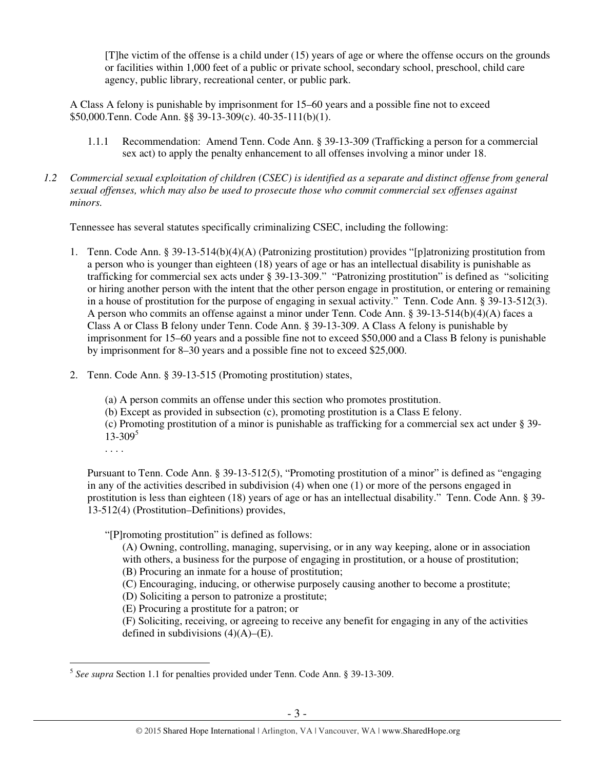> [T]he victim of the offense is a child under (15) years of age or where the offense occurs on the grounds or facilities within 1,000 feet of a public or private school, secondary school, preschool, child care agency, public library, recreational center, or public park.

A Class A felony is punishable by imprisonment for 15–60 years and a possible fine not to exceed $50,000.Tenn. Code Ann. §§ 39-13-309(c). 40-35-111(b)(1).

1.1.1 Recommendation: Amend Tenn. Code Ann. § 39-13-309 (Trafficking a person for a commercial sex act) to apply the penalty enhancement to all offenses involving a minor under 18.

*1.2 Commercial sexual exploitation of children (CSEC) is identified as a separate and distinct offense from general sexual offenses, which may also be used to prosecute those who commit commercial sex offenses against minors.*

Tennessee has several statutes specifically criminalizing CSEC, including the following:

1. Tenn. Code Ann. § 39-13-514(b)(4)(A) (Patronizing prostitution) provides "[p]atronizing prostitution from a person who is younger than eighteen (18) years of age or has an intellectual disability is punishable as trafficking for commercial sex acts under § 39-13-309." "Patronizing prostitution" is defined as "soliciting or hiring another person with the intent that the other person engage in prostitution, or entering or remaining in a house of prostitution for the purpose of engaging in sexual activity." Tenn. Code Ann. § 39-13-512(3). A person who commits an offense against a minor under Tenn. Code Ann. § 39-13-514(b)(4)(A) faces a Class A or Class B felony under Tenn. Code Ann. § 39-13-309. A Class A felony is punishable by imprisonment for 15–60 years and a possible fine not to exceed $50,000 and a Class B felony is punishable by imprisonment for 8–30 years and a possible fine not to exceed $25,000.

2. Tenn. Code Ann. § 39-13-515 (Promoting prostitution) states,

   > (a) A person commits an offense under this section who promotes prostitution.
   > (b) Except as provided in subsection (c), promoting prostitution is a Class E felony.
   > (c) Promoting prostitution of a minor is punishable as trafficking for a commercial sex act under § 39-13-309[5]
   > . . . .

Pursuant to Tenn. Code Ann. § 39-13-512(5), "Promoting prostitution of a minor" is defined as "engaging in any of the activities described in subdivision (4) when one (1) or more of the persons engaged in prostitution is less than eighteen (18) years of age or has an intellectual disability." Tenn. Code Ann. § 39-13-512(4) (Prostitution–Definitions) provides,

> "[P]romoting prostitution" is defined as follows:
> (A) Owning, controlling, managing, supervising, or in any way keeping, alone or in association with others, a business for the purpose of engaging in prostitution, or a house of prostitution;
> (B) Procuring an inmate for a house of prostitution;
> (C) Encouraging, inducing, or otherwise purposely causing another to become a prostitute;
> (D) Soliciting a person to patronize a prostitute;
> (E) Procuring a prostitute for a patron; or
> (F) Soliciting, receiving, or agreeing to receive any benefit for engaging in any of the activities defined in subdivisions (4)(A)–(E).

---

[5] *See supra* Section 1.1 for penalties provided under Tenn. Code Ann. § 39-13-309.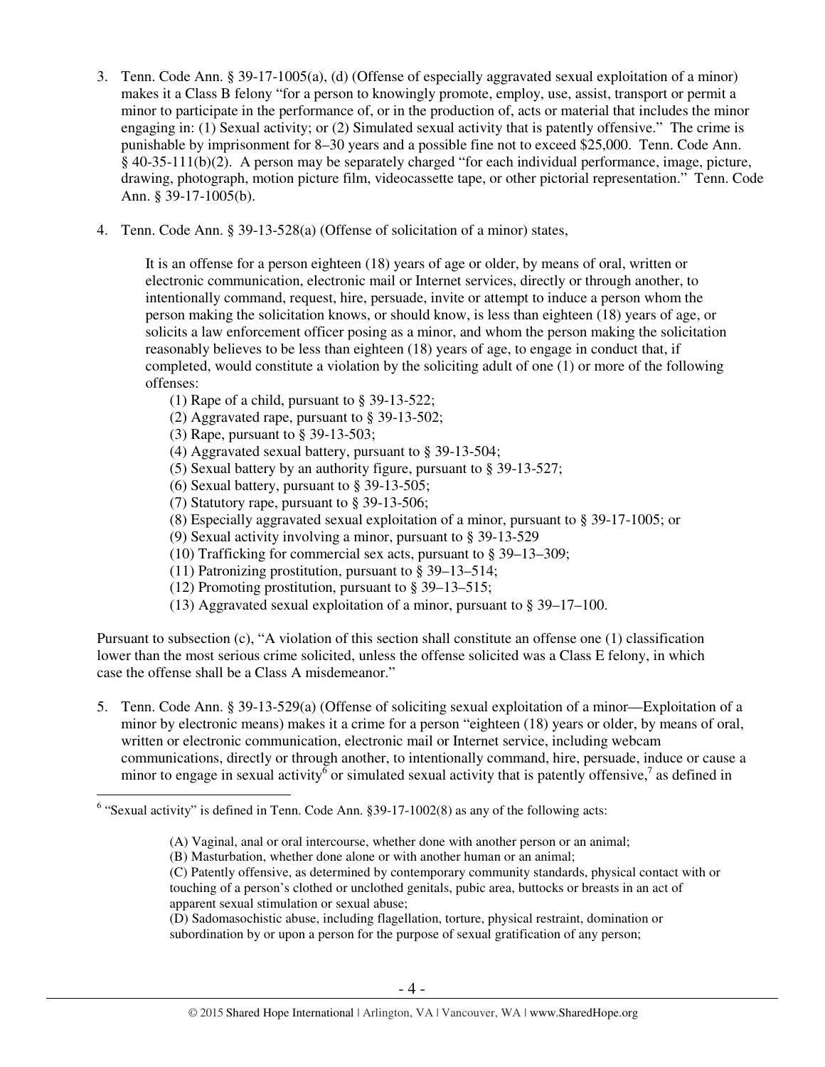3. Tenn. Code Ann. § 39-17-1005(a), (d) (Offense of especially aggravated sexual exploitation of a minor) makes it a Class B felony "for a person to knowingly promote, employ, use, assist, transport or permit a minor to participate in the performance of, or in the production of, acts or material that includes the minor engaging in: (1) Sexual activity; or (2) Simulated sexual activity that is patently offensive." The crime is punishable by imprisonment for 8–30 years and a possible fine not to exceed $25,000. Tenn. Code Ann. § 40-35-111(b)(2). A person may be separately charged "for each individual performance, image, picture, drawing, photograph, motion picture film, videocassette tape, or other pictorial representation." Tenn. Code Ann. § 39-17-1005(b).

4. Tenn. Code Ann. § 39-13-528(a) (Offense of solicitation of a minor) states,

   > It is an offense for a person eighteen (18) years of age or older, by means of oral, written or electronic communication, electronic mail or Internet services, directly or through another, to intentionally command, request, hire, persuade, invite or attempt to induce a person whom the person making the solicitation knows, or should know, is less than eighteen (18) years of age, or solicits a law enforcement officer posing as a minor, and whom the person making the solicitation reasonably believes to be less than eighteen (18) years of age, to engage in conduct that, if completed, would constitute a violation by the soliciting adult of one (1) or more of the following offenses:
   >
   > (1) Rape of a child, pursuant to § 39-13-522;
   > (2) Aggravated rape, pursuant to § 39-13-502;
   > (3) Rape, pursuant to § 39-13-503;
   > (4) Aggravated sexual battery, pursuant to § 39-13-504;
   > (5) Sexual battery by an authority figure, pursuant to § 39-13-527;
   > (6) Sexual battery, pursuant to § 39-13-505;
   > (7) Statutory rape, pursuant to § 39-13-506;
   > (8) Especially aggravated sexual exploitation of a minor, pursuant to § 39-17-1005; or
   > (9) Sexual activity involving a minor, pursuant to § 39-13-529
   > (10) Trafficking for commercial sex acts, pursuant to § 39–13–309;
   > (11) Patronizing prostitution, pursuant to § 39–13–514;
   > (12) Promoting prostitution, pursuant to § 39–13–515;
   > (13) Aggravated sexual exploitation of a minor, pursuant to § 39–17–100.

Pursuant to subsection (c), "A violation of this section shall constitute an offense one (1) classification lower than the most serious crime solicited, unless the offense solicited was a Class E felony, in which case the offense shall be a Class A misdemeanor."

5. Tenn. Code Ann. § 39-13-529(a) (Offense of soliciting sexual exploitation of a minor—Exploitation of a minor by electronic means) makes it a crime for a person "eighteen (18) years or older, by means of oral, written or electronic communication, electronic mail or Internet service, including webcam communications, directly or through another, to intentionally command, hire, persuade, induce or cause a minor to engage in sexual activity[6] or simulated sexual activity that is patently offensive,[7] as defined in

---

[6] "Sexual activity" is defined in Tenn. Code Ann. §39-17-1002(8) as any of the following acts:

> (A) Vaginal, anal or oral intercourse, whether done with another person or an animal;
> (B) Masturbation, whether done alone or with another human or an animal;
> (C) Patently offensive, as determined by contemporary community standards, physical contact with or touching of a person's clothed or unclothed genitals, pubic area, buttocks or breasts in an act of apparent sexual stimulation or sexual abuse;
> (D) Sadomasochistic abuse, including flagellation, torture, physical restraint, domination or subordination by or upon a person for the purpose of sexual gratification of any person;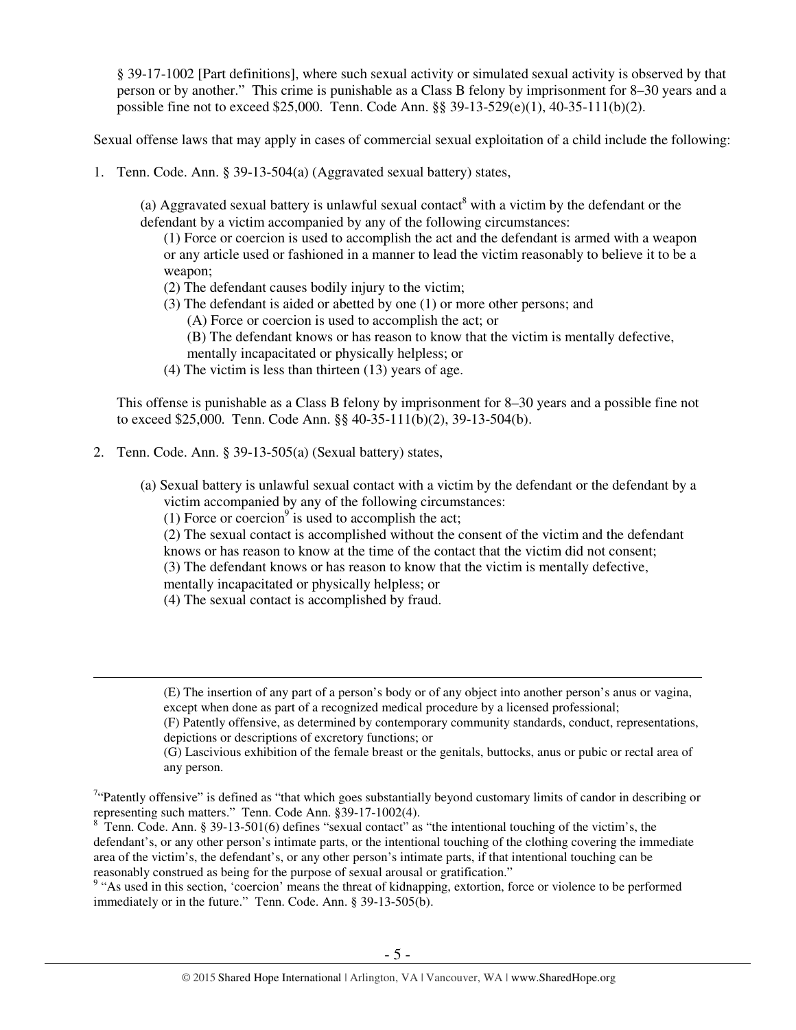§ 39-17-1002 [Part definitions], where such sexual activity or simulated sexual activity is observed by that person or by another." This crime is punishable as a Class B felony by imprisonment for 8–30 years and a possible fine not to exceed $25,000. Tenn. Code Ann. §§ 39-13-529(e)(1), 40-35-111(b)(2).

Sexual offense laws that may apply in cases of commercial sexual exploitation of a child include the following:

1. Tenn. Code Ann. § 39-13-504(a) (Aggravated sexual battery) states,

   (a) Aggravated sexual battery is unlawful sexual contact[8] with a victim by the defendant or the defendant by a victim accompanied by any of the following circumstances:

   (1) Force or coercion is used to accomplish the act and the defendant is armed with a weapon or any article used or fashioned in a manner to lead the victim reasonably to believe it to be a weapon;
   (2) The defendant causes bodily injury to the victim;
   (3) The defendant is aided or abetted by one (1) or more other persons; and
      (A) Force or coercion is used to accomplish the act; or
      (B) The defendant knows or has reason to know that the victim is mentally defective, mentally incapacitated or physically helpless; or
   (4) The victim is less than thirteen (13) years of age.

   This offense is punishable as a Class B felony by imprisonment for 8–30 years and a possible fine not to exceed $25,000. Tenn. Code Ann. §§ 40-35-111(b)(2), 39-13-504(b).

2. Tenn. Code Ann. § 39-13-505(a) (Sexual battery) states,

   (a) Sexual battery is unlawful sexual contact with a victim by the defendant or the defendant by a victim accompanied by any of the following circumstances:
   (1) Force or coercion[9] is used to accomplish the act;
   (2) The sexual contact is accomplished without the consent of the victim and the defendant knows or has reason to know at the time of the contact that the victim did not consent;
   (3) The defendant knows or has reason to know that the victim is mentally defective, mentally incapacitated or physically helpless; or
   (4) The sexual contact is accomplished by fraud.

---

(E) The insertion of any part of a person's body or of any object into another person's anus or vagina, except when done as part of a recognized medical procedure by a licensed professional;
(F) Patently offensive, as determined by contemporary community standards, conduct, representations, depictions or descriptions of excretory functions; or
(G) Lascivious exhibition of the female breast or the genitals, buttocks, anus or pubic or rectal area of any person.

[7] "Patently offensive" is defined as "that which goes substantially beyond customary limits of candor in describing or representing such matters." Tenn. Code Ann. §39-17-1002(4).

[8] Tenn. Code. Ann. § 39-13-501(6) defines "sexual contact" as "the intentional touching of the victim's, the defendant's, or any other person's intimate parts, or the intentional touching of the clothing covering the immediate area of the victim's, the defendant's, or any other person's intimate parts, if that intentional touching can be reasonably construed as being for the purpose of sexual arousal or gratification."

[9] "As used in this section, 'coercion' means the threat of kidnapping, extortion, force or violence to be performed immediately or in the future." Tenn. Code. Ann. § 39-13-505(b).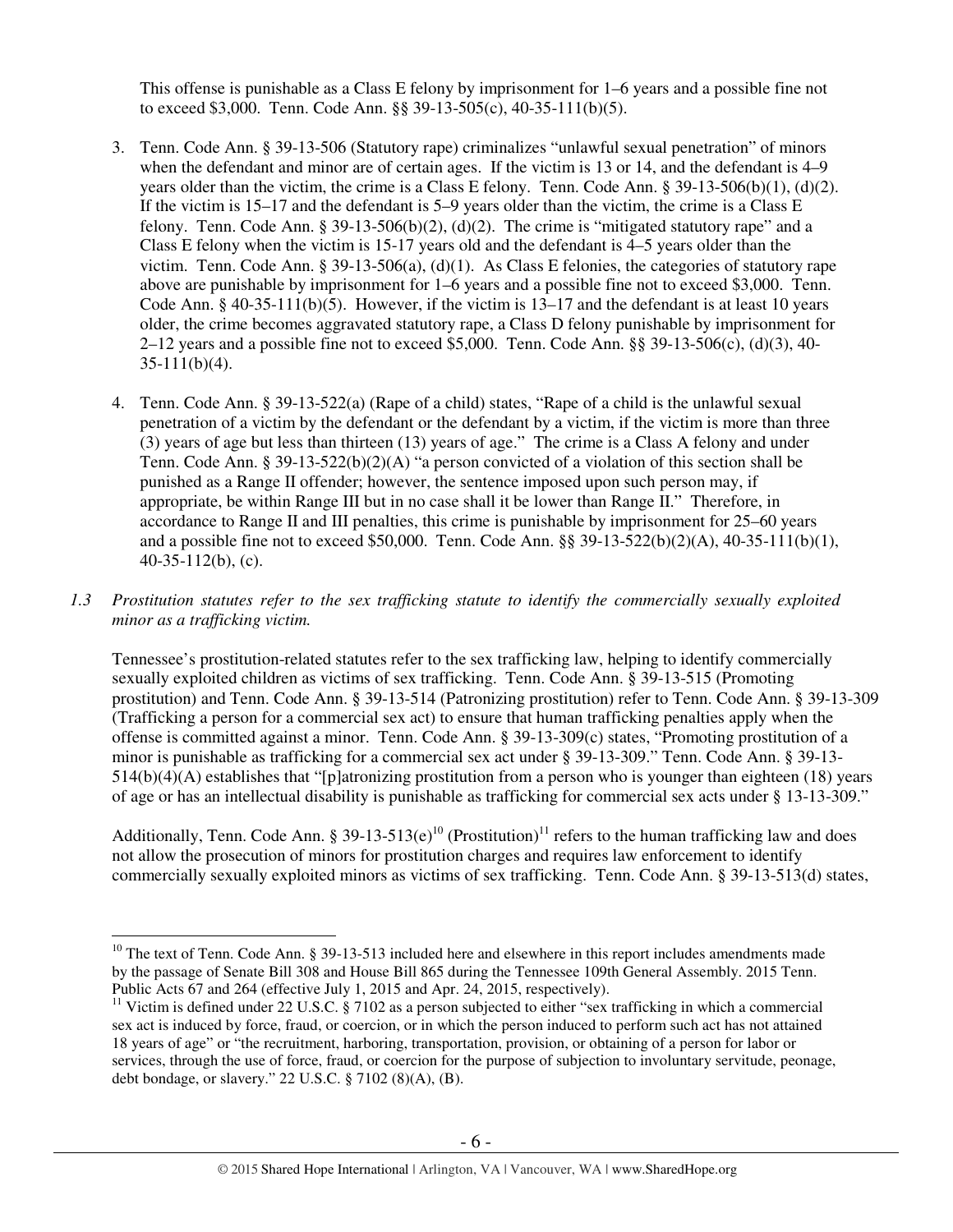This offense is punishable as a Class E felony by imprisonment for 1–6 years and a possible fine not to exceed $3,000. Tenn. Code Ann. §§ 39-13-505(c), 40-35-111(b)(5).

3. Tenn. Code Ann. § 39-13-506 (Statutory rape) criminalizes "unlawful sexual penetration" of minors when the defendant and minor are of certain ages. If the victim is 13 or 14, and the defendant is 4–9 years older than the victim, the crime is a Class E felony. Tenn. Code Ann. § 39-13-506(b)(1), (d)(2). If the victim is 15–17 and the defendant is 5–9 years older than the victim, the crime is a Class E felony. Tenn. Code Ann. § 39-13-506(b)(2), (d)(2). The crime is "mitigated statutory rape" and a Class E felony when the victim is 15-17 years old and the defendant is 4–5 years older than the victim. Tenn. Code Ann. § 39-13-506(a), (d)(1). As Class E felonies, the categories of statutory rape above are punishable by imprisonment for 1–6 years and a possible fine not to exceed $3,000. Tenn. Code Ann. § 40-35-111(b)(5). However, if the victim is 13–17 and the defendant is at least 10 years older, the crime becomes aggravated statutory rape, a Class D felony punishable by imprisonment for 2–12 years and a possible fine not to exceed $5,000. Tenn. Code Ann. §§ 39-13-506(c), (d)(3), 40-35-111(b)(4).

4. Tenn. Code Ann. § 39-13-522(a) (Rape of a child) states, "Rape of a child is the unlawful sexual penetration of a victim by the defendant or the defendant by a victim, if the victim is more than three (3) years of age but less than thirteen (13) years of age." The crime is a Class A felony and under Tenn. Code Ann. § 39-13-522(b)(2)(A) "a person convicted of a violation of this section shall be punished as a Range II offender; however, the sentence imposed upon such person may, if appropriate, be within Range III but in no case shall it be lower than Range II." Therefore, in accordance to Range II and III penalties, this crime is punishable by imprisonment for 25–60 years and a possible fine not to exceed $50,000. Tenn. Code Ann. §§ 39-13-522(b)(2)(A), 40-35-111(b)(1), 40-35-112(b), (c).

*1.3 Prostitution statutes refer to the sex trafficking statute to identify the commercially sexually exploited minor as a trafficking victim.*

Tennessee's prostitution-related statutes refer to the sex trafficking law, helping to identify commercially sexually exploited children as victims of sex trafficking. Tenn. Code Ann. § 39-13-515 (Promoting prostitution) and Tenn. Code Ann. § 39-13-514 (Patronizing prostitution) refer to Tenn. Code Ann. § 39-13-309 (Trafficking a person for a commercial sex act) to ensure that human trafficking penalties apply when the offense is committed against a minor. Tenn. Code Ann. § 39-13-309(c) states, "Promoting prostitution of a minor is punishable as trafficking for a commercial sex act under § 39-13-309." Tenn. Code Ann. § 39-13-514(b)(4)(A) establishes that "[p]atronizing prostitution from a person who is younger than eighteen (18) years of age or has an intellectual disability is punishable as trafficking for commercial sex acts under § 13-13-309."

Additionally, Tenn. Code Ann. § 39-13-513(e)[10] (Prostitution)[11] refers to the human trafficking law and does not allow the prosecution of minors for prostitution charges and requires law enforcement to identify commercially sexually exploited minors as victims of sex trafficking. Tenn. Code Ann. § 39-13-513(d) states,

---

[10] The text of Tenn. Code Ann. § 39-13-513 included here and elsewhere in this report includes amendments made by the passage of Senate Bill 308 and House Bill 865 during the Tennessee 109th General Assembly. 2015 Tenn. Public Acts 67 and 264 (effective July 1, 2015 and Apr. 24, 2015, respectively).

[11] Victim is defined under 22 U.S.C. § 7102 as a person subjected to either "sex trafficking in which a commercial sex act is induced by force, fraud, or coercion, or in which the person induced to perform such act has not attained 18 years of age" or "the recruitment, harboring, transportation, provision, or obtaining of a person for labor or services, through the use of force, fraud, or coercion for the purpose of subjection to involuntary servitude, peonage, debt bondage, or slavery." 22 U.S.C. § 7102 (8)(A), (B).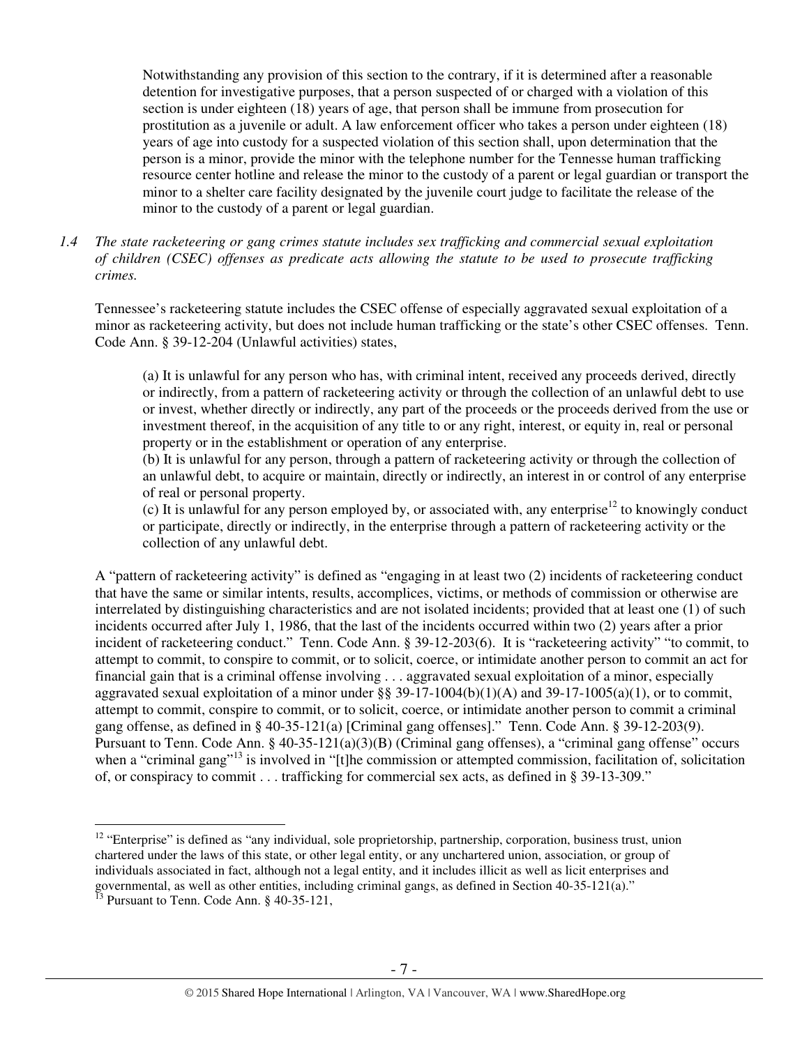> Notwithstanding any provision of this section to the contrary, if it is determined after a reasonable detention for investigative purposes, that a person suspected of or charged with a violation of this section is under eighteen (18) years of age, that person shall be immune from prosecution for prostitution as a juvenile or adult. A law enforcement officer who takes a person under eighteen (18) years of age into custody for a suspected violation of this section shall, upon determination that the person is a minor, provide the minor with the telephone number for the Tennessee human trafficking resource center hotline and release the minor to the custody of a parent or legal guardian or transport the minor to a shelter care facility designated by the juvenile court judge to facilitate the release of the minor to the custody of a parent or legal guardian.

*1.4 The state racketeering or gang crimes statute includes sex trafficking and commercial sexual exploitation of children (CSEC) offenses as predicate acts allowing the statute to be used to prosecute trafficking crimes.*

Tennessee's racketeering statute includes the CSEC offense of especially aggravated sexual exploitation of a minor as racketeering activity, but does not include human trafficking or the state's other CSEC offenses. Tenn. Code Ann. § 39-12-204 (Unlawful activities) states,

> (a) It is unlawful for any person who has, with criminal intent, received any proceeds derived, directly or indirectly, from a pattern of racketeering activity or through the collection of an unlawful debt to use or invest, whether directly or indirectly, any part of the proceeds or the proceeds derived from the use or investment thereof, in the acquisition of any title to or any right, interest, or equity in, real or personal property or in the establishment or operation of any enterprise.
> (b) It is unlawful for any person, through a pattern of racketeering activity or through the collection of an unlawful debt, to acquire or maintain, directly or indirectly, an interest in or control of any enterprise of real or personal property.
> (c) It is unlawful for any person employed by, or associated with, any enterprise[12] to knowingly conduct or participate, directly or indirectly, in the enterprise through a pattern of racketeering activity or the collection of any unlawful debt.

A "pattern of racketeering activity" is defined as "engaging in at least two (2) incidents of racketeering conduct that have the same or similar intents, results, accomplices, victims, or methods of commission or otherwise are interrelated by distinguishing characteristics and are not isolated incidents; provided that at least one (1) of such incidents occurred after July 1, 1986, that the last of the incidents occurred within two (2) years after a prior incident of racketeering conduct." Tenn. Code Ann. § 39-12-203(6). It is "racketeering activity" "to commit, to attempt to commit, to conspire to commit, or to solicit, coerce, or intimidate another person to commit an act for financial gain that is a criminal offense involving . . . aggravated sexual exploitation of a minor, especially aggravated sexual exploitation of a minor under §§ 39-17-1004(b)(1)(A) and 39-17-1005(a)(1), or to commit, attempt to commit, conspire to commit, or to solicit, coerce, or intimidate another person to commit a criminal gang offense, as defined in § 40-35-121(a) [Criminal gang offenses]." Tenn. Code Ann. § 39-12-203(9). Pursuant to Tenn. Code Ann. § 40-35-121(a)(3)(B) (Criminal gang offenses), a "criminal gang offense" occurs when a "criminal gang"[13] is involved in "[t]he commission or attempted commission, facilitation of, solicitation of, or conspiracy to commit . . . trafficking for commercial sex acts, as defined in § 39-13-309."

---

[12] "Enterprise" is defined as "any individual, sole proprietorship, partnership, corporation, business trust, union chartered under the laws of this state, or other legal entity, or any unchartered union, association, or group of individuals associated in fact, although not a legal entity, and it includes illicit as well as licit enterprises and governmental, as well as other entities, including criminal gangs, as defined in Section 40-35-121(a)."

[13] Pursuant to Tenn. Code Ann. § 40-35-121,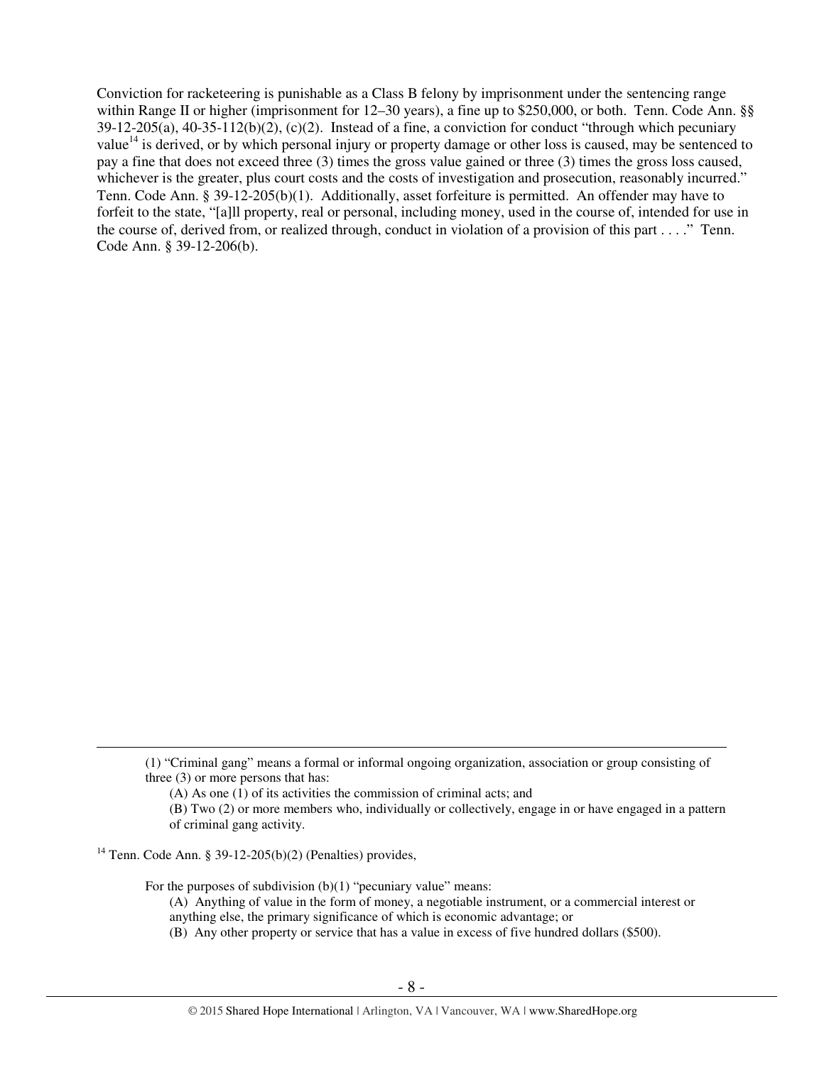Conviction for racketeering is punishable as a Class B felony by imprisonment under the sentencing range within Range II or higher (imprisonment for 12–30 years), a fine up to $250,000, or both. Tenn. Code Ann. §§ 39-12-205(a), 40-35-112(b)(2), (c)(2). Instead of a fine, a conviction for conduct "through which pecuniary value[14] is derived, or by which personal injury or property damage or other loss is caused, may be sentenced to pay a fine that does not exceed three (3) times the gross value gained or three (3) times the gross loss caused, whichever is the greater, plus court costs and the costs of investigation and prosecution, reasonably incurred." Tenn. Code Ann. § 39-12-205(b)(1). Additionally, asset forfeiture is permitted. An offender may have to forfeit to the state, "[a]ll property, real or personal, including money, used in the course of, intended for use in the course of, derived from, or realized through, conduct in violation of a provision of this part . . . ." Tenn. Code Ann. § 39-12-206(b).

---

> (1) "Criminal gang" means a formal or informal ongoing organization, association or group consisting of three (3) or more persons that has:
>
> (A) As one (1) of its activities the commission of criminal acts; and
>
> (B) Two (2) or more members who, individually or collectively, engage in or have engaged in a pattern of criminal gang activity.

[14] Tenn. Code Ann. § 39-12-205(b)(2) (Penalties) provides,

> For the purposes of subdivision (b)(1) "pecuniary value" means:
>
> (A) Anything of value in the form of money, a negotiable instrument, or a commercial interest or anything else, the primary significance of which is economic advantage; or
>
> (B) Any other property or service that has a value in excess of five hundred dollars ($500).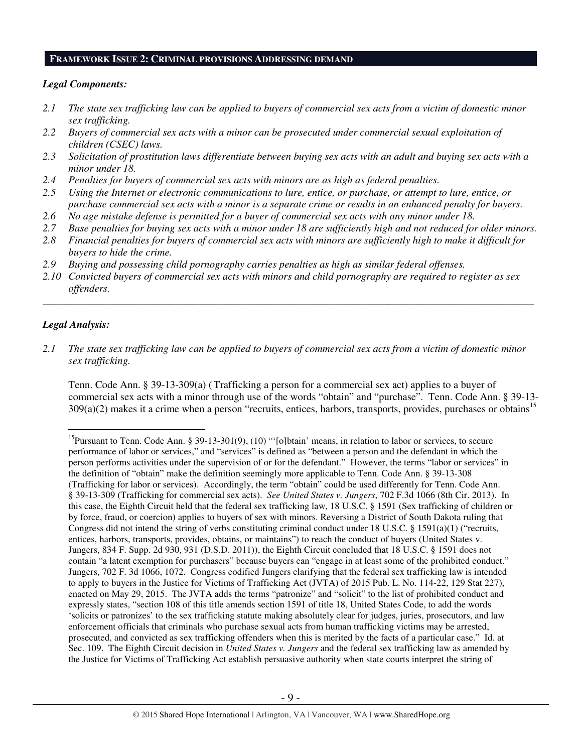## FRAMEWORK ISSUE 2: CRIMINAL PROVISIONS ADDRESSING DEMAND

### *Legal Components:*

*2.1 The state sex trafficking law can be applied to buyers of commercial sex acts from a victim of domestic minor sex trafficking.*

*2.2 Buyers of commercial sex acts with a minor can be prosecuted under commercial sexual exploitation of children (CSEC) laws.*

*2.3 Solicitation of prostitution laws differentiate between buying sex acts with an adult and buying sex acts with a minor under 18.*

*2.4 Penalties for buyers of commercial sex acts with minors are as high as federal penalties.*

*2.5 Using the Internet or electronic communications to lure, entice, or purchase, or attempt to lure, entice, or purchase commercial sex acts with a minor is a separate crime or results in an enhanced penalty for buyers.*

*2.6 No age mistake defense is permitted for a buyer of commercial sex acts with any minor under 18.*

*2.7 Base penalties for buying sex acts with a minor under 18 are sufficiently high and not reduced for older minors.*

*2.8 Financial penalties for buyers of commercial sex acts with minors are sufficiently high to make it difficult for buyers to hide the crime.*

*2.9 Buying and possessing child pornography carries penalties as high as similar federal offenses.*

*2.10 Convicted buyers of commercial sex acts with minors and child pornography are required to register as sex offenders.*

---

### *Legal Analysis:*

*2.1 The state sex trafficking law can be applied to buyers of commercial sex acts from a victim of domestic minor sex trafficking.*

Tenn. Code Ann. § 39-13-309(a) (Trafficking a person for a commercial sex act) applies to a buyer of commercial sex acts with a minor through use of the words "obtain" and "purchase". Tenn. Code Ann. § 39-13-309(a)(2) makes it a crime when a person "recruits, entices, harbors, transports, provides, purchases or obtains[15]

---

[15]Pursuant to Tenn. Code Ann. § 39-13-301(9), (10) "'[o]btain' means, in relation to labor or services, to secure performance of labor or services," and "services" is defined as "between a person and the defendant in which the person performs activities under the supervision of or for the defendant." However, the terms "labor or services" in the definition of "obtain" make the definition seemingly more applicable to Tenn. Code Ann. § 39-13-308 (Trafficking for labor or services). Accordingly, the term "obtain" could be used differently for Tenn. Code Ann. § 39-13-309 (Trafficking for commercial sex acts). *See United States v. Jungers*, 702 F.3d 1066 (8th Cir. 2013). In this case, the Eighth Circuit held that the federal sex trafficking law, 18 U.S.C. § 1591 (Sex trafficking of children or by force, fraud, or coercion) applies to buyers of sex with minors. Reversing a District of South Dakota ruling that Congress did not intend the string of verbs constituting criminal conduct under 18 U.S.C. § 1591(a)(1) ("recruits, entices, harbors, transports, provides, obtains, or maintains") to reach the conduct of buyers (United States v. Jungers, 834 F. Supp. 2d 930, 931 (D.S.D. 2011)), the Eighth Circuit concluded that 18 U.S.C. § 1591 does not contain "a latent exemption for purchasers" because buyers can "engage in at least some of the prohibited conduct." Jungers, 702 F. 3d 1066, 1072. Congress codified Jungers clarifying that the federal sex trafficking law is intended to apply to buyers in the Justice for Victims of Trafficking Act (JVTA) of 2015 Pub. L. No. 114-22, 129 Stat 227), enacted on May 29, 2015. The JVTA adds the terms "patronize" and "solicit" to the list of prohibited conduct and expressly states, "section 108 of this title amends section 1591 of title 18, United States Code, to add the words 'solicits or patronizes' to the sex trafficking statute making absolutely clear for judges, juries, prosecutors, and law enforcement officials that criminals who purchase sexual acts from human trafficking victims may be arrested, prosecuted, and convicted as sex trafficking offenders when this is merited by the facts of a particular case." Id. at Sec. 109. The Eighth Circuit decision in *United States v. Jungers* and the federal sex trafficking law as amended by the Justice for Victims of Trafficking Act establish persuasive authority when state courts interpret the string of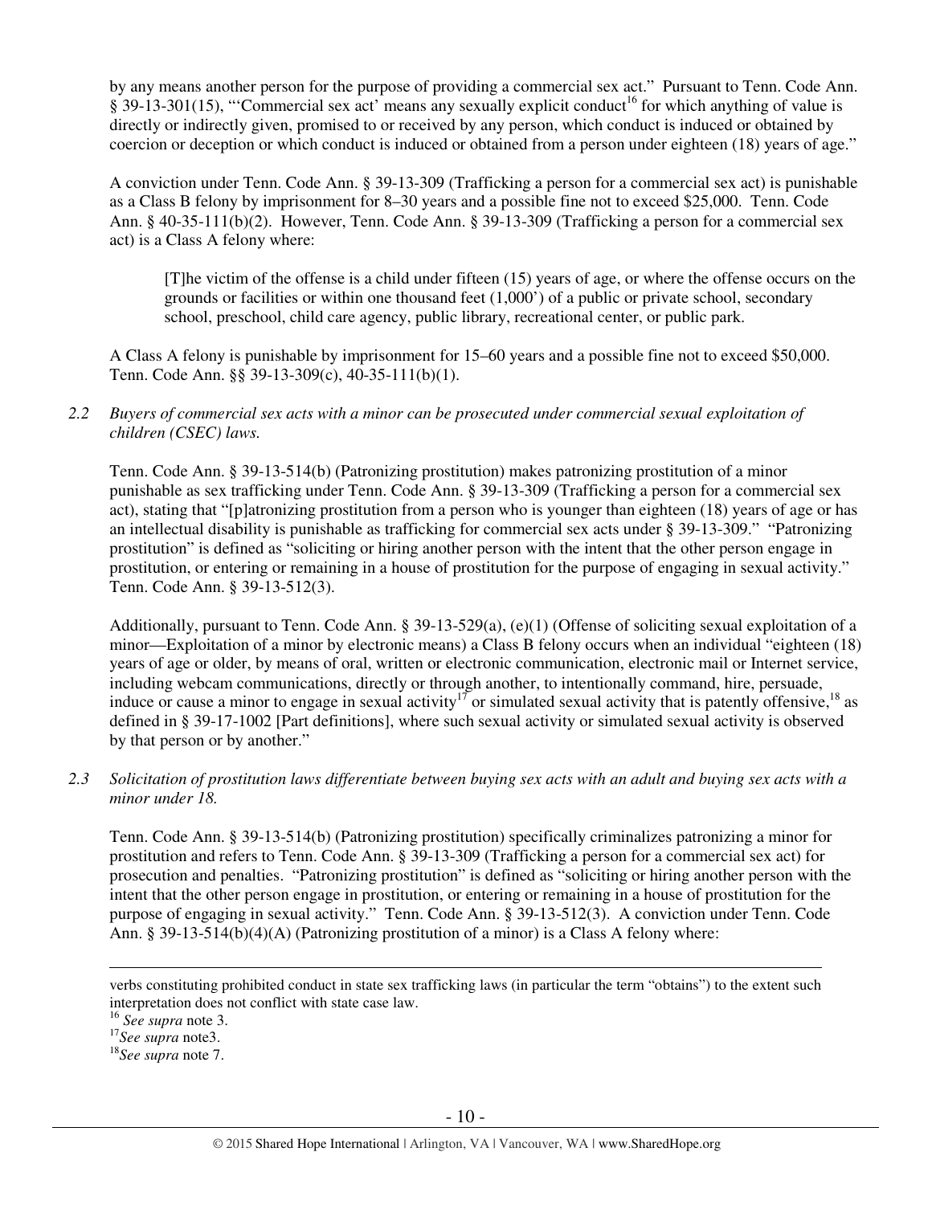by any means another person for the purpose of providing a commercial sex act." Pursuant to Tenn. Code Ann. § 39-13-301(15), "'Commercial sex act' means any sexually explicit conduct[16] for which anything of value is directly or indirectly given, promised to or received by any person, which conduct is induced or obtained by coercion or deception or which conduct is induced or obtained from a person under eighteen (18) years of age."

A conviction under Tenn. Code Ann. § 39-13-309 (Trafficking a person for a commercial sex act) is punishable as a Class B felony by imprisonment for 8–30 years and a possible fine not to exceed $25,000. Tenn. Code Ann. § 40-35-111(b)(2). However, Tenn. Code Ann. § 39-13-309 (Trafficking a person for a commercial sex act) is a Class A felony where:

> [T]he victim of the offense is a child under fifteen (15) years of age, or where the offense occurs on the grounds or facilities or within one thousand feet (1,000') of a public or private school, secondary school, preschool, child care agency, public library, recreational center, or public park.

A Class A felony is punishable by imprisonment for 15–60 years and a possible fine not to exceed $50,000. Tenn. Code Ann. §§ 39-13-309(c), 40-35-111(b)(1).

*2.2 Buyers of commercial sex acts with a minor can be prosecuted under commercial sexual exploitation of children (CSEC) laws.*

Tenn. Code Ann. § 39-13-514(b) (Patronizing prostitution) makes patronizing prostitution of a minor punishable as sex trafficking under Tenn. Code Ann. § 39-13-309 (Trafficking a person for a commercial sex act), stating that "[p]atronizing prostitution from a person who is younger than eighteen (18) years of age or has an intellectual disability is punishable as trafficking for commercial sex acts under § 39-13-309." "Patronizing prostitution" is defined as "soliciting or hiring another person with the intent that the other person engage in prostitution, or entering or remaining in a house of prostitution for the purpose of engaging in sexual activity." Tenn. Code Ann. § 39-13-512(3).

Additionally, pursuant to Tenn. Code Ann. § 39-13-529(a), (e)(1) (Offense of soliciting sexual exploitation of a minor—Exploitation of a minor by electronic means) a Class B felony occurs when an individual "eighteen (18) years of age or older, by means of oral, written or electronic communication, electronic mail or Internet service, including webcam communications, directly or through another, to intentionally command, hire, persuade, induce or cause a minor to engage in sexual activity[17] or simulated sexual activity that is patently offensive,[18] as defined in § 39-17-1002 [Part definitions], where such sexual activity or simulated sexual activity is observed by that person or by another."

*2.3 Solicitation of prostitution laws differentiate between buying sex acts with an adult and buying sex acts with a minor under 18.*

Tenn. Code Ann. § 39-13-514(b) (Patronizing prostitution) specifically criminalizes patronizing a minor for prostitution and refers to Tenn. Code Ann. § 39-13-309 (Trafficking a person for a commercial sex act) for prosecution and penalties. "Patronizing prostitution" is defined as "soliciting or hiring another person with the intent that the other person engage in prostitution, or entering or remaining in a house of prostitution for the purpose of engaging in sexual activity." Tenn. Code Ann. § 39-13-512(3). A conviction under Tenn. Code Ann. § 39-13-514(b)(4)(A) (Patronizing prostitution of a minor) is a Class A felony where:

---

verbs constituting prohibited conduct in state sex trafficking laws (in particular the term "obtains") to the extent such interpretation does not conflict with state case law.

[16] *See supra* note 3.

[17] *See supra* note3.

[18] *See supra* note 7.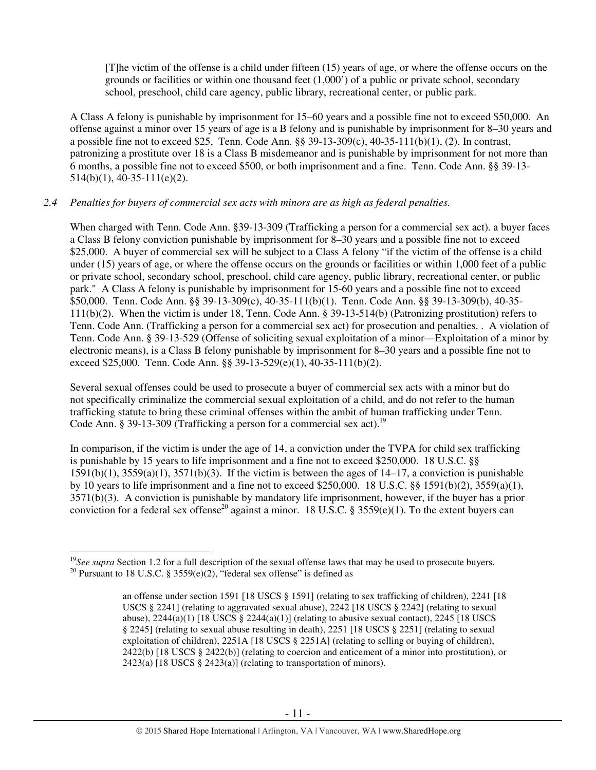> [T]he victim of the offense is a child under fifteen (15) years of age, or where the offense occurs on the grounds or facilities or within one thousand feet (1,000') of a public or private school, secondary school, preschool, child care agency, public library, recreational center, or public park.

A Class A felony is punishable by imprisonment for 15–60 years and a possible fine not to exceed $50,000. An offense against a minor over 15 years of age is a B felony and is punishable by imprisonment for 8–30 years and a possible fine not to exceed $25, Tenn. Code Ann. §§ 39-13-309(c), 40-35-111(b)(1), (2). In contrast, patronizing a prostitute over 18 is a Class B misdemeanor and is punishable by imprisonment for not more than 6 months, a possible fine not to exceed $500, or both imprisonment and a fine. Tenn. Code Ann. §§ 39-13-514(b)(1), 40-35-111(e)(2).

*2.4 Penalties for buyers of commercial sex acts with minors are as high as federal penalties.*

When charged with Tenn. Code Ann. §39-13-309 (Trafficking a person for a commercial sex act). a buyer faces a Class B felony conviction punishable by imprisonment for 8–30 years and a possible fine not to exceed $25,000. A buyer of commercial sex will be subject to a Class A felony "if the victim of the offense is a child under (15) years of age, or where the offense occurs on the grounds or facilities or within 1,000 feet of a public or private school, secondary school, preschool, child care agency, public library, recreational center, or public park." A Class A felony is punishable by imprisonment for 15-60 years and a possible fine not to exceed $50,000. Tenn. Code Ann. §§ 39-13-309(c), 40-35-111(b)(1). Tenn. Code Ann. §§ 39-13-309(b), 40-35-111(b)(2). When the victim is under 18, Tenn. Code Ann. § 39-13-514(b) (Patronizing prostitution) refers to Tenn. Code Ann. (Trafficking a person for a commercial sex act) for prosecution and penalties. . A violation of Tenn. Code Ann. § 39-13-529 (Offense of soliciting sexual exploitation of a minor—Exploitation of a minor by electronic means), is a Class B felony punishable by imprisonment for 8–30 years and a possible fine not to exceed $25,000. Tenn. Code Ann. §§ 39-13-529(e)(1), 40-35-111(b)(2).

Several sexual offenses could be used to prosecute a buyer of commercial sex acts with a minor but do not specifically criminalize the commercial sexual exploitation of a child, and do not refer to the human trafficking statute to bring these criminal offenses within the ambit of human trafficking under Tenn. Code Ann. § 39-13-309 (Trafficking a person for a commercial sex act).[19]

In comparison, if the victim is under the age of 14, a conviction under the TVPA for child sex trafficking is punishable by 15 years to life imprisonment and a fine not to exceed $250,000. 18 U.S.C. §§ 1591(b)(1), 3559(a)(1), 3571(b)(3). If the victim is between the ages of 14–17, a conviction is punishable by 10 years to life imprisonment and a fine not to exceed $250,000. 18 U.S.C. §§ 1591(b)(2), 3559(a)(1), 3571(b)(3). A conviction is punishable by mandatory life imprisonment, however, if the buyer has a prior conviction for a federal sex offense[20] against a minor. 18 U.S.C. § 3559(e)(1). To the extent buyers can

---

[19] *See supra* Section 1.2 for a full description of the sexual offense laws that may be used to prosecute buyers.

[20] Pursuant to 18 U.S.C. § 3559(e)(2), "federal sex offense" is defined as

> an offense under section 1591 [18 USCS § 1591] (relating to sex trafficking of children), 2241 [18 USCS § 2241] (relating to aggravated sexual abuse), 2242 [18 USCS § 2242] (relating to sexual abuse), 2244(a)(1) [18 USCS § 2244(a)(1)] (relating to abusive sexual contact), 2245 [18 USCS § 2245] (relating to sexual abuse resulting in death), 2251 [18 USCS § 2251] (relating to sexual exploitation of children), 2251A [18 USCS § 2251A] (relating to selling or buying of children), 2422(b) [18 USCS § 2422(b)] (relating to coercion and enticement of a minor into prostitution), or 2423(a) [18 USCS § 2423(a)] (relating to transportation of minors).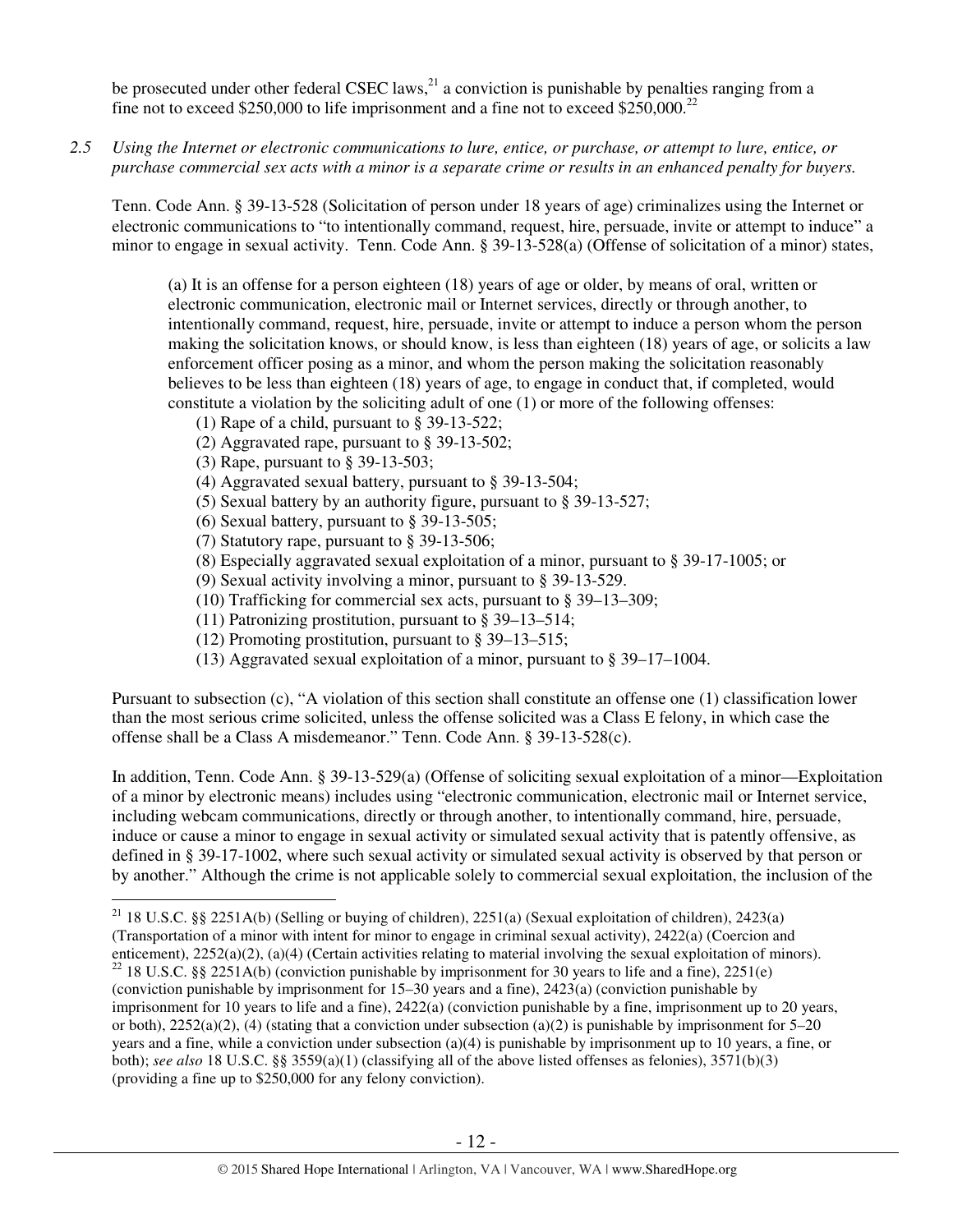be prosecuted under other federal CSEC laws,[21] a conviction is punishable by penalties ranging from a fine not to exceed $250,000 to life imprisonment and a fine not to exceed $250,000.[22]

*2.5 Using the Internet or electronic communications to lure, entice, or purchase, or attempt to lure, entice, or purchase commercial sex acts with a minor is a separate crime or results in an enhanced penalty for buyers.*

Tenn. Code Ann. § 39-13-528 (Solicitation of person under 18 years of age) criminalizes using the Internet or electronic communications to "to intentionally command, request, hire, persuade, invite or attempt to induce" a minor to engage in sexual activity. Tenn. Code Ann. § 39-13-528(a) (Offense of solicitation of a minor) states,

> (a) It is an offense for a person eighteen (18) years of age or older, by means of oral, written or electronic communication, electronic mail or Internet services, directly or through another, to intentionally command, request, hire, persuade, invite or attempt to induce a person whom the person making the solicitation knows, or should know, is less than eighteen (18) years of age, or solicits a law enforcement officer posing as a minor, and whom the person making the solicitation reasonably believes to be less than eighteen (18) years of age, to engage in conduct that, if completed, would constitute a violation by the soliciting adult of one (1) or more of the following offenses:
>
> (1) Rape of a child, pursuant to § 39-13-522;
> (2) Aggravated rape, pursuant to § 39-13-502;
> (3) Rape, pursuant to § 39-13-503;
> (4) Aggravated sexual battery, pursuant to § 39-13-504;
> (5) Sexual battery by an authority figure, pursuant to § 39-13-527;
> (6) Sexual battery, pursuant to § 39-13-505;
> (7) Statutory rape, pursuant to § 39-13-506;
> (8) Especially aggravated sexual exploitation of a minor, pursuant to § 39-17-1005; or
> (9) Sexual activity involving a minor, pursuant to § 39-13-529.
> (10) Trafficking for commercial sex acts, pursuant to § 39–13–309;
> (11) Patronizing prostitution, pursuant to § 39–13–514;
> (12) Promoting prostitution, pursuant to § 39–13–515;
> (13) Aggravated sexual exploitation of a minor, pursuant to § 39–17–1004.

Pursuant to subsection (c), "A violation of this section shall constitute an offense one (1) classification lower than the most serious crime solicited, unless the offense solicited was a Class E felony, in which case the offense shall be a Class A misdemeanor." Tenn. Code Ann. § 39-13-528(c).

In addition, Tenn. Code Ann. § 39-13-529(a) (Offense of soliciting sexual exploitation of a minor—Exploitation of a minor by electronic means) includes using "electronic communication, electronic mail or Internet service, including webcam communications, directly or through another, to intentionally command, hire, persuade, induce or cause a minor to engage in sexual activity or simulated sexual activity that is patently offensive, as defined in § 39-17-1002, where such sexual activity or simulated sexual activity is observed by that person or by another." Although the crime is not applicable solely to commercial sexual exploitation, the inclusion of the

---

[21] 18 U.S.C. §§ 2251A(b) (Selling or buying of children), 2251(a) (Sexual exploitation of children), 2423(a) (Transportation of a minor with intent for minor to engage in criminal sexual activity), 2422(a) (Coercion and enticement), 2252(a)(2), (a)(4) (Certain activities relating to material involving the sexual exploitation of minors).

[22] 18 U.S.C. §§ 2251A(b) (conviction punishable by imprisonment for 30 years to life and a fine), 2251(e) (conviction punishable by imprisonment for 15–30 years and a fine), 2423(a) (conviction punishable by imprisonment for 10 years to life and a fine), 2422(a) (conviction punishable by a fine, imprisonment up to 20 years, or both), 2252(a)(2), (4) (stating that a conviction under subsection (a)(2) is punishable by imprisonment for 5–20 years and a fine, while a conviction under subsection (a)(4) is punishable by imprisonment up to 10 years, a fine, or both); *see also* 18 U.S.C. §§ 3559(a)(1) (classifying all of the above listed offenses as felonies), 3571(b)(3) (providing a fine up to $250,000 for any felony conviction).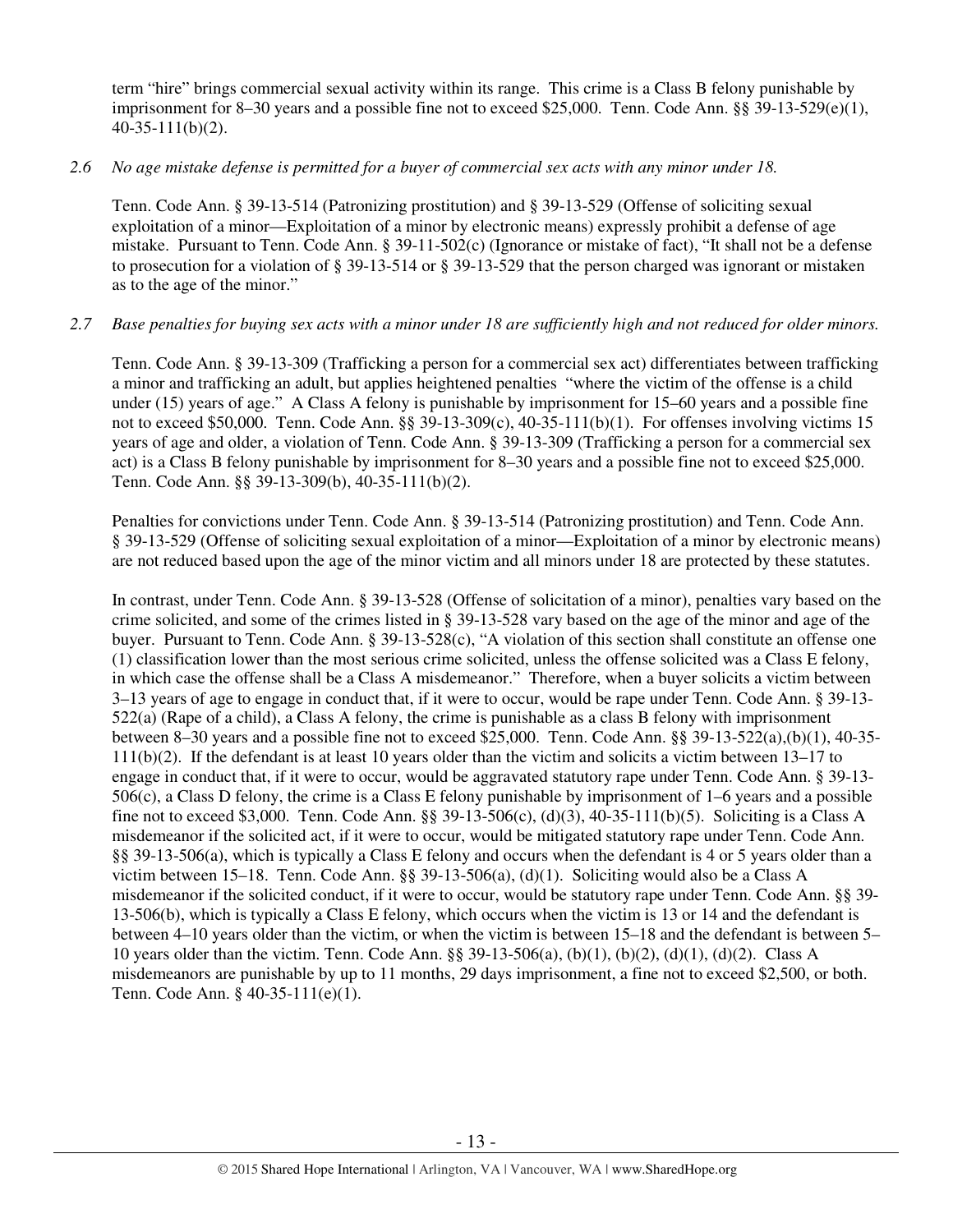term "hire" brings commercial sexual activity within its range. This crime is a Class B felony punishable by imprisonment for 8–30 years and a possible fine not to exceed $25,000. Tenn. Code Ann. §§ 39-13-529(e)(1), 40-35-111(b)(2).

*2.6 No age mistake defense is permitted for a buyer of commercial sex acts with any minor under 18.*

Tenn. Code Ann. § 39-13-514 (Patronizing prostitution) and § 39-13-529 (Offense of soliciting sexual exploitation of a minor—Exploitation of a minor by electronic means) expressly prohibit a defense of age mistake. Pursuant to Tenn. Code Ann. § 39-11-502(c) (Ignorance or mistake of fact), "It shall not be a defense to prosecution for a violation of § 39-13-514 or § 39-13-529 that the person charged was ignorant or mistaken as to the age of the minor."

*2.7 Base penalties for buying sex acts with a minor under 18 are sufficiently high and not reduced for older minors.*

Tenn. Code Ann. § 39-13-309 (Trafficking a person for a commercial sex act) differentiates between trafficking a minor and trafficking an adult, but applies heightened penalties "where the victim of the offense is a child under (15) years of age." A Class A felony is punishable by imprisonment for 15–60 years and a possible fine not to exceed $50,000. Tenn. Code Ann. §§ 39-13-309(c), 40-35-111(b)(1). For offenses involving victims 15 years of age and older, a violation of Tenn. Code Ann. § 39-13-309 (Trafficking a person for a commercial sex act) is a Class B felony punishable by imprisonment for 8–30 years and a possible fine not to exceed $25,000. Tenn. Code Ann. §§ 39-13-309(b), 40-35-111(b)(2).

Penalties for convictions under Tenn. Code Ann. § 39-13-514 (Patronizing prostitution) and Tenn. Code Ann. § 39-13-529 (Offense of soliciting sexual exploitation of a minor—Exploitation of a minor by electronic means) are not reduced based upon the age of the minor victim and all minors under 18 are protected by these statutes.

In contrast, under Tenn. Code Ann. § 39-13-528 (Offense of solicitation of a minor), penalties vary based on the crime solicited, and some of the crimes listed in § 39-13-528 vary based on the age of the minor and age of the buyer. Pursuant to Tenn. Code Ann. § 39-13-528(c), "A violation of this section shall constitute an offense one (1) classification lower than the most serious crime solicited, unless the offense solicited was a Class E felony, in which case the offense shall be a Class A misdemeanor." Therefore, when a buyer solicits a victim between 3–13 years of age to engage in conduct that, if it were to occur, would be rape under Tenn. Code Ann. § 39-13-522(a) (Rape of a child), a Class A felony, the crime is punishable as a class B felony with imprisonment between 8–30 years and a possible fine not to exceed $25,000. Tenn. Code Ann. §§ 39-13-522(a),(b)(1), 40-35-111(b)(2). If the defendant is at least 10 years older than the victim and solicits a victim between 13–17 to engage in conduct that, if it were to occur, would be aggravated statutory rape under Tenn. Code Ann. § 39-13-506(c), a Class D felony, the crime is a Class E felony punishable by imprisonment of 1–6 years and a possible fine not to exceed $3,000. Tenn. Code Ann. §§ 39-13-506(c), (d)(3), 40-35-111(b)(5). Soliciting is a Class A misdemeanor if the solicited act, if it were to occur, would be mitigated statutory rape under Tenn. Code Ann. §§ 39-13-506(a), which is typically a Class E felony and occurs when the defendant is 4 or 5 years older than a victim between 15–18. Tenn. Code Ann. §§ 39-13-506(a), (d)(1). Soliciting would also be a Class A misdemeanor if the solicited conduct, if it were to occur, would be statutory rape under Tenn. Code Ann. §§ 39-13-506(b), which is typically a Class E felony, which occurs when the victim is 13 or 14 and the defendant is between 4–10 years older than the victim, or when the victim is between 15–18 and the defendant is between 5–10 years older than the victim. Tenn. Code Ann. §§ 39-13-506(a), (b)(1), (b)(2), (d)(1), (d)(2). Class A misdemeanors are punishable by up to 11 months, 29 days imprisonment, a fine not to exceed $2,500, or both. Tenn. Code Ann. § 40-35-111(e)(1).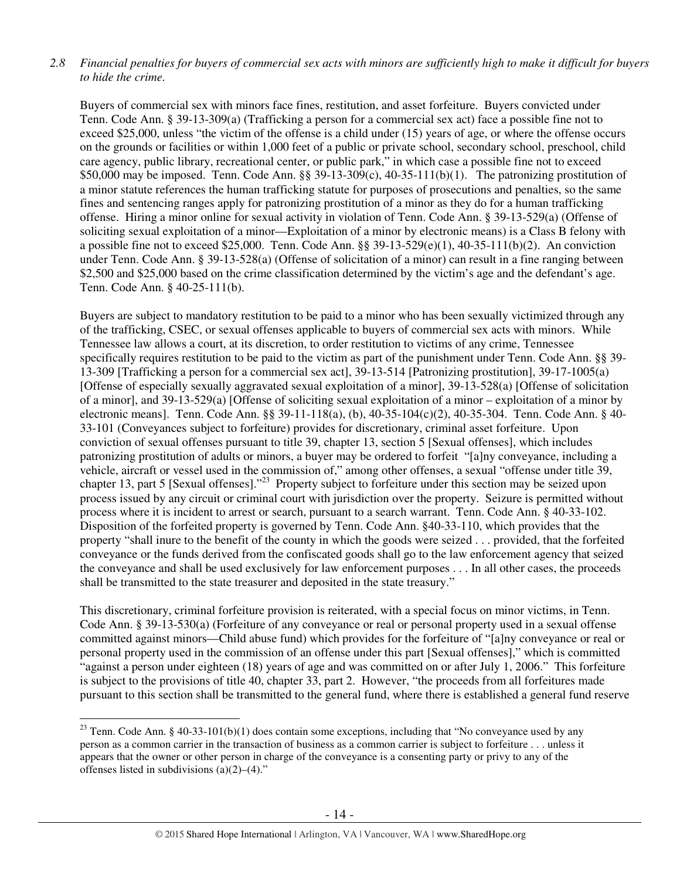*2.8 Financial penalties for buyers of commercial sex acts with minors are sufficiently high to make it difficult for buyers to hide the crime.*

Buyers of commercial sex with minors face fines, restitution, and asset forfeiture. Buyers convicted under Tenn. Code Ann. § 39-13-309(a) (Trafficking a person for a commercial sex act) face a possible fine not to exceed $25,000, unless "the victim of the offense is a child under (15) years of age, or where the offense occurs on the grounds or facilities or within 1,000 feet of a public or private school, secondary school, preschool, child care agency, public library, recreational center, or public park," in which case a possible fine not to exceed $50,000 may be imposed. Tenn. Code Ann. §§ 39-13-309(c), 40-35-111(b)(1). The patronizing prostitution of a minor statute references the human trafficking statute for purposes of prosecutions and penalties, so the same fines and sentencing ranges apply for patronizing prostitution of a minor as they do for a human trafficking offense. Hiring a minor online for sexual activity in violation of Tenn. Code Ann. § 39-13-529(a) (Offense of soliciting sexual exploitation of a minor—Exploitation of a minor by electronic means) is a Class B felony with a possible fine not to exceed $25,000. Tenn. Code Ann. §§ 39-13-529(e)(1), 40-35-111(b)(2). An conviction under Tenn. Code Ann. § 39-13-528(a) (Offense of solicitation of a minor) can result in a fine ranging between $2,500 and $25,000 based on the crime classification determined by the victim's age and the defendant's age. Tenn. Code Ann. § 40-25-111(b).

Buyers are subject to mandatory restitution to be paid to a minor who has been sexually victimized through any of the trafficking, CSEC, or sexual offenses applicable to buyers of commercial sex acts with minors. While Tennessee law allows a court, at its discretion, to order restitution to victims of any crime, Tennessee specifically requires restitution to be paid to the victim as part of the punishment under Tenn. Code Ann. §§ 39-13-309 [Trafficking a person for a commercial sex act], 39-13-514 [Patronizing prostitution], 39-17-1005(a) [Offense of especially sexually aggravated sexual exploitation of a minor], 39-13-528(a) [Offense of solicitation of a minor], and 39-13-529(a) [Offense of soliciting sexual exploitation of a minor – exploitation of a minor by electronic means]. Tenn. Code Ann. §§ 39-11-118(a), (b), 40-35-104(c)(2), 40-35-304. Tenn. Code Ann. § 40-33-101 (Conveyances subject to forfeiture) provides for discretionary, criminal asset forfeiture. Upon conviction of sexual offenses pursuant to title 39, chapter 13, section 5 [Sexual offenses], which includes patronizing prostitution of adults or minors, a buyer may be ordered to forfeit "[a]ny conveyance, including a vehicle, aircraft or vessel used in the commission of," among other offenses, a sexual "offense under title 39, chapter 13, part 5 [Sexual offenses]."[23] Property subject to forfeiture under this section may be seized upon process issued by any circuit or criminal court with jurisdiction over the property. Seizure is permitted without process where it is incident to arrest or search, pursuant to a search warrant. Tenn. Code Ann. § 40-33-102. Disposition of the forfeited property is governed by Tenn. Code Ann. §40-33-110, which provides that the property "shall inure to the benefit of the county in which the goods were seized . . . provided, that the forfeited conveyance or the funds derived from the confiscated goods shall go to the law enforcement agency that seized the conveyance and shall be used exclusively for law enforcement purposes . . . In all other cases, the proceeds shall be transmitted to the state treasurer and deposited in the state treasury."

This discretionary, criminal forfeiture provision is reiterated, with a special focus on minor victims, in Tenn. Code Ann. § 39-13-530(a) (Forfeiture of any conveyance or real or personal property used in a sexual offense committed against minors—Child abuse fund) which provides for the forfeiture of "[a]ny conveyance or real or personal property used in the commission of an offense under this part [Sexual offenses]," which is committed "against a person under eighteen (18) years of age and was committed on or after July 1, 2006." This forfeiture is subject to the provisions of title 40, chapter 33, part 2. However, "the proceeds from all forfeitures made pursuant to this section shall be transmitted to the general fund, where there is established a general fund reserve

---

[23] Tenn. Code Ann. § 40-33-101(b)(1) does contain some exceptions, including that "No conveyance used by any person as a common carrier in the transaction of business as a common carrier is subject to forfeiture . . . unless it appears that the owner or other person in charge of the conveyance is a consenting party or privy to any of the offenses listed in subdivisions (a)(2)–(4)."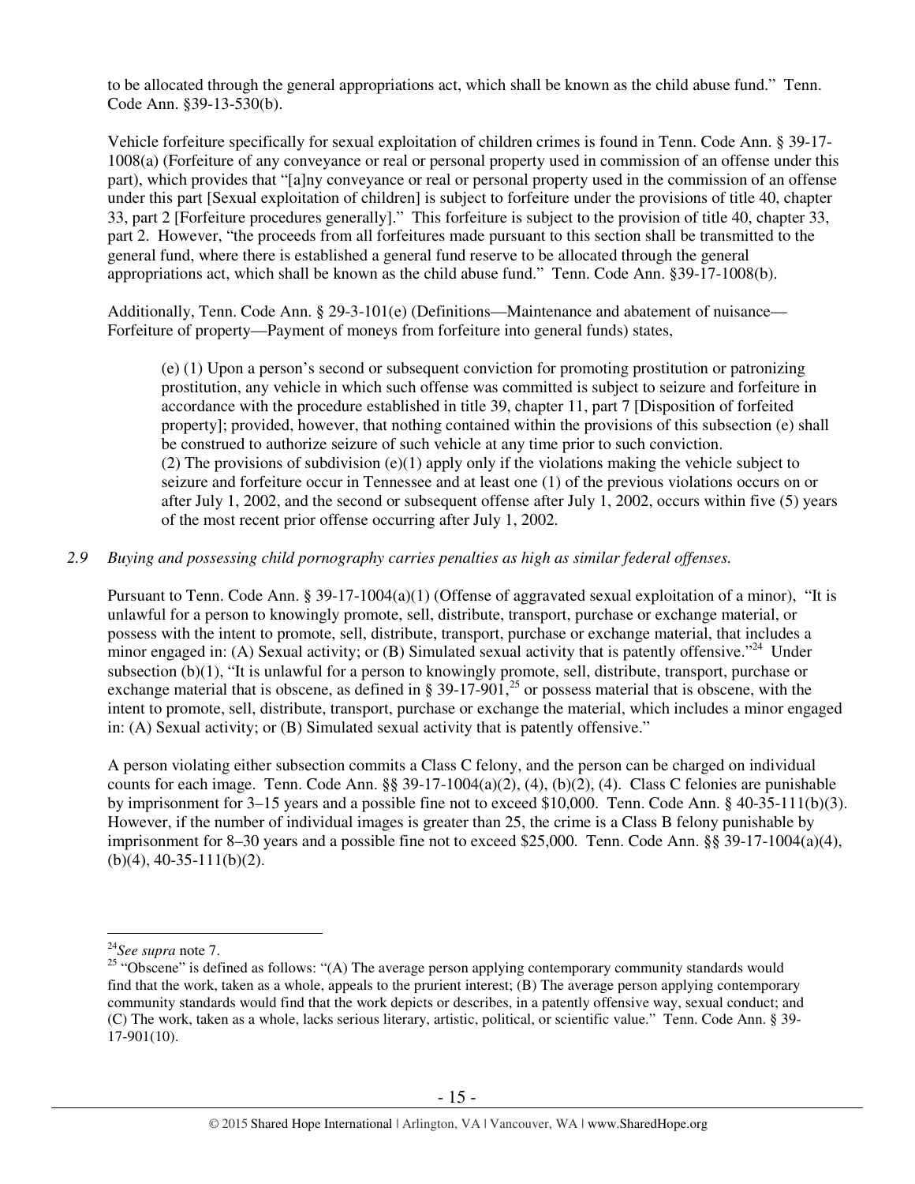to be allocated through the general appropriations act, which shall be known as the child abuse fund." Tenn. Code Ann. §39-13-530(b).

Vehicle forfeiture specifically for sexual exploitation of children crimes is found in Tenn. Code Ann. § 39-17-1008(a) (Forfeiture of any conveyance or real or personal property used in commission of an offense under this part), which provides that "[a]ny conveyance or real or personal property used in the commission of an offense under this part [Sexual exploitation of children] is subject to forfeiture under the provisions of title 40, chapter 33, part 2 [Forfeiture procedures generally]." This forfeiture is subject to the provision of title 40, chapter 33, part 2. However, "the proceeds from all forfeitures made pursuant to this section shall be transmitted to the general fund, where there is established a general fund reserve to be allocated through the general appropriations act, which shall be known as the child abuse fund." Tenn. Code Ann. §39-17-1008(b).

Additionally, Tenn. Code Ann. § 29-3-101(e) (Definitions—Maintenance and abatement of nuisance—Forfeiture of property—Payment of moneys from forfeiture into general funds) states,

> (e) (1) Upon a person's second or subsequent conviction for promoting prostitution or patronizing prostitution, any vehicle in which such offense was committed is subject to seizure and forfeiture in accordance with the procedure established in title 39, chapter 11, part 7 [Disposition of forfeited property]; provided, however, that nothing contained within the provisions of this subsection (e) shall be construed to authorize seizure of such vehicle at any time prior to such conviction.
> (2) The provisions of subdivision (e)(1) apply only if the violations making the vehicle subject to seizure and forfeiture occur in Tennessee and at least one (1) of the previous violations occurs on or after July 1, 2002, and the second or subsequent offense after July 1, 2002, occurs within five (5) years of the most recent prior offense occurring after July 1, 2002.

*2.9 Buying and possessing child pornography carries penalties as high as similar federal offenses.*

Pursuant to Tenn. Code Ann. § 39-17-1004(a)(1) (Offense of aggravated sexual exploitation of a minor), "It is unlawful for a person to knowingly promote, sell, distribute, transport, purchase or exchange material, or possess with the intent to promote, sell, distribute, transport, purchase or exchange material, that includes a minor engaged in: (A) Sexual activity; or (B) Simulated sexual activity that is patently offensive."[24] Under subsection (b)(1), "It is unlawful for a person to knowingly promote, sell, distribute, transport, purchase or exchange material that is obscene, as defined in § 39-17-901,[25] or possess material that is obscene, with the intent to promote, sell, distribute, transport, purchase or exchange the material, which includes a minor engaged in: (A) Sexual activity; or (B) Simulated sexual activity that is patently offensive."

A person violating either subsection commits a Class C felony, and the person can be charged on individual counts for each image. Tenn. Code Ann. §§ 39-17-1004(a)(2), (4), (b)(2), (4). Class C felonies are punishable by imprisonment for 3–15 years and a possible fine not to exceed $10,000. Tenn. Code Ann. § 40-35-111(b)(3). However, if the number of individual images is greater than 25, the crime is a Class B felony punishable by imprisonment for 8–30 years and a possible fine not to exceed $25,000. Tenn. Code Ann. §§ 39-17-1004(a)(4), (b)(4), 40-35-111(b)(2).

---

[24] *See supra* note 7.

[25] "Obscene" is defined as follows: "(A) The average person applying contemporary community standards would find that the work, taken as a whole, appeals to the prurient interest; (B) The average person applying contemporary community standards would find that the work depicts or describes, in a patently offensive way, sexual conduct; and (C) The work, taken as a whole, lacks serious literary, artistic, political, or scientific value." Tenn. Code Ann. § 39-17-901(10).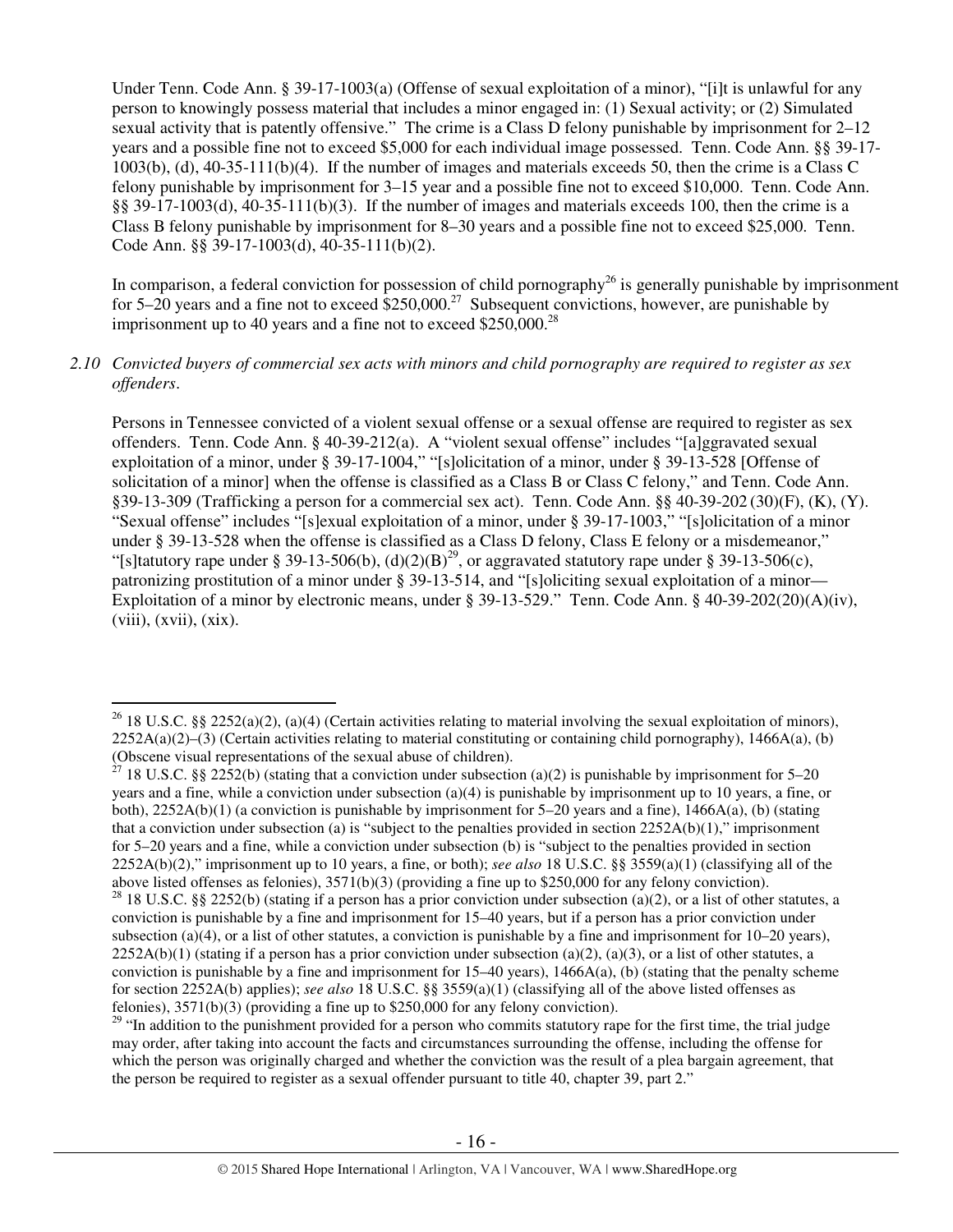Under Tenn. Code Ann. § 39-17-1003(a) (Offense of sexual exploitation of a minor), "[i]t is unlawful for any person to knowingly possess material that includes a minor engaged in: (1) Sexual activity; or (2) Simulated sexual activity that is patently offensive." The crime is a Class D felony punishable by imprisonment for 2–12 years and a possible fine not to exceed $5,000 for each individual image possessed. Tenn. Code Ann. §§ 39-17-1003(b), (d), 40-35-111(b)(4). If the number of images and materials exceeds 50, then the crime is a Class C felony punishable by imprisonment for 3–15 year and a possible fine not to exceed $10,000. Tenn. Code Ann. §§ 39-17-1003(d), 40-35-111(b)(3). If the number of images and materials exceeds 100, then the crime is a Class B felony punishable by imprisonment for 8–30 years and a possible fine not to exceed $25,000. Tenn. Code Ann. §§ 39-17-1003(d), 40-35-111(b)(2).

In comparison, a federal conviction for possession of child pornography[26] is generally punishable by imprisonment for 5–20 years and a fine not to exceed $250,000.[27] Subsequent convictions, however, are punishable by imprisonment up to 40 years and a fine not to exceed $250,000.[28]

*2.10 Convicted buyers of commercial sex acts with minors and child pornography are required to register as sex offenders.*

Persons in Tennessee convicted of a violent sexual offense or a sexual offense are required to register as sex offenders. Tenn. Code Ann. § 40-39-212(a). A "violent sexual offense" includes "[a]ggravated sexual exploitation of a minor, under § 39-17-1004," "[s]olicitation of a minor, under § 39-13-528 [Offense of solicitation of a minor] when the offense is classified as a Class B or Class C felony," and Tenn. Code Ann. §39-13-309 (Trafficking a person for a commercial sex act). Tenn. Code Ann. §§ 40-39-202 (30)(F), (K), (Y). "Sexual offense" includes "[s]exual exploitation of a minor, under § 39-17-1003," "[s]olicitation of a minor under § 39-13-528 when the offense is classified as a Class D felony, Class E felony or a misdemeanor," "[s]tatutory rape under § 39-13-506(b), (d)(2)(B)[29], or aggravated statutory rape under § 39-13-506(c), patronizing prostitution of a minor under § 39-13-514, and "[s]oliciting sexual exploitation of a minor—Exploitation of a minor by electronic means, under § 39-13-529." Tenn. Code Ann. § 40-39-202(20)(A)(iv), (viii), (xvii), (xix).

---

[26] 18 U.S.C. §§ 2252(a)(2), (a)(4) (Certain activities relating to material involving the sexual exploitation of minors), 2252A(a)(2)–(3) (Certain activities relating to material constituting or containing child pornography), 1466A(a), (b) (Obscene visual representations of the sexual abuse of children).

[27] 18 U.S.C. §§ 2252(b) (stating that a conviction under subsection (a)(2) is punishable by imprisonment for 5–20 years and a fine, while a conviction under subsection (a)(4) is punishable by imprisonment up to 10 years, a fine, or both), 2252A(b)(1) (a conviction is punishable by imprisonment for 5–20 years and a fine), 1466A(a), (b) (stating that a conviction under subsection (a) is "subject to the penalties provided in section 2252A(b)(1)," imprisonment for 5–20 years and a fine, while a conviction under subsection (b) is "subject to the penalties provided in section 2252A(b)(2)," imprisonment up to 10 years, a fine, or both); *see also* 18 U.S.C. §§ 3559(a)(1) (classifying all of the above listed offenses as felonies), 3571(b)(3) (providing a fine up to $250,000 for any felony conviction).

[28] 18 U.S.C. §§ 2252(b) (stating if a person has a prior conviction under subsection (a)(2), or a list of other statutes, a conviction is punishable by a fine and imprisonment for 15–40 years, but if a person has a prior conviction under subsection (a)(4), or a list of other statutes, a conviction is punishable by a fine and imprisonment for 10–20 years), 2252A(b)(1) (stating if a person has a prior conviction under subsection (a)(2), (a)(3), or a list of other statutes, a conviction is punishable by a fine and imprisonment for 15–40 years), 1466A(a), (b) (stating that the penalty scheme for section 2252A(b) applies); *see also* 18 U.S.C. §§ 3559(a)(1) (classifying all of the above listed offenses as felonies), 3571(b)(3) (providing a fine up to $250,000 for any felony conviction).

[29] "In addition to the punishment provided for a person who commits statutory rape for the first time, the trial judge may order, after taking into account the facts and circumstances surrounding the offense, including the offense for which the person was originally charged and whether the conviction was the result of a plea bargain agreement, that the person be required to register as a sexual offender pursuant to title 40, chapter 39, part 2."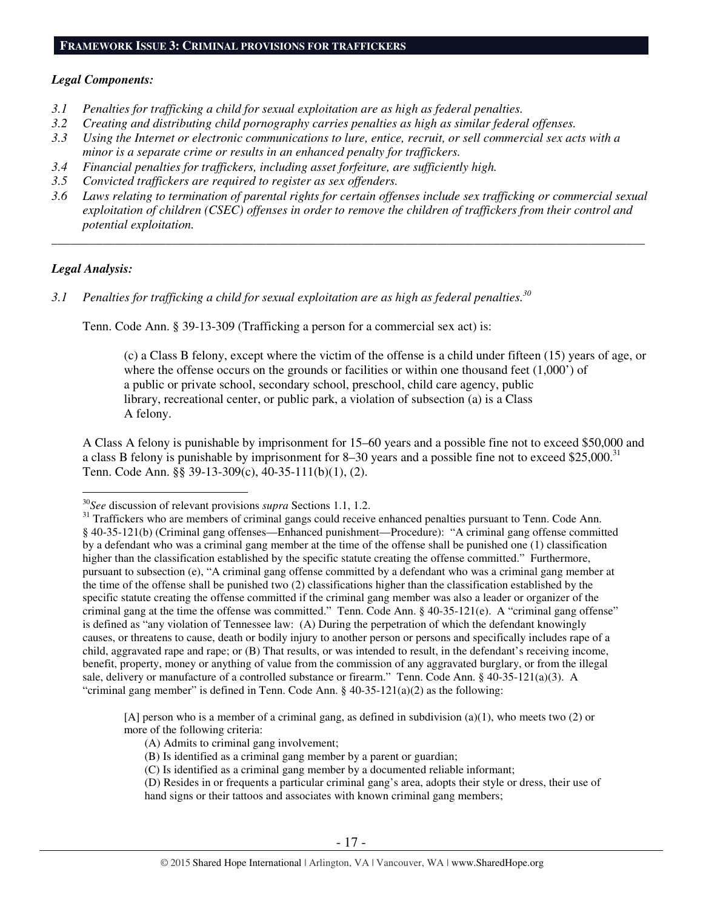## FRAMEWORK ISSUE 3: CRIMINAL PROVISIONS FOR TRAFFICKERS

### *Legal Components:*

*3.1 Penalties for trafficking a child for sexual exploitation are as high as federal penalties.*

*3.2 Creating and distributing child pornography carries penalties as high as similar federal offenses.*

*3.3 Using the Internet or electronic communications to lure, entice, recruit, or sell commercial sex acts with a minor is a separate crime or results in an enhanced penalty for traffickers.*

*3.4 Financial penalties for traffickers, including asset forfeiture, are sufficiently high.*

*3.5 Convicted traffickers are required to register as sex offenders.*

*3.6 Laws relating to termination of parental rights for certain offenses include sex trafficking or commercial sexual exploitation of children (CSEC) offenses in order to remove the children of traffickers from their control and potential exploitation.*

---

### *Legal Analysis:*

*3.1 Penalties for trafficking a child for sexual exploitation are as high as federal penalties.*[30]

Tenn. Code Ann. § 39-13-309 (Trafficking a person for a commercial sex act) is:

> (c) a Class B felony, except where the victim of the offense is a child under fifteen (15) years of age, or where the offense occurs on the grounds or facilities or within one thousand feet (1,000') of a public or private school, secondary school, preschool, child care agency, public library, recreational center, or public park, a violation of subsection (a) is a Class A felony.

A Class A felony is punishable by imprisonment for 15–60 years and a possible fine not to exceed $50,000 and a class B felony is punishable by imprisonment for 8–30 years and a possible fine not to exceed $25,000.[31] Tenn. Code Ann. §§ 39-13-309(c), 40-35-111(b)(1), (2).

---

[30] *See* discussion of relevant provisions *supra* Sections 1.1, 1.2.

[31] Traffickers who are members of criminal gangs could receive enhanced penalties pursuant to Tenn. Code Ann. § 40-35-121(b) (Criminal gang offenses—Enhanced punishment—Procedure): "A criminal gang offense committed by a defendant who was a criminal gang member at the time of the offense shall be punished one (1) classification higher than the classification established by the specific statute creating the offense committed." Furthermore, pursuant to subsection (e), "A criminal gang offense committed by a defendant who was a criminal gang member at the time of the offense shall be punished two (2) classifications higher than the classification established by the specific statute creating the offense committed if the criminal gang member was also a leader or organizer of the criminal gang at the time the offense was committed." Tenn. Code Ann. § 40-35-121(e). A "criminal gang offense" is defined as "any violation of Tennessee law: (A) During the perpetration of which the defendant knowingly causes, or threatens to cause, death or bodily injury to another person or persons and specifically includes rape of a child, aggravated rape and rape; or (B) That results, or was intended to result, in the defendant's receiving income, benefit, property, money or anything of value from the commission of any aggravated burglary, or from the illegal sale, delivery or manufacture of a controlled substance or firearm." Tenn. Code Ann. § 40-35-121(a)(3). A "criminal gang member" is defined in Tenn. Code Ann. § 40-35-121(a)(2) as the following:

> [A] person who is a member of a criminal gang, as defined in subdivision (a)(1), who meets two (2) or more of the following criteria:
>
> (A) Admits to criminal gang involvement;
>
> (B) Is identified as a criminal gang member by a parent or guardian;
>
> (C) Is identified as a criminal gang member by a documented reliable informant;
>
> (D) Resides in or frequents a particular criminal gang's area, adopts their style or dress, their use of hand signs or their tattoos and associates with known criminal gang members;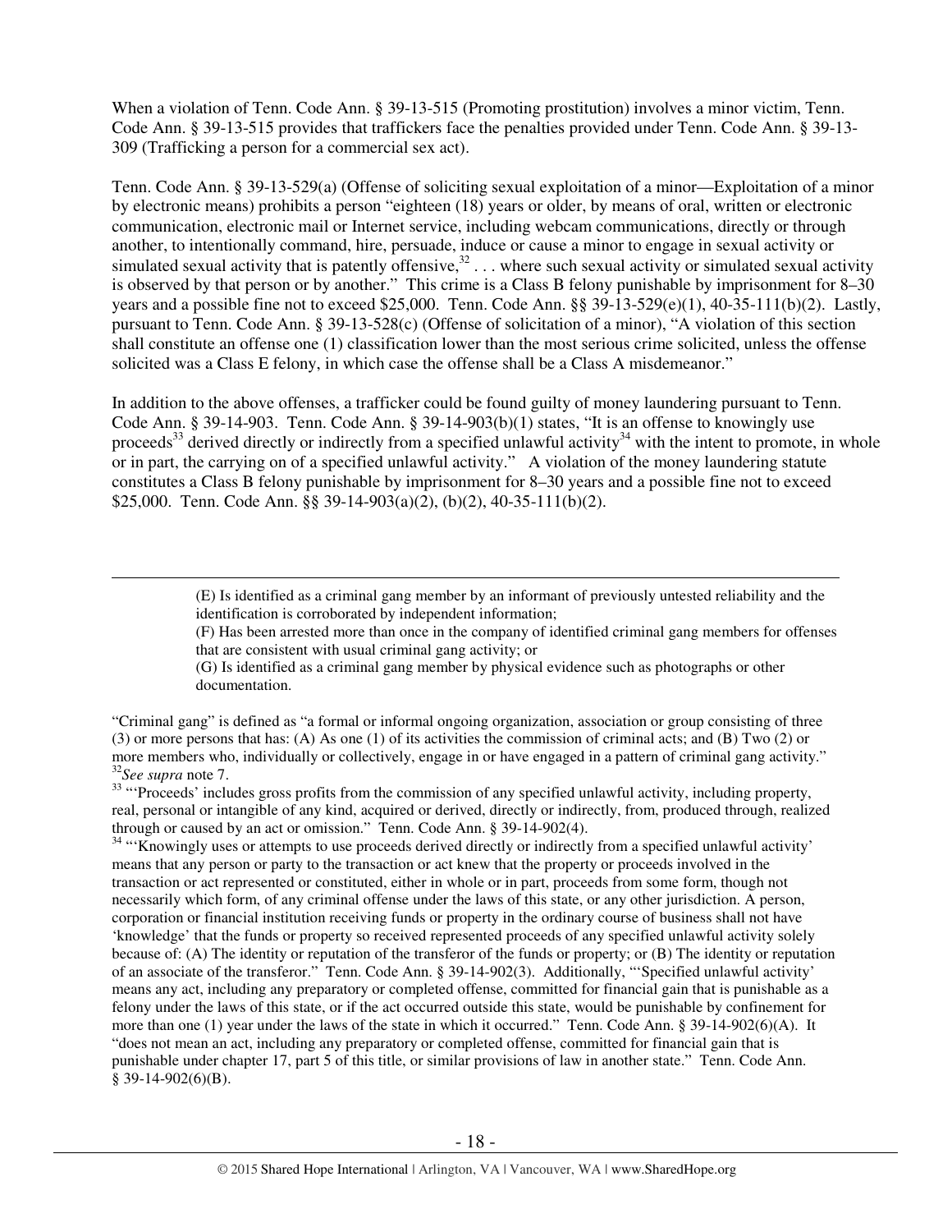When a violation of Tenn. Code Ann. § 39-13-515 (Promoting prostitution) involves a minor victim, Tenn. Code Ann. § 39-13-515 provides that traffickers face the penalties provided under Tenn. Code Ann. § 39-13-309 (Trafficking a person for a commercial sex act).

Tenn. Code Ann. § 39-13-529(a) (Offense of soliciting sexual exploitation of a minor—Exploitation of a minor by electronic means) prohibits a person "eighteen (18) years or older, by means of oral, written or electronic communication, electronic mail or Internet service, including webcam communications, directly or through another, to intentionally command, hire, persuade, induce or cause a minor to engage in sexual activity or simulated sexual activity that is patently offensive,[32] . . . where such sexual activity or simulated sexual activity is observed by that person or by another." This crime is a Class B felony punishable by imprisonment for 8–30 years and a possible fine not to exceed $25,000. Tenn. Code Ann. §§ 39-13-529(e)(1), 40-35-111(b)(2). Lastly, pursuant to Tenn. Code Ann. § 39-13-528(c) (Offense of solicitation of a minor), "A violation of this section shall constitute an offense one (1) classification lower than the most serious crime solicited, unless the offense solicited was a Class E felony, in which case the offense shall be a Class A misdemeanor."

In addition to the above offenses, a trafficker could be found guilty of money laundering pursuant to Tenn. Code Ann. § 39-14-903. Tenn. Code Ann. § 39-14-903(b)(1) states, "It is an offense to knowingly use proceeds[33] derived directly or indirectly from a specified unlawful activity[34] with the intent to promote, in whole or in part, the carrying on of a specified unlawful activity." A violation of the money laundering statute constitutes a Class B felony punishable by imprisonment for 8–30 years and a possible fine not to exceed $25,000. Tenn. Code Ann. §§ 39-14-903(a)(2), (b)(2), 40-35-111(b)(2).

---

> (E) Is identified as a criminal gang member by an informant of previously untested reliability and the identification is corroborated by independent information;
>
> (F) Has been arrested more than once in the company of identified criminal gang members for offenses that are consistent with usual criminal gang activity; or
>
> (G) Is identified as a criminal gang member by physical evidence such as photographs or other documentation.

"Criminal gang" is defined as "a formal or informal ongoing organization, association or group consisting of three (3) or more persons that has: (A) As one (1) of its activities the commission of criminal acts; and (B) Two (2) or more members who, individually or collectively, engage in or have engaged in a pattern of criminal gang activity."

[32] *See supra* note 7.

[33] "'Proceeds' includes gross profits from the commission of any specified unlawful activity, including property, real, personal or intangible of any kind, acquired or derived, directly or indirectly, from, produced through, realized through or caused by an act or omission." Tenn. Code Ann. § 39-14-902(4).

[34] "'Knowingly uses or attempts to use proceeds derived directly or indirectly from a specified unlawful activity' means that any person or party to the transaction or act knew that the property or proceeds involved in the transaction or act represented or constituted, either in whole or in part, proceeds from some form, though not necessarily which form, of any criminal offense under the laws of this state, or any other jurisdiction. A person, corporation or financial institution receiving funds or property in the ordinary course of business shall not have 'knowledge' that the funds or property so received represented proceeds of any specified unlawful activity solely because of: (A) The identity or reputation of the transferor of the funds or property; or (B) The identity or reputation of an associate of the transferor." Tenn. Code Ann. § 39-14-902(3). Additionally, "'Specified unlawful activity' means any act, including any preparatory or completed offense, committed for financial gain that is punishable as a felony under the laws of this state, or if the act occurred outside this state, would be punishable by confinement for more than one (1) year under the laws of the state in which it occurred." Tenn. Code Ann. § 39-14-902(6)(A). It "does not mean an act, including any preparatory or completed offense, committed for financial gain that is punishable under chapter 17, part 5 of this title, or similar provisions of law in another state." Tenn. Code Ann. § 39-14-902(6)(B).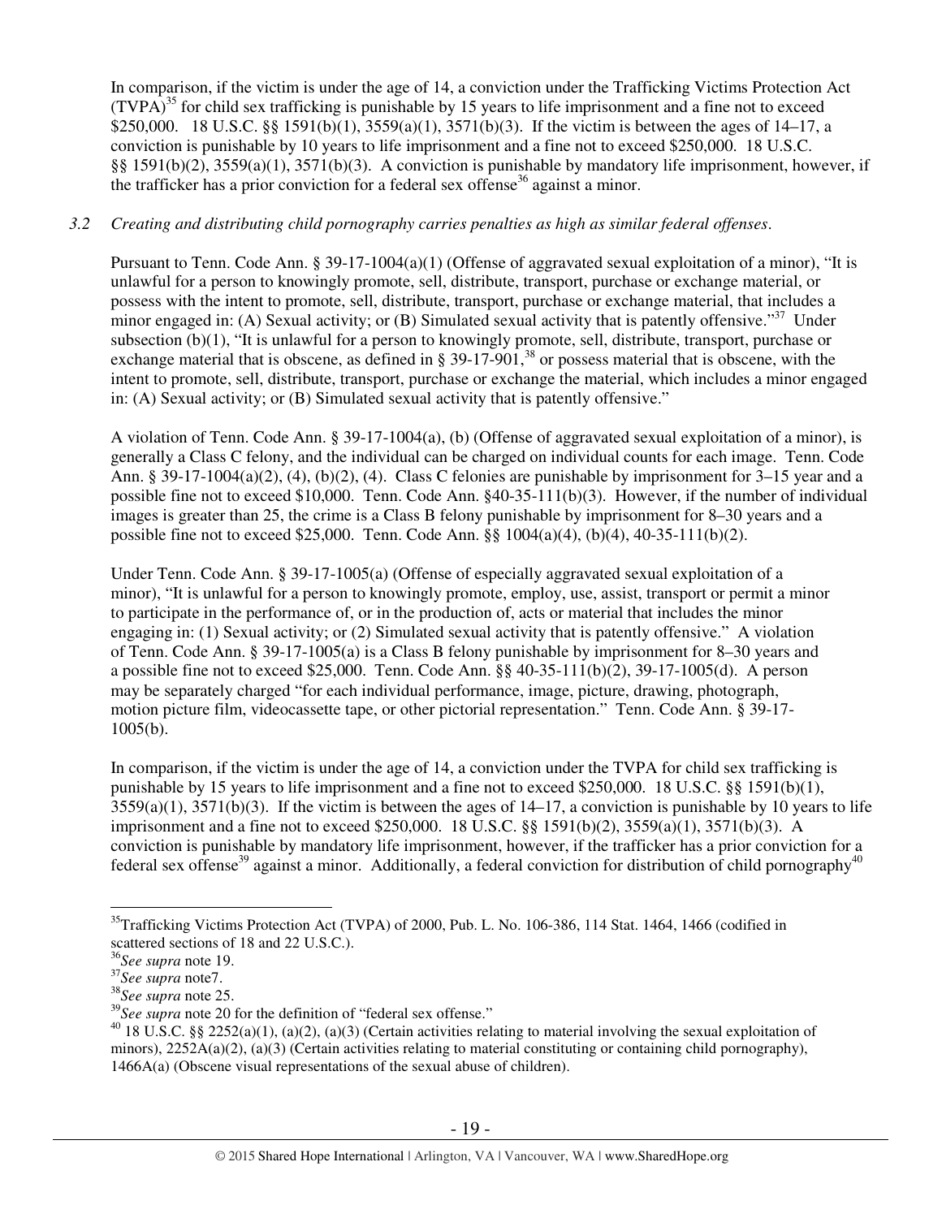In comparison, if the victim is under the age of 14, a conviction under the Trafficking Victims Protection Act (TVPA)[35] for child sex trafficking is punishable by 15 years to life imprisonment and a fine not to exceed $250,000. 18 U.S.C. §§ 1591(b)(1), 3559(a)(1), 3571(b)(3). If the victim is between the ages of 14–17, a conviction is punishable by 10 years to life imprisonment and a fine not to exceed $250,000. 18 U.S.C. §§ 1591(b)(2), 3559(a)(1), 3571(b)(3). A conviction is punishable by mandatory life imprisonment, however, if the trafficker has a prior conviction for a federal sex offense[36] against a minor.

*3.2 Creating and distributing child pornography carries penalties as high as similar federal offenses.*

Pursuant to Tenn. Code Ann. § 39-17-1004(a)(1) (Offense of aggravated sexual exploitation of a minor), "It is unlawful for a person to knowingly promote, sell, distribute, transport, purchase or exchange material, or possess with the intent to promote, sell, distribute, transport, purchase or exchange material, that includes a minor engaged in: (A) Sexual activity; or (B) Simulated sexual activity that is patently offensive."[37] Under subsection (b)(1), "It is unlawful for a person to knowingly promote, sell, distribute, transport, purchase or exchange material that is obscene, as defined in § 39-17-901,[38] or possess material that is obscene, with the intent to promote, sell, distribute, transport, purchase or exchange the material, which includes a minor engaged in: (A) Sexual activity; or (B) Simulated sexual activity that is patently offensive."

A violation of Tenn. Code Ann. § 39-17-1004(a), (b) (Offense of aggravated sexual exploitation of a minor), is generally a Class C felony, and the individual can be charged on individual counts for each image. Tenn. Code Ann. § 39-17-1004(a)(2), (4), (b)(2), (4). Class C felonies are punishable by imprisonment for 3–15 year and a possible fine not to exceed $10,000. Tenn. Code Ann. §40-35-111(b)(3). However, if the number of individual images is greater than 25, the crime is a Class B felony punishable by imprisonment for 8–30 years and a possible fine not to exceed $25,000. Tenn. Code Ann. §§ 1004(a)(4), (b)(4), 40-35-111(b)(2).

Under Tenn. Code Ann. § 39-17-1005(a) (Offense of especially aggravated sexual exploitation of a minor), "It is unlawful for a person to knowingly promote, employ, use, assist, transport or permit a minor to participate in the performance of, or in the production of, acts or material that includes the minor engaging in: (1) Sexual activity; or (2) Simulated sexual activity that is patently offensive." A violation of Tenn. Code Ann. § 39-17-1005(a) is a Class B felony punishable by imprisonment for 8–30 years and a possible fine not to exceed $25,000. Tenn. Code Ann. §§ 40-35-111(b)(2), 39-17-1005(d). A person may be separately charged "for each individual performance, image, picture, drawing, photograph, motion picture film, videocassette tape, or other pictorial representation." Tenn. Code Ann. § 39-17-1005(b).

In comparison, if the victim is under the age of 14, a conviction under the TVPA for child sex trafficking is punishable by 15 years to life imprisonment and a fine not to exceed $250,000. 18 U.S.C. §§ 1591(b)(1), 3559(a)(1), 3571(b)(3). If the victim is between the ages of 14–17, a conviction is punishable by 10 years to life imprisonment and a fine not to exceed $250,000. 18 U.S.C. §§ 1591(b)(2), 3559(a)(1), 3571(b)(3). A conviction is punishable by mandatory life imprisonment, however, if the trafficker has a prior conviction for a federal sex offense[39] against a minor. Additionally, a federal conviction for distribution of child pornography[40]

---

[35] Trafficking Victims Protection Act (TVPA) of 2000, Pub. L. No. 106-386, 114 Stat. 1464, 1466 (codified in scattered sections of 18 and 22 U.S.C.).

[36] *See supra* note 19.

[37] *See supra* note7.

[38] *See supra* note 25.

[39] *See supra* note 20 for the definition of "federal sex offense."

[40] 18 U.S.C. §§ 2252(a)(1), (a)(2), (a)(3) (Certain activities relating to material involving the sexual exploitation of minors), 2252A(a)(2), (a)(3) (Certain activities relating to material constituting or containing child pornography), 1466A(a) (Obscene visual representations of the sexual abuse of children).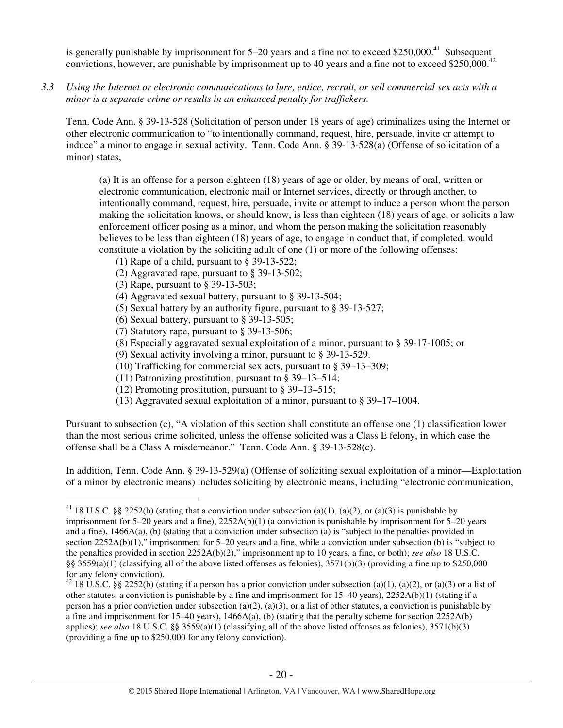is generally punishable by imprisonment for 5–20 years and a fine not to exceed $250,000.[41] Subsequent convictions, however, are punishable by imprisonment up to 40 years and a fine not to exceed $250,000.[42]

*3.3 Using the Internet or electronic communications to lure, entice, recruit, or sell commercial sex acts with a minor is a separate crime or results in an enhanced penalty for traffickers.*

Tenn. Code Ann. § 39-13-528 (Solicitation of person under 18 years of age) criminalizes using the Internet or other electronic communication to "to intentionally command, request, hire, persuade, invite or attempt to induce" a minor to engage in sexual activity. Tenn. Code Ann. § 39-13-528(a) (Offense of solicitation of a minor) states,

> (a) It is an offense for a person eighteen (18) years of age or older, by means of oral, written or electronic communication, electronic mail or Internet services, directly or through another, to intentionally command, request, hire, persuade, invite or attempt to induce a person whom the person making the solicitation knows, or should know, is less than eighteen (18) years of age, or solicits a law enforcement officer posing as a minor, and whom the person making the solicitation reasonably believes to be less than eighteen (18) years of age, to engage in conduct that, if completed, would constitute a violation by the soliciting adult of one (1) or more of the following offenses:
>
> (1) Rape of a child, pursuant to § 39-13-522;
> (2) Aggravated rape, pursuant to § 39-13-502;
> (3) Rape, pursuant to § 39-13-503;
> (4) Aggravated sexual battery, pursuant to § 39-13-504;
> (5) Sexual battery by an authority figure, pursuant to § 39-13-527;
> (6) Sexual battery, pursuant to § 39-13-505;
> (7) Statutory rape, pursuant to § 39-13-506;
> (8) Especially aggravated sexual exploitation of a minor, pursuant to § 39-17-1005; or
> (9) Sexual activity involving a minor, pursuant to § 39-13-529.
> (10) Trafficking for commercial sex acts, pursuant to § 39–13–309;
> (11) Patronizing prostitution, pursuant to § 39–13–514;
> (12) Promoting prostitution, pursuant to § 39–13–515;
> (13) Aggravated sexual exploitation of a minor, pursuant to § 39–17–1004.

Pursuant to subsection (c), "A violation of this section shall constitute an offense one (1) classification lower than the most serious crime solicited, unless the offense solicited was a Class E felony, in which case the offense shall be a Class A misdemeanor." Tenn. Code Ann. § 39-13-528(c).

In addition, Tenn. Code Ann. § 39-13-529(a) (Offense of soliciting sexual exploitation of a minor—Exploitation of a minor by electronic means) includes soliciting by electronic means, including "electronic communication,

---

[41] 18 U.S.C. §§ 2252(b) (stating that a conviction under subsection (a)(1), (a)(2), or (a)(3) is punishable by imprisonment for 5–20 years and a fine), 2252A(b)(1) (a conviction is punishable by imprisonment for 5–20 years and a fine), 1466A(a), (b) (stating that a conviction under subsection (a) is "subject to the penalties provided in section 2252A(b)(1)," imprisonment for 5–20 years and a fine, while a conviction under subsection (b) is "subject to the penalties provided in section 2252A(b)(2)," imprisonment up to 10 years, a fine, or both); *see also* 18 U.S.C. §§ 3559(a)(1) (classifying all of the above listed offenses as felonies), 3571(b)(3) (providing a fine up to $250,000 for any felony conviction).

[42] 18 U.S.C. §§ 2252(b) (stating if a person has a prior conviction under subsection (a)(1), (a)(2), or (a)(3) or a list of other statutes, a conviction is punishable by a fine and imprisonment for 15–40 years), 2252A(b)(1) (stating if a person has a prior conviction under subsection (a)(2), (a)(3), or a list of other statutes, a conviction is punishable by a fine and imprisonment for 15–40 years), 1466A(a), (b) (stating that the penalty scheme for section 2252A(b) applies); *see also* 18 U.S.C. §§ 3559(a)(1) (classifying all of the above listed offenses as felonies), 3571(b)(3) (providing a fine up to $250,000 for any felony conviction).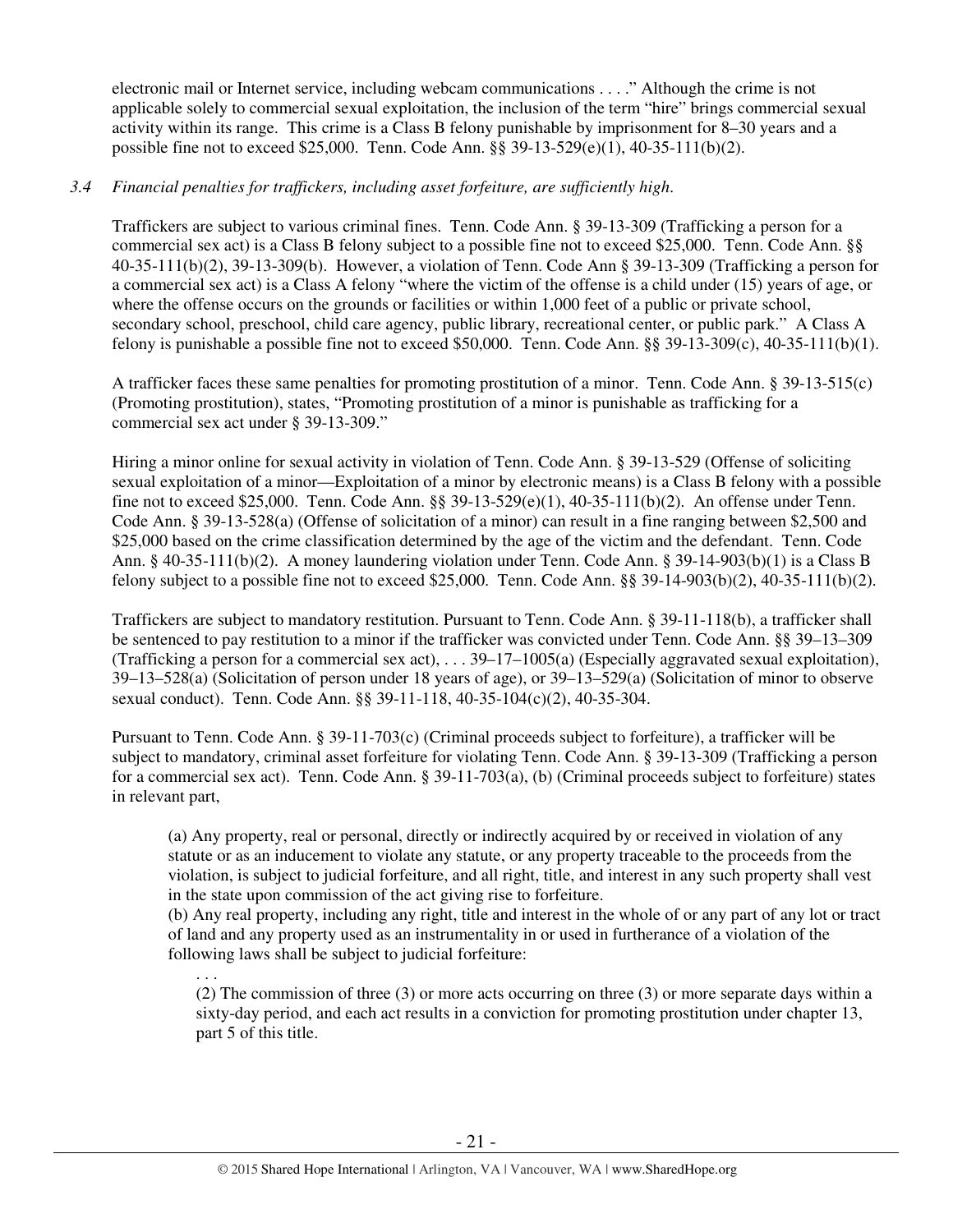electronic mail or Internet service, including webcam communications . . . ." Although the crime is not applicable solely to commercial sexual exploitation, the inclusion of the term "hire" brings commercial sexual activity within its range. This crime is a Class B felony punishable by imprisonment for 8–30 years and a possible fine not to exceed $25,000. Tenn. Code Ann. §§ 39-13-529(e)(1), 40-35-111(b)(2).

*3.4 Financial penalties for traffickers, including asset forfeiture, are sufficiently high.*

Traffickers are subject to various criminal fines. Tenn. Code Ann. § 39-13-309 (Trafficking a person for a commercial sex act) is a Class B felony subject to a possible fine not to exceed $25,000. Tenn. Code Ann. §§ 40-35-111(b)(2), 39-13-309(b). However, a violation of Tenn. Code Ann § 39-13-309 (Trafficking a person for a commercial sex act) is a Class A felony "where the victim of the offense is a child under (15) years of age, or where the offense occurs on the grounds or facilities or within 1,000 feet of a public or private school, secondary school, preschool, child care agency, public library, recreational center, or public park." A Class A felony is punishable a possible fine not to exceed $50,000. Tenn. Code Ann. §§ 39-13-309(c), 40-35-111(b)(1).

A trafficker faces these same penalties for promoting prostitution of a minor. Tenn. Code Ann. § 39-13-515(c) (Promoting prostitution), states, "Promoting prostitution of a minor is punishable as trafficking for a commercial sex act under § 39-13-309."

Hiring a minor online for sexual activity in violation of Tenn. Code Ann. § 39-13-529 (Offense of soliciting sexual exploitation of a minor—Exploitation of a minor by electronic means) is a Class B felony with a possible fine not to exceed $25,000. Tenn. Code Ann. §§ 39-13-529(e)(1), 40-35-111(b)(2). An offense under Tenn. Code Ann. § 39-13-528(a) (Offense of solicitation of a minor) can result in a fine ranging between $2,500 and $25,000 based on the crime classification determined by the age of the victim and the defendant. Tenn. Code Ann. § 40-35-111(b)(2). A money laundering violation under Tenn. Code Ann. § 39-14-903(b)(1) is a Class B felony subject to a possible fine not to exceed $25,000. Tenn. Code Ann. §§ 39-14-903(b)(2), 40-35-111(b)(2).

Traffickers are subject to mandatory restitution. Pursuant to Tenn. Code Ann. § 39-11-118(b), a trafficker shall be sentenced to pay restitution to a minor if the trafficker was convicted under Tenn. Code Ann. §§ 39–13–309 (Trafficking a person for a commercial sex act), . . . 39–17–1005(a) (Especially aggravated sexual exploitation), 39–13–528(a) (Solicitation of person under 18 years of age), or 39–13–529(a) (Solicitation of minor to observe sexual conduct). Tenn. Code Ann. §§ 39-11-118, 40-35-104(c)(2), 40-35-304.

Pursuant to Tenn. Code Ann. § 39-11-703(c) (Criminal proceeds subject to forfeiture), a trafficker will be subject to mandatory, criminal asset forfeiture for violating Tenn. Code Ann. § 39-13-309 (Trafficking a person for a commercial sex act). Tenn. Code Ann. § 39-11-703(a), (b) (Criminal proceeds subject to forfeiture) states in relevant part,

> (a) Any property, real or personal, directly or indirectly acquired by or received in violation of any statute or as an inducement to violate any statute, or any property traceable to the proceeds from the violation, is subject to judicial forfeiture, and all right, title, and interest in any such property shall vest in the state upon commission of the act giving rise to forfeiture.
>
> (b) Any real property, including any right, title and interest in the whole of or any part of any lot or tract of land and any property used as an instrumentality in or used in furtherance of a violation of the following laws shall be subject to judicial forfeiture:
>
> . . .
>
> (2) The commission of three (3) or more acts occurring on three (3) or more separate days within a sixty-day period, and each act results in a conviction for promoting prostitution under chapter 13, part 5 of this title.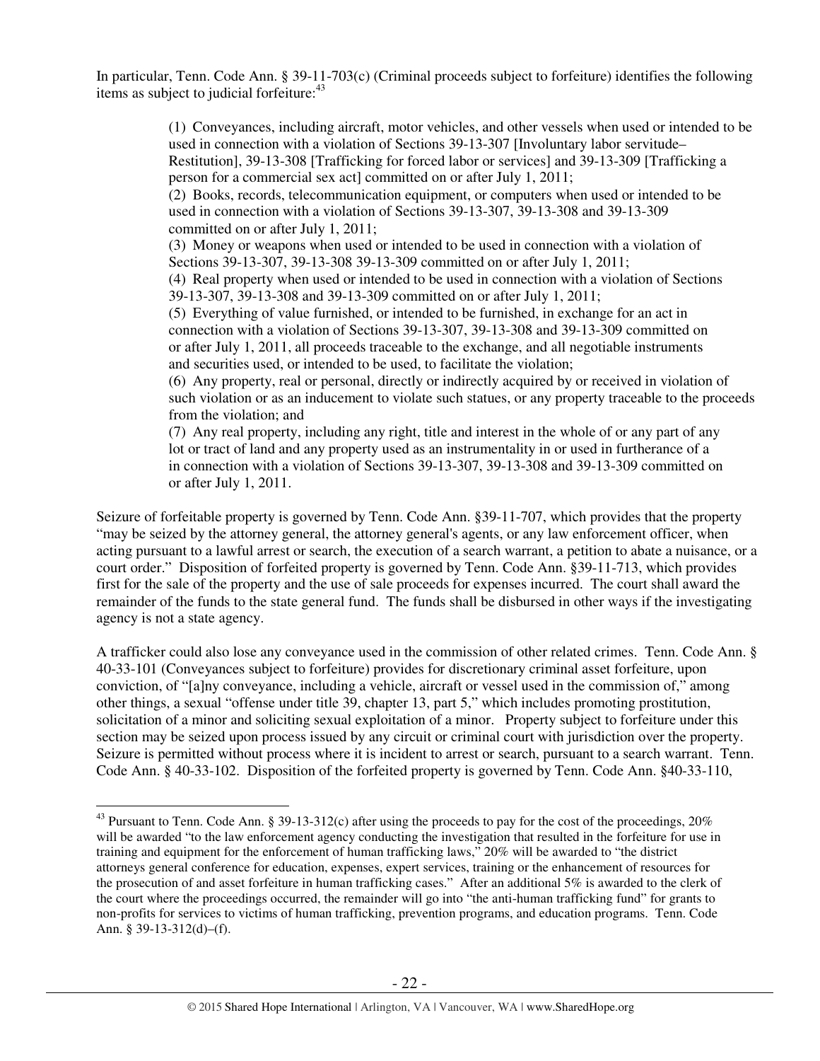In particular, Tenn. Code Ann. § 39-11-703(c) (Criminal proceeds subject to forfeiture) identifies the following items as subject to judicial forfeiture:[43]

> (1) Conveyances, including aircraft, motor vehicles, and other vessels when used or intended to be used in connection with a violation of Sections 39-13-307 [Involuntary labor servitude– Restitution], 39-13-308 [Trafficking for forced labor or services] and 39-13-309 [Trafficking a person for a commercial sex act] committed on or after July 1, 2011;
> (2) Books, records, telecommunication equipment, or computers when used or intended to be used in connection with a violation of Sections 39-13-307, 39-13-308 and 39-13-309 committed on or after July 1, 2011;
> (3) Money or weapons when used or intended to be used in connection with a violation of Sections 39-13-307, 39-13-308 39-13-309 committed on or after July 1, 2011;
> (4) Real property when used or intended to be used in connection with a violation of Sections 39-13-307, 39-13-308 and 39-13-309 committed on or after July 1, 2011;
> (5) Everything of value furnished, or intended to be furnished, in exchange for an act in connection with a violation of Sections 39-13-307, 39-13-308 and 39-13-309 committed on or after July 1, 2011, all proceeds traceable to the exchange, and all negotiable instruments and securities used, or intended to be used, to facilitate the violation;
> (6) Any property, real or personal, directly or indirectly acquired by or received in violation of such violation or as an inducement to violate such statues, or any property traceable to the proceeds from the violation; and
> (7) Any real property, including any right, title and interest in the whole of or any part of any lot or tract of land and any property used as an instrumentality in or used in furtherance of a in connection with a violation of Sections 39-13-307, 39-13-308 and 39-13-309 committed on or after July 1, 2011.

Seizure of forfeitable property is governed by Tenn. Code Ann. §39-11-707, which provides that the property "may be seized by the attorney general, the attorney general's agents, or any law enforcement officer, when acting pursuant to a lawful arrest or search, the execution of a search warrant, a petition to abate a nuisance, or a court order." Disposition of forfeited property is governed by Tenn. Code Ann. §39-11-713, which provides first for the sale of the property and the use of sale proceeds for expenses incurred. The court shall award the remainder of the funds to the state general fund. The funds shall be disbursed in other ways if the investigating agency is not a state agency.

A trafficker could also lose any conveyance used in the commission of other related crimes. Tenn. Code Ann. § 40-33-101 (Conveyances subject to forfeiture) provides for discretionary criminal asset forfeiture, upon conviction, of "[a]ny conveyance, including a vehicle, aircraft or vessel used in the commission of," among other things, a sexual "offense under title 39, chapter 13, part 5," which includes promoting prostitution, solicitation of a minor and soliciting sexual exploitation of a minor. Property subject to forfeiture under this section may be seized upon process issued by any circuit or criminal court with jurisdiction over the property. Seizure is permitted without process where it is incident to arrest or search, pursuant to a search warrant. Tenn. Code Ann. § 40-33-102. Disposition of the forfeited property is governed by Tenn. Code Ann. §40-33-110,

---

[43] Pursuant to Tenn. Code Ann. § 39-13-312(c) after using the proceeds to pay for the cost of the proceedings, 20% will be awarded "to the law enforcement agency conducting the investigation that resulted in the forfeiture for use in training and equipment for the enforcement of human trafficking laws," 20% will be awarded to "the district attorneys general conference for education, expenses, expert services, training or the enhancement of resources for the prosecution of and asset forfeiture in human trafficking cases." After an additional 5% is awarded to the clerk of the court where the proceedings occurred, the remainder will go into "the anti-human trafficking fund" for grants to non-profits for services to victims of human trafficking, prevention programs, and education programs. Tenn. Code Ann. § 39-13-312(d)–(f).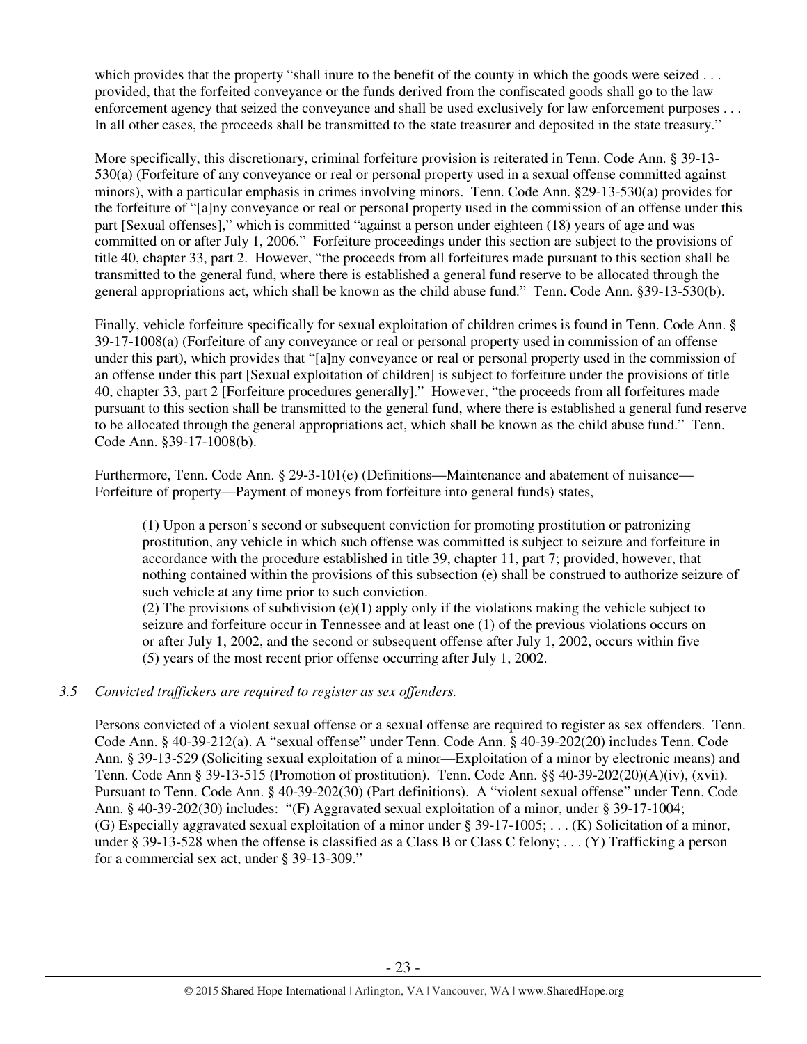which provides that the property "shall inure to the benefit of the county in which the goods were seized . . . provided, that the forfeited conveyance or the funds derived from the confiscated goods shall go to the law enforcement agency that seized the conveyance and shall be used exclusively for law enforcement purposes . . . In all other cases, the proceeds shall be transmitted to the state treasurer and deposited in the state treasury."

More specifically, this discretionary, criminal forfeiture provision is reiterated in Tenn. Code Ann. § 39-13-530(a) (Forfeiture of any conveyance or real or personal property used in a sexual offense committed against minors), with a particular emphasis in crimes involving minors. Tenn. Code Ann. §29-13-530(a) provides for the forfeiture of "[a]ny conveyance or real or personal property used in the commission of an offense under this part [Sexual offenses]," which is committed "against a person under eighteen (18) years of age and was committed on or after July 1, 2006." Forfeiture proceedings under this section are subject to the provisions of title 40, chapter 33, part 2. However, "the proceeds from all forfeitures made pursuant to this section shall be transmitted to the general fund, where there is established a general fund reserve to be allocated through the general appropriations act, which shall be known as the child abuse fund." Tenn. Code Ann. §39-13-530(b).

Finally, vehicle forfeiture specifically for sexual exploitation of children crimes is found in Tenn. Code Ann. § 39-17-1008(a) (Forfeiture of any conveyance or real or personal property used in commission of an offense under this part), which provides that "[a]ny conveyance or real or personal property used in the commission of an offense under this part [Sexual exploitation of children] is subject to forfeiture under the provisions of title 40, chapter 33, part 2 [Forfeiture procedures generally]." However, "the proceeds from all forfeitures made pursuant to this section shall be transmitted to the general fund, where there is established a general fund reserve to be allocated through the general appropriations act, which shall be known as the child abuse fund." Tenn. Code Ann. §39-17-1008(b).

Furthermore, Tenn. Code Ann. § 29-3-101(e) (Definitions—Maintenance and abatement of nuisance—Forfeiture of property—Payment of moneys from forfeiture into general funds) states,

> (1) Upon a person's second or subsequent conviction for promoting prostitution or patronizing prostitution, any vehicle in which such offense was committed is subject to seizure and forfeiture in accordance with the procedure established in title 39, chapter 11, part 7; provided, however, that nothing contained within the provisions of this subsection (e) shall be construed to authorize seizure of such vehicle at any time prior to such conviction.
> (2) The provisions of subdivision (e)(1) apply only if the violations making the vehicle subject to seizure and forfeiture occur in Tennessee and at least one (1) of the previous violations occurs on or after July 1, 2002, and the second or subsequent offense after July 1, 2002, occurs within five (5) years of the most recent prior offense occurring after July 1, 2002.

*3.5 Convicted traffickers are required to register as sex offenders.*

Persons convicted of a violent sexual offense or a sexual offense are required to register as sex offenders. Tenn. Code Ann. § 40-39-212(a). A "sexual offense" under Tenn. Code Ann. § 40-39-202(20) includes Tenn. Code Ann. § 39-13-529 (Soliciting sexual exploitation of a minor—Exploitation of a minor by electronic means) and Tenn. Code Ann § 39-13-515 (Promotion of prostitution). Tenn. Code Ann. §§ 40-39-202(20)(A)(iv), (xvii). Pursuant to Tenn. Code Ann. § 40-39-202(30) (Part definitions). A "violent sexual offense" under Tenn. Code Ann. § 40-39-202(30) includes: "(F) Aggravated sexual exploitation of a minor, under § 39-17-1004; (G) Especially aggravated sexual exploitation of a minor under § 39-17-1005; . . . (K) Solicitation of a minor, under § 39-13-528 when the offense is classified as a Class B or Class C felony; . . . (Y) Trafficking a person for a commercial sex act, under § 39-13-309."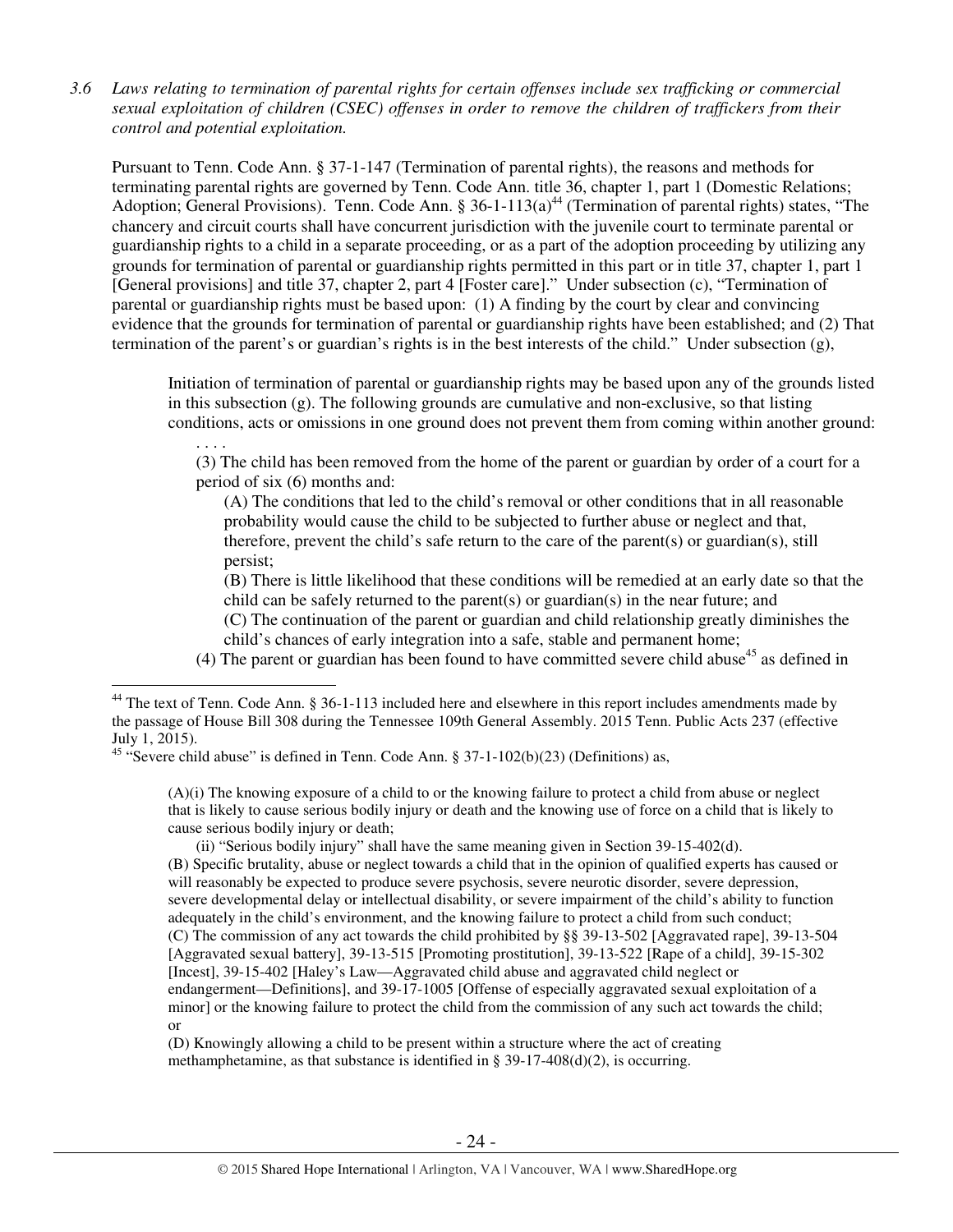*3.6 Laws relating to termination of parental rights for certain offenses include sex trafficking or commercial sexual exploitation of children (CSEC) offenses in order to remove the children of traffickers from their control and potential exploitation.*

Pursuant to Tenn. Code Ann. § 37-1-147 (Termination of parental rights), the reasons and methods for terminating parental rights are governed by Tenn. Code Ann. title 36, chapter 1, part 1 (Domestic Relations; Adoption; General Provisions). Tenn. Code Ann. § 36-1-113(a)[44] (Termination of parental rights) states, "The chancery and circuit courts shall have concurrent jurisdiction with the juvenile court to terminate parental or guardianship rights to a child in a separate proceeding, or as a part of the adoption proceeding by utilizing any grounds for termination of parental or guardianship rights permitted in this part or in title 37, chapter 1, part 1 [General provisions] and title 37, chapter 2, part 4 [Foster care]." Under subsection (c), "Termination of parental or guardianship rights must be based upon: (1) A finding by the court by clear and convincing evidence that the grounds for termination of parental or guardianship rights have been established; and (2) That termination of the parent's or guardian's rights is in the best interests of the child." Under subsection (g),

> Initiation of termination of parental or guardianship rights may be based upon any of the grounds listed in this subsection (g). The following grounds are cumulative and non-exclusive, so that listing conditions, acts or omissions in one ground does not prevent them from coming within another ground:
>
> . . . .
>
> (3) The child has been removed from the home of the parent or guardian by order of a court for a period of six (6) months and:
>
> (A) The conditions that led to the child's removal or other conditions that in all reasonable probability would cause the child to be subjected to further abuse or neglect and that, therefore, prevent the child's safe return to the care of the parent(s) or guardian(s), still persist;
>
> (B) There is little likelihood that these conditions will be remedied at an early date so that the child can be safely returned to the parent(s) or guardian(s) in the near future; and
>
> (C) The continuation of the parent or guardian and child relationship greatly diminishes the child's chances of early integration into a safe, stable and permanent home;
>
> (4) The parent or guardian has been found to have committed severe child abuse[45] as defined in

---

[44] The text of Tenn. Code Ann. § 36-1-113 included here and elsewhere in this report includes amendments made by the passage of House Bill 308 during the Tennessee 109th General Assembly. 2015 Tenn. Public Acts 237 (effective July 1, 2015).

[45] "Severe child abuse" is defined in Tenn. Code Ann. § 37-1-102(b)(23) (Definitions) as,

> (A)(i) The knowing exposure of a child to or the knowing failure to protect a child from abuse or neglect that is likely to cause serious bodily injury or death and the knowing use of force on a child that is likely to cause serious bodily injury or death;
>
> (ii) "Serious bodily injury" shall have the same meaning given in Section 39-15-402(d).
>
> (B) Specific brutality, abuse or neglect towards a child that in the opinion of qualified experts has caused or will reasonably be expected to produce severe psychosis, severe neurotic disorder, severe depression, severe developmental delay or intellectual disability, or severe impairment of the child's ability to function adequately in the child's environment, and the knowing failure to protect a child from such conduct;
>
> (C) The commission of any act towards the child prohibited by §§ 39-13-502 [Aggravated rape], 39-13-504 [Aggravated sexual battery], 39-13-515 [Promoting prostitution], 39-13-522 [Rape of a child], 39-15-302 [Incest], 39-15-402 [Haley's Law—Aggravated child abuse and aggravated child neglect or endangerment—Definitions], and 39-17-1005 [Offense of especially aggravated sexual exploitation of a minor] or the knowing failure to protect the child from the commission of any such act towards the child; or
>
> (D) Knowingly allowing a child to be present within a structure where the act of creating methamphetamine, as that substance is identified in § 39-17-408(d)(2), is occurring.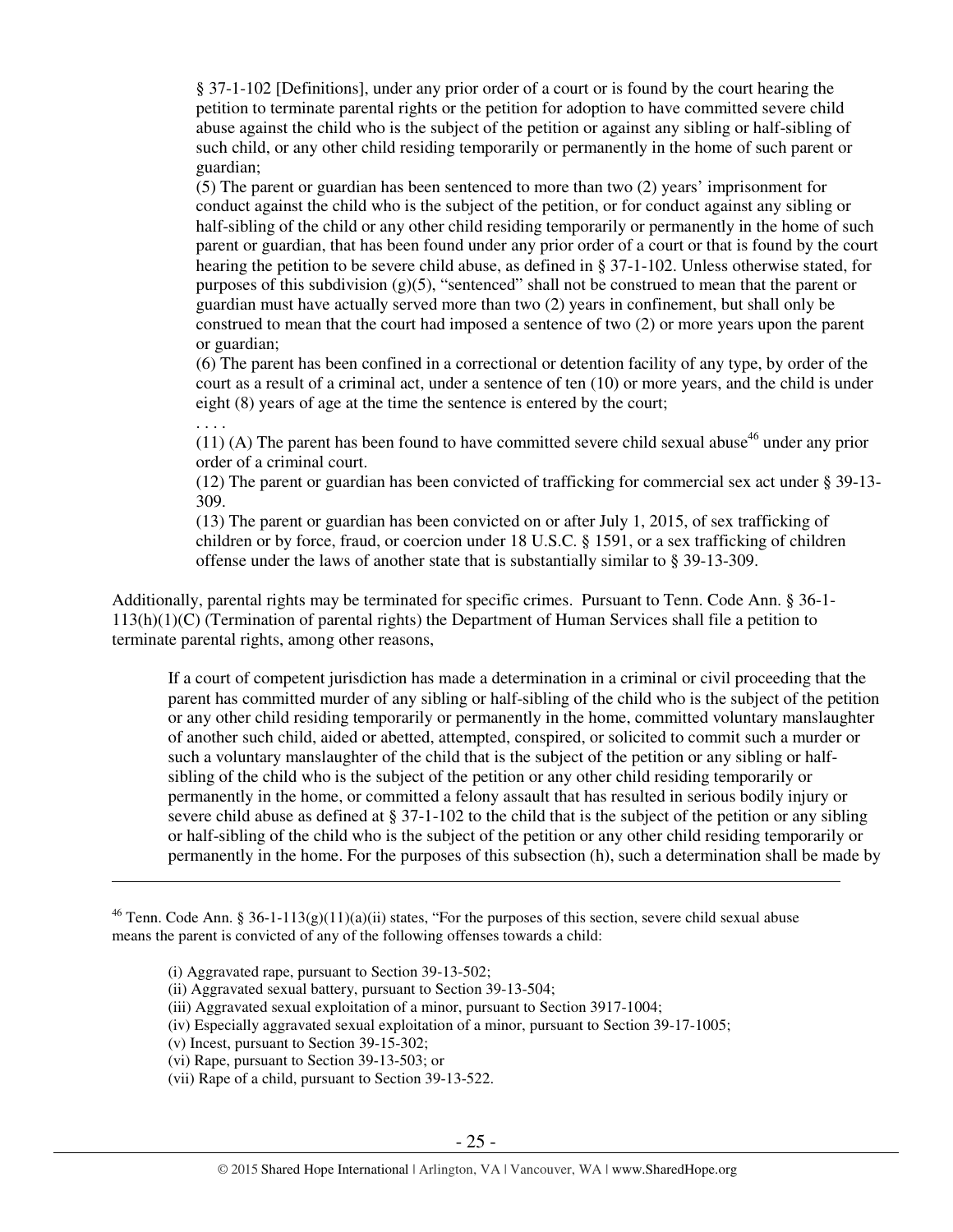§ 37-1-102 [Definitions], under any prior order of a court or is found by the court hearing the petition to terminate parental rights or the petition for adoption to have committed severe child abuse against the child who is the subject of the petition or against any sibling or half-sibling of such child, or any other child residing temporarily or permanently in the home of such parent or guardian;

(5) The parent or guardian has been sentenced to more than two (2) years' imprisonment for conduct against the child who is the subject of the petition, or for conduct against any sibling or half-sibling of the child or any other child residing temporarily or permanently in the home of such parent or guardian, that has been found under any prior order of a court or that is found by the court hearing the petition to be severe child abuse, as defined in § 37-1-102. Unless otherwise stated, for purposes of this subdivision (g)(5), "sentenced" shall not be construed to mean that the parent or guardian must have actually served more than two (2) years in confinement, but shall only be construed to mean that the court had imposed a sentence of two (2) or more years upon the parent or guardian;

(6) The parent has been confined in a correctional or detention facility of any type, by order of the court as a result of a criminal act, under a sentence of ten (10) or more years, and the child is under eight (8) years of age at the time the sentence is entered by the court;

. . . .

(11) (A) The parent has been found to have committed severe child sexual abuse[46] under any prior order of a criminal court.

(12) The parent or guardian has been convicted of trafficking for commercial sex act under § 39-13-309.

(13) The parent or guardian has been convicted on or after July 1, 2015, of sex trafficking of children or by force, fraud, or coercion under 18 U.S.C. § 1591, or a sex trafficking of children offense under the laws of another state that is substantially similar to § 39-13-309.

Additionally, parental rights may be terminated for specific crimes. Pursuant to Tenn. Code Ann. § 36-1-113(h)(1)(C) (Termination of parental rights) the Department of Human Services shall file a petition to terminate parental rights, among other reasons,

> If a court of competent jurisdiction has made a determination in a criminal or civil proceeding that the parent has committed murder of any sibling or half-sibling of the child who is the subject of the petition or any other child residing temporarily or permanently in the home, committed voluntary manslaughter of another such child, aided or abetted, attempted, conspired, or solicited to commit such a murder or such a voluntary manslaughter of the child that is the subject of the petition or any sibling or half-sibling of the child who is the subject of the petition or any other child residing temporarily or permanently in the home, or committed a felony assault that has resulted in serious bodily injury or severe child abuse as defined at § 37-1-102 to the child that is the subject of the petition or any sibling or half-sibling of the child who is the subject of the petition or any other child residing temporarily or permanently in the home. For the purposes of this subsection (h), such a determination shall be made by

---

[46] Tenn. Code Ann. § 36-1-113(g)(11)(a)(ii) states, "For the purposes of this section, severe child sexual abuse means the parent is convicted of any of the following offenses towards a child:

> (i) Aggravated rape, pursuant to Section 39-13-502;
> (ii) Aggravated sexual battery, pursuant to Section 39-13-504;
> (iii) Aggravated sexual exploitation of a minor, pursuant to Section 3917-1004;
> (iv) Especially aggravated sexual exploitation of a minor, pursuant to Section 39-17-1005;
> (v) Incest, pursuant to Section 39-15-302;
> (vi) Rape, pursuant to Section 39-13-503; or
> (vii) Rape of a child, pursuant to Section 39-13-522.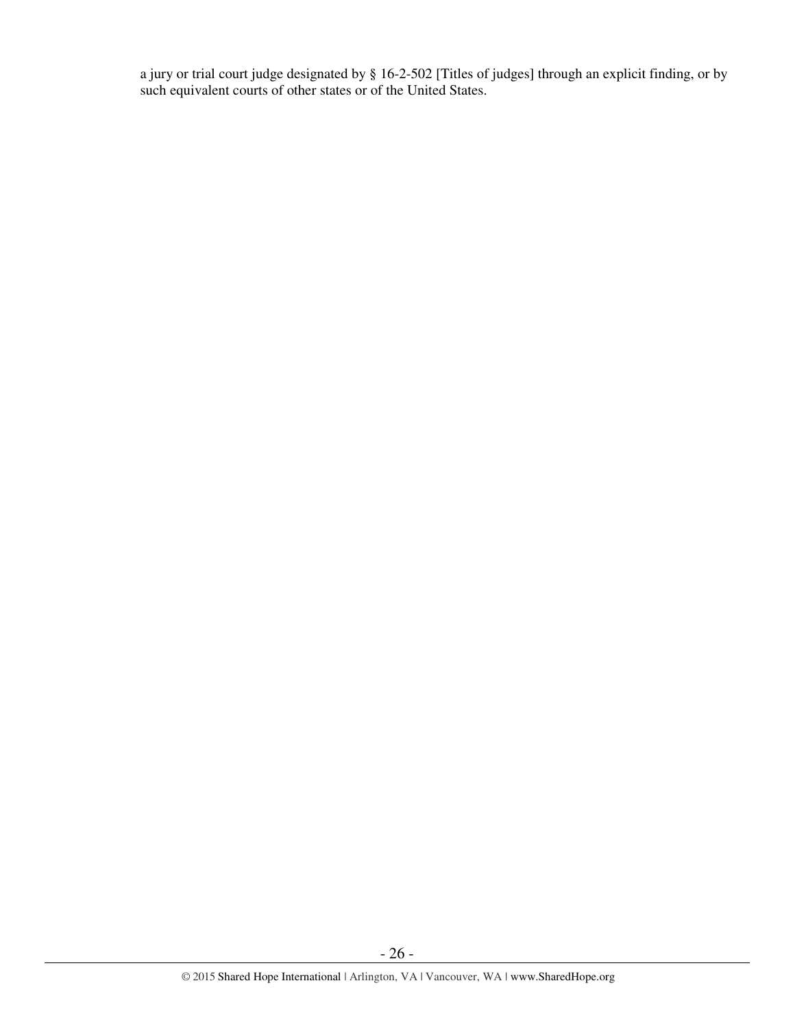a jury or trial court judge designated by § 16-2-502 [Titles of judges] through an explicit finding, or by such equivalent courts of other states or of the United States.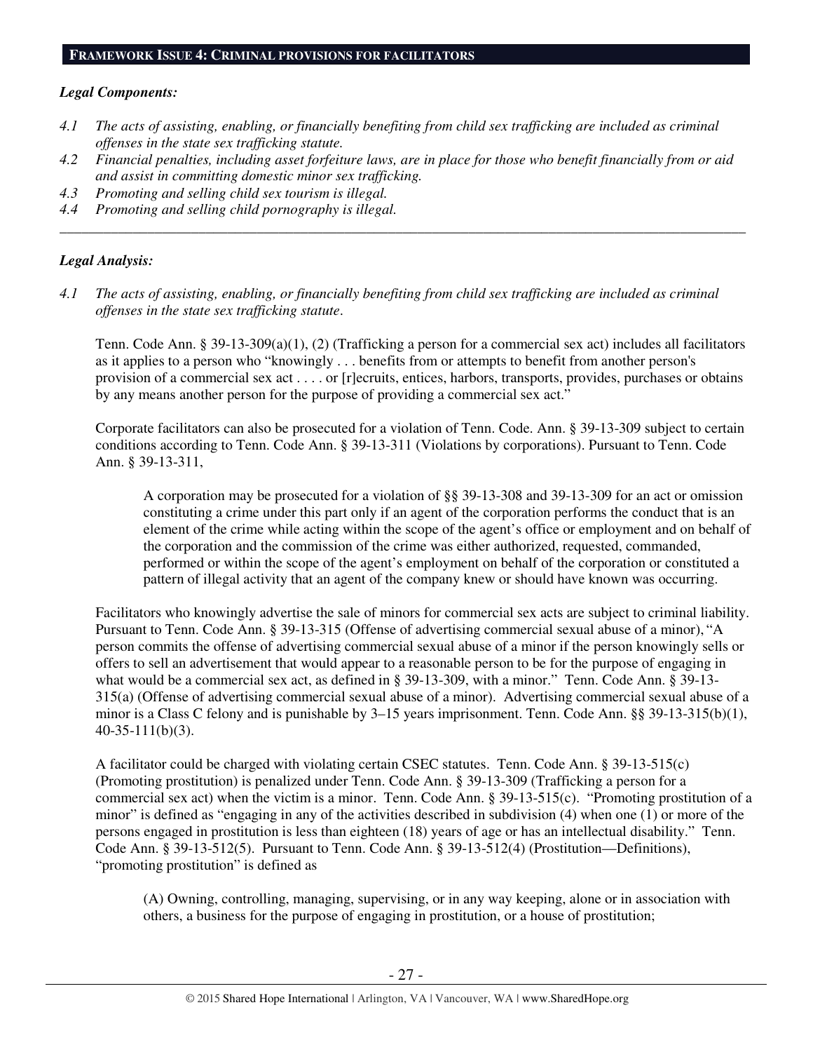## FRAMEWORK ISSUE 4: CRIMINAL PROVISIONS FOR FACILITATORS

***Legal Components:***

*4.1 The acts of assisting, enabling, or financially benefiting from child sex trafficking are included as criminal offenses in the state sex trafficking statute.*

*4.2 Financial penalties, including asset forfeiture laws, are in place for those who benefit financially from or aid and assist in committing domestic minor sex trafficking.*

*4.3 Promoting and selling child sex tourism is illegal.*

*4.4 Promoting and selling child pornography is illegal.*

---

***Legal Analysis:***

*4.1 The acts of assisting, enabling, or financially benefiting from child sex trafficking are included as criminal offenses in the state sex trafficking statute.*

Tenn. Code Ann. § 39-13-309(a)(1), (2) (Trafficking a person for a commercial sex act) includes all facilitators as it applies to a person who "knowingly . . . benefits from or attempts to benefit from another person's provision of a commercial sex act . . . . or [r]ecruits, entices, harbors, transports, provides, purchases or obtains by any means another person for the purpose of providing a commercial sex act."

Corporate facilitators can also be prosecuted for a violation of Tenn. Code. Ann. § 39-13-309 subject to certain conditions according to Tenn. Code Ann. § 39-13-311 (Violations by corporations). Pursuant to Tenn. Code Ann. § 39-13-311,

> A corporation may be prosecuted for a violation of §§ 39-13-308 and 39-13-309 for an act or omission constituting a crime under this part only if an agent of the corporation performs the conduct that is an element of the crime while acting within the scope of the agent's office or employment and on behalf of the corporation and the commission of the crime was either authorized, requested, commanded, performed or within the scope of the agent's employment on behalf of the corporation or constituted a pattern of illegal activity that an agent of the company knew or should have known was occurring.

Facilitators who knowingly advertise the sale of minors for commercial sex acts are subject to criminal liability. Pursuant to Tenn. Code Ann. § 39-13-315 (Offense of advertising commercial sexual abuse of a minor), "A person commits the offense of advertising commercial sexual abuse of a minor if the person knowingly sells or offers to sell an advertisement that would appear to a reasonable person to be for the purpose of engaging in what would be a commercial sex act, as defined in § 39-13-309, with a minor." Tenn. Code Ann. § 39-13-315(a) (Offense of advertising commercial sexual abuse of a minor). Advertising commercial sexual abuse of a minor is a Class C felony and is punishable by 3–15 years imprisonment. Tenn. Code Ann. §§ 39-13-315(b)(1), 40-35-111(b)(3).

A facilitator could be charged with violating certain CSEC statutes. Tenn. Code Ann. § 39-13-515(c) (Promoting prostitution) is penalized under Tenn. Code Ann. § 39-13-309 (Trafficking a person for a commercial sex act) when the victim is a minor. Tenn. Code Ann. § 39-13-515(c). "Promoting prostitution of a minor" is defined as "engaging in any of the activities described in subdivision (4) when one (1) or more of the persons engaged in prostitution is less than eighteen (18) years of age or has an intellectual disability." Tenn. Code Ann. § 39-13-512(5). Pursuant to Tenn. Code Ann. § 39-13-512(4) (Prostitution—Definitions), "promoting prostitution" is defined as

> (A) Owning, controlling, managing, supervising, or in any way keeping, alone or in association with others, a business for the purpose of engaging in prostitution, or a house of prostitution;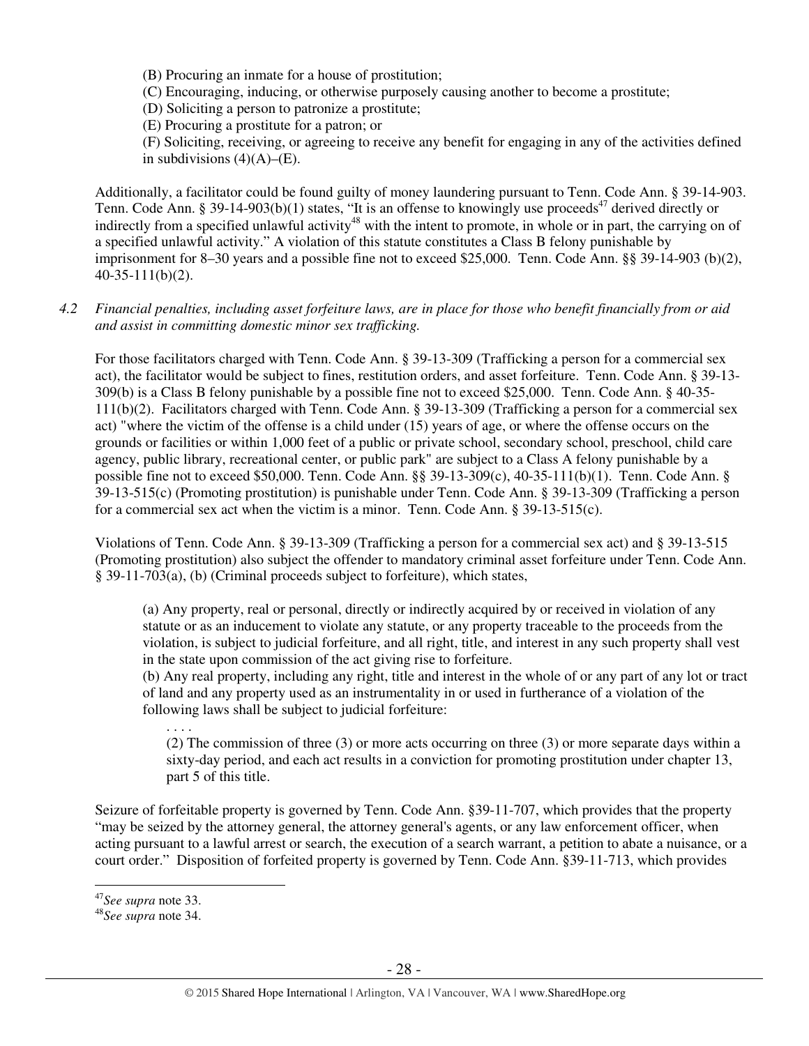(B) Procuring an inmate for a house of prostitution;
(C) Encouraging, inducing, or otherwise purposely causing another to become a prostitute;
(D) Soliciting a person to patronize a prostitute;
(E) Procuring a prostitute for a patron; or
(F) Soliciting, receiving, or agreeing to receive any benefit for engaging in any of the activities defined in subdivisions (4)(A)–(E).

Additionally, a facilitator could be found guilty of money laundering pursuant to Tenn. Code Ann. § 39-14-903. Tenn. Code Ann. § 39-14-903(b)(1) states, "It is an offense to knowingly use proceeds[47] derived directly or indirectly from a specified unlawful activity[48] with the intent to promote, in whole or in part, the carrying on of a specified unlawful activity." A violation of this statute constitutes a Class B felony punishable by imprisonment for 8–30 years and a possible fine not to exceed $25,000. Tenn. Code Ann. §§ 39-14-903 (b)(2), 40-35-111(b)(2).

*4.2 Financial penalties, including asset forfeiture laws, are in place for those who benefit financially from or aid and assist in committing domestic minor sex trafficking.*

For those facilitators charged with Tenn. Code Ann. § 39-13-309 (Trafficking a person for a commercial sex act), the facilitator would be subject to fines, restitution orders, and asset forfeiture. Tenn. Code Ann. § 39-13-309(b) is a Class B felony punishable by a possible fine not to exceed $25,000. Tenn. Code Ann. § 40-35-111(b)(2). Facilitators charged with Tenn. Code Ann. § 39-13-309 (Trafficking a person for a commercial sex act) "where the victim of the offense is a child under (15) years of age, or where the offense occurs on the grounds or facilities or within 1,000 feet of a public or private school, secondary school, preschool, child care agency, public library, recreational center, or public park" are subject to a Class A felony punishable by a possible fine not to exceed $50,000. Tenn. Code Ann. §§ 39-13-309(c), 40-35-111(b)(1). Tenn. Code Ann. § 39-13-515(c) (Promoting prostitution) is punishable under Tenn. Code Ann. § 39-13-309 (Trafficking a person for a commercial sex act when the victim is a minor. Tenn. Code Ann. § 39-13-515(c).

Violations of Tenn. Code Ann. § 39-13-309 (Trafficking a person for a commercial sex act) and § 39-13-515 (Promoting prostitution) also subject the offender to mandatory criminal asset forfeiture under Tenn. Code Ann. § 39-11-703(a), (b) (Criminal proceeds subject to forfeiture), which states,

> (a) Any property, real or personal, directly or indirectly acquired by or received in violation of any statute or as an inducement to violate any statute, or any property traceable to the proceeds from the violation, is subject to judicial forfeiture, and all right, title, and interest in any such property shall vest in the state upon commission of the act giving rise to forfeiture.
> (b) Any real property, including any right, title and interest in the whole of or any part of any lot or tract of land and any property used as an instrumentality in or used in furtherance of a violation of the following laws shall be subject to judicial forfeiture:
>
> . . . .
>
> (2) The commission of three (3) or more acts occurring on three (3) or more separate days within a sixty-day period, and each act results in a conviction for promoting prostitution under chapter 13, part 5 of this title.

Seizure of forfeitable property is governed by Tenn. Code Ann. §39-11-707, which provides that the property "may be seized by the attorney general, the attorney general's agents, or any law enforcement officer, when acting pursuant to a lawful arrest or search, the execution of a search warrant, a petition to abate a nuisance, or a court order." Disposition of forfeited property is governed by Tenn. Code Ann. §39-11-713, which provides

---

[47] *See supra* note 33.
[48] *See supra* note 34.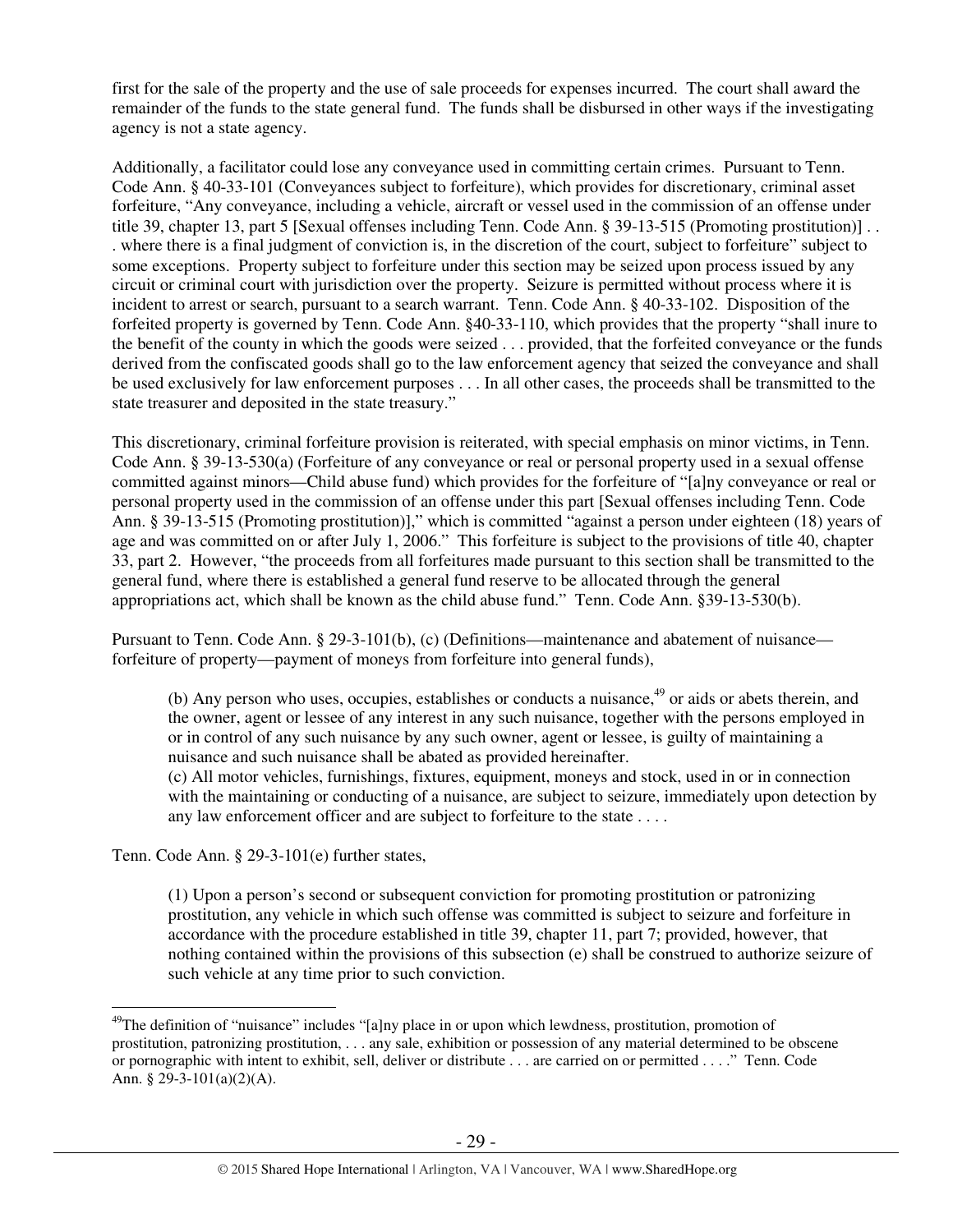first for the sale of the property and the use of sale proceeds for expenses incurred. The court shall award the remainder of the funds to the state general fund. The funds shall be disbursed in other ways if the investigating agency is not a state agency.

Additionally, a facilitator could lose any conveyance used in committing certain crimes. Pursuant to Tenn. Code Ann. § 40-33-101 (Conveyances subject to forfeiture), which provides for discretionary, criminal asset forfeiture, "Any conveyance, including a vehicle, aircraft or vessel used in the commission of an offense under title 39, chapter 13, part 5 [Sexual offenses including Tenn. Code Ann. § 39-13-515 (Promoting prostitution)] . . . where there is a final judgment of conviction is, in the discretion of the court, subject to forfeiture" subject to some exceptions. Property subject to forfeiture under this section may be seized upon process issued by any circuit or criminal court with jurisdiction over the property. Seizure is permitted without process where it is incident to arrest or search, pursuant to a search warrant. Tenn. Code Ann. § 40-33-102. Disposition of the forfeited property is governed by Tenn. Code Ann. §40-33-110, which provides that the property "shall inure to the benefit of the county in which the goods were seized . . . provided, that the forfeited conveyance or the funds derived from the confiscated goods shall go to the law enforcement agency that seized the conveyance and shall be used exclusively for law enforcement purposes . . . In all other cases, the proceeds shall be transmitted to the state treasurer and deposited in the state treasury."

This discretionary, criminal forfeiture provision is reiterated, with special emphasis on minor victims, in Tenn. Code Ann. § 39-13-530(a) (Forfeiture of any conveyance or real or personal property used in a sexual offense committed against minors—Child abuse fund) which provides for the forfeiture of "[a]ny conveyance or real or personal property used in the commission of an offense under this part [Sexual offenses including Tenn. Code Ann. § 39-13-515 (Promoting prostitution)]," which is committed "against a person under eighteen (18) years of age and was committed on or after July 1, 2006." This forfeiture is subject to the provisions of title 40, chapter 33, part 2. However, "the proceeds from all forfeitures made pursuant to this section shall be transmitted to the general fund, where there is established a general fund reserve to be allocated through the general appropriations act, which shall be known as the child abuse fund." Tenn. Code Ann. §39-13-530(b).

Pursuant to Tenn. Code Ann. § 29-3-101(b), (c) (Definitions—maintenance and abatement of nuisance—forfeiture of property—payment of moneys from forfeiture into general funds),

> (b) Any person who uses, occupies, establishes or conducts a nuisance,[49] or aids or abets therein, and the owner, agent or lessee of any interest in any such nuisance, together with the persons employed in or in control of any such nuisance by any such owner, agent or lessee, is guilty of maintaining a nuisance and such nuisance shall be abated as provided hereinafter.
> (c) All motor vehicles, furnishings, fixtures, equipment, moneys and stock, used in or in connection with the maintaining or conducting of a nuisance, are subject to seizure, immediately upon detection by any law enforcement officer and are subject to forfeiture to the state . . . .

Tenn. Code Ann. § 29-3-101(e) further states,

> (1) Upon a person's second or subsequent conviction for promoting prostitution or patronizing prostitution, any vehicle in which such offense was committed is subject to seizure and forfeiture in accordance with the procedure established in title 39, chapter 11, part 7; provided, however, that nothing contained within the provisions of this subsection (e) shall be construed to authorize seizure of such vehicle at any time prior to such conviction.

---

[49] The definition of "nuisance" includes "[a]ny place in or upon which lewdness, prostitution, promotion of prostitution, patronizing prostitution, . . . any sale, exhibition or possession of any material determined to be obscene or pornographic with intent to exhibit, sell, deliver or distribute . . . are carried on or permitted . . . ." Tenn. Code Ann. § 29-3-101(a)(2)(A).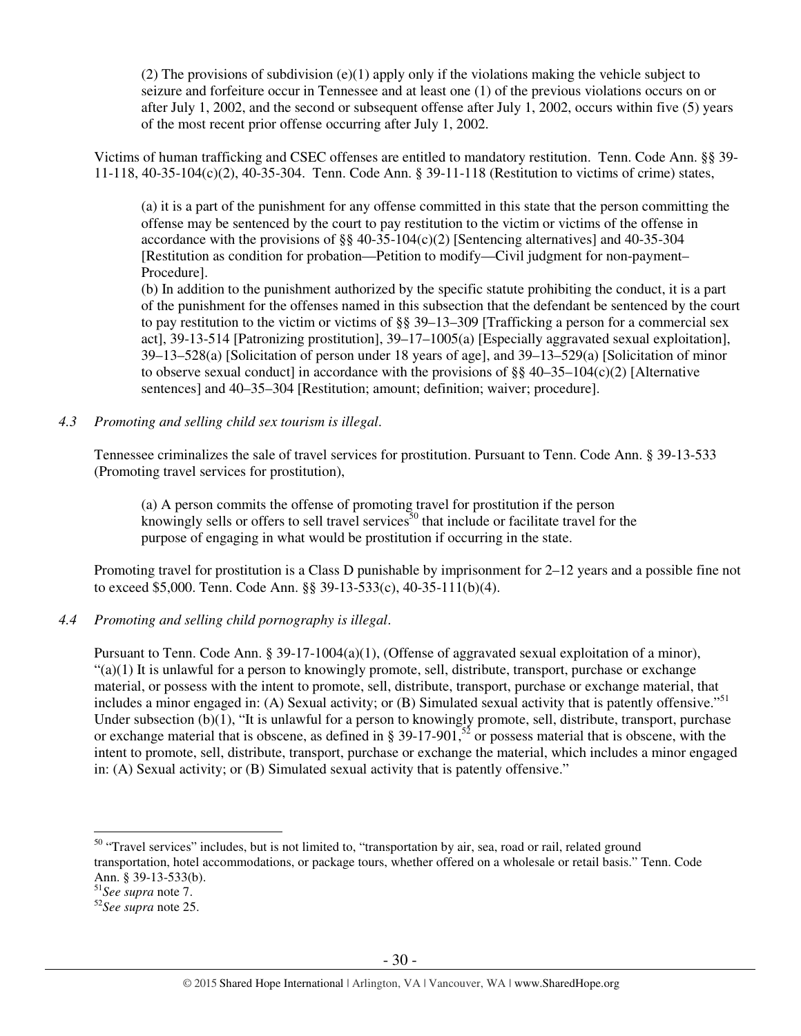(2) The provisions of subdivision (e)(1) apply only if the violations making the vehicle subject to seizure and forfeiture occur in Tennessee and at least one (1) of the previous violations occurs on or after July 1, 2002, and the second or subsequent offense after July 1, 2002, occurs within five (5) years of the most recent prior offense occurring after July 1, 2002.

Victims of human trafficking and CSEC offenses are entitled to mandatory restitution. Tenn. Code Ann. §§ 39-11-118, 40-35-104(c)(2), 40-35-304. Tenn. Code Ann. § 39-11-118 (Restitution to victims of crime) states,

> (a) it is a part of the punishment for any offense committed in this state that the person committing the offense may be sentenced by the court to pay restitution to the victim or victims of the offense in accordance with the provisions of §§ 40-35-104(c)(2) [Sentencing alternatives] and 40-35-304 [Restitution as condition for probation—Petition to modify—Civil judgment for non-payment–Procedure].
>
> (b) In addition to the punishment authorized by the specific statute prohibiting the conduct, it is a part of the punishment for the offenses named in this subsection that the defendant be sentenced by the court to pay restitution to the victim or victims of §§ 39–13–309 [Trafficking a person for a commercial sex act], 39-13-514 [Patronizing prostitution], 39–17–1005(a) [Especially aggravated sexual exploitation], 39–13–528(a) [Solicitation of person under 18 years of age], and 39–13–529(a) [Solicitation of minor to observe sexual conduct] in accordance with the provisions of §§ 40–35–104(c)(2) [Alternative sentences] and 40–35–304 [Restitution; amount; definition; waiver; procedure].

*4.3 Promoting and selling child sex tourism is illegal.*

Tennessee criminalizes the sale of travel services for prostitution. Pursuant to Tenn. Code Ann. § 39-13-533 (Promoting travel services for prostitution),

> (a) A person commits the offense of promoting travel for prostitution if the person knowingly sells or offers to sell travel services[50] that include or facilitate travel for the purpose of engaging in what would be prostitution if occurring in the state.

Promoting travel for prostitution is a Class D punishable by imprisonment for 2–12 years and a possible fine not to exceed $5,000. Tenn. Code Ann. §§ 39-13-533(c), 40-35-111(b)(4).

*4.4 Promoting and selling child pornography is illegal.*

Pursuant to Tenn. Code Ann. § 39-17-1004(a)(1), (Offense of aggravated sexual exploitation of a minor), "(a)(1) It is unlawful for a person to knowingly promote, sell, distribute, transport, purchase or exchange material, or possess with the intent to promote, sell, distribute, transport, purchase or exchange material, that includes a minor engaged in: (A) Sexual activity; or (B) Simulated sexual activity that is patently offensive."[51] Under subsection (b)(1), "It is unlawful for a person to knowingly promote, sell, distribute, transport, purchase or exchange material that is obscene, as defined in § 39-17-901,[52] or possess material that is obscene, with the intent to promote, sell, distribute, transport, purchase or exchange the material, which includes a minor engaged in: (A) Sexual activity; or (B) Simulated sexual activity that is patently offensive."

---

[50] "Travel services" includes, but is not limited to, "transportation by air, sea, road or rail, related ground transportation, hotel accommodations, or package tours, whether offered on a wholesale or retail basis." Tenn. Code Ann. § 39-13-533(b).

[51] *See supra* note 7.

[52] *See supra* note 25.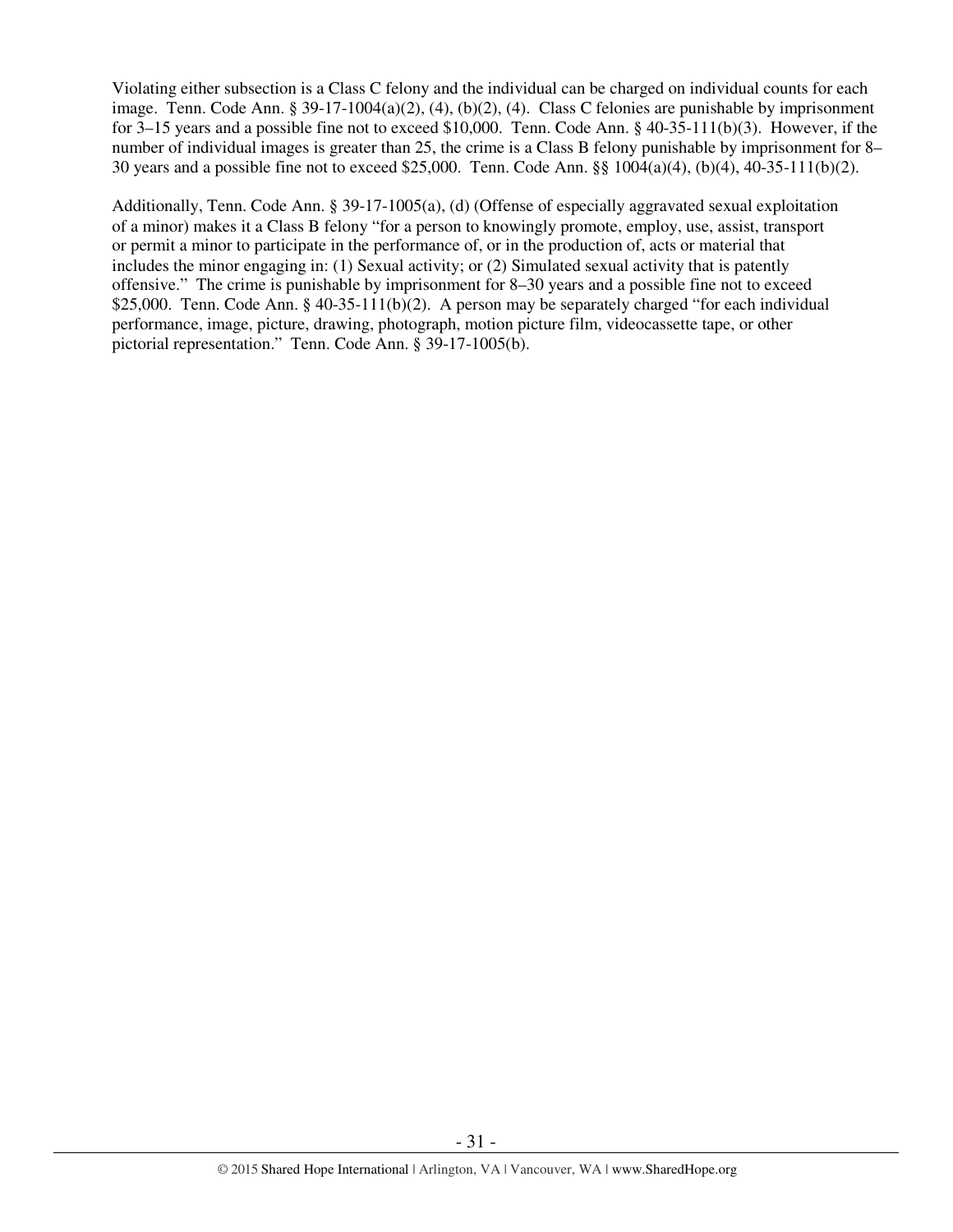Violating either subsection is a Class C felony and the individual can be charged on individual counts for each image. Tenn. Code Ann. § 39-17-1004(a)(2), (4), (b)(2), (4). Class C felonies are punishable by imprisonment for 3–15 years and a possible fine not to exceed $10,000. Tenn. Code Ann. § 40-35-111(b)(3). However, if the number of individual images is greater than 25, the crime is a Class B felony punishable by imprisonment for 8–30 years and a possible fine not to exceed $25,000. Tenn. Code Ann. §§ 1004(a)(4), (b)(4), 40-35-111(b)(2).

Additionally, Tenn. Code Ann. § 39-17-1005(a), (d) (Offense of especially aggravated sexual exploitation of a minor) makes it a Class B felony "for a person to knowingly promote, employ, use, assist, transport or permit a minor to participate in the performance of, or in the production of, acts or material that includes the minor engaging in: (1) Sexual activity; or (2) Simulated sexual activity that is patently offensive." The crime is punishable by imprisonment for 8–30 years and a possible fine not to exceed $25,000. Tenn. Code Ann. § 40-35-111(b)(2). A person may be separately charged "for each individual performance, image, picture, drawing, photograph, motion picture film, videocassette tape, or other pictorial representation." Tenn. Code Ann. § 39-17-1005(b).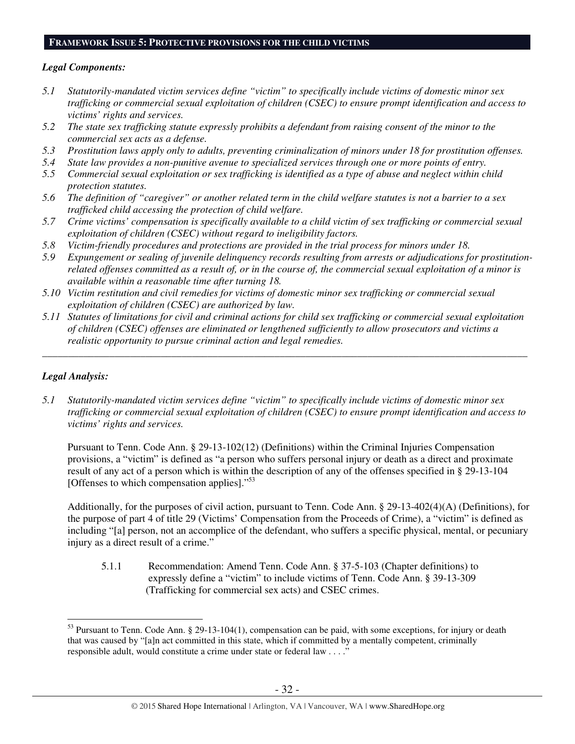## FRAMEWORK ISSUE 5: PROTECTIVE PROVISIONS FOR THE CHILD VICTIMS

***Legal Components:***

*5.1 Statutorily-mandated victim services define "victim" to specifically include victims of domestic minor sex trafficking or commercial sexual exploitation of children (CSEC) to ensure prompt identification and access to victims' rights and services.*

*5.2 The state sex trafficking statute expressly prohibits a defendant from raising consent of the minor to the commercial sex acts as a defense.*

*5.3 Prostitution laws apply only to adults, preventing criminalization of minors under 18 for prostitution offenses.*

*5.4 State law provides a non-punitive avenue to specialized services through one or more points of entry.*

*5.5 Commercial sexual exploitation or sex trafficking is identified as a type of abuse and neglect within child protection statutes.*

*5.6 The definition of "caregiver" or another related term in the child welfare statutes is not a barrier to a sex trafficked child accessing the protection of child welfare.*

*5.7 Crime victims' compensation is specifically available to a child victim of sex trafficking or commercial sexual exploitation of children (CSEC) without regard to ineligibility factors.*

*5.8 Victim-friendly procedures and protections are provided in the trial process for minors under 18.*

*5.9 Expungement or sealing of juvenile delinquency records resulting from arrests or adjudications for prostitution-related offenses committed as a result of, or in the course of, the commercial sexual exploitation of a minor is available within a reasonable time after turning 18.*

*5.10 Victim restitution and civil remedies for victims of domestic minor sex trafficking or commercial sexual exploitation of children (CSEC) are authorized by law.*

*5.11 Statutes of limitations for civil and criminal actions for child sex trafficking or commercial sexual exploitation of children (CSEC) offenses are eliminated or lengthened sufficiently to allow prosecutors and victims a realistic opportunity to pursue criminal action and legal remedies.*

---

***Legal Analysis:***

*5.1 Statutorily-mandated victim services define "victim" to specifically include victims of domestic minor sex trafficking or commercial sexual exploitation of children (CSEC) to ensure prompt identification and access to victims' rights and services.*

Pursuant to Tenn. Code Ann. § 29-13-102(12) (Definitions) within the Criminal Injuries Compensation provisions, a "victim" is defined as "a person who suffers personal injury or death as a direct and proximate result of any act of a person which is within the description of any of the offenses specified in § 29-13-104 [Offenses to which compensation applies]."[53]

Additionally, for the purposes of civil action, pursuant to Tenn. Code Ann. § 29-13-402(4)(A) (Definitions), for the purpose of part 4 of title 29 (Victims' Compensation from the Proceeds of Crime), a "victim" is defined as including "[a] person, not an accomplice of the defendant, who suffers a specific physical, mental, or pecuniary injury as a direct result of a crime."

5.1.1 Recommendation: Amend Tenn. Code Ann. § 37-5-103 (Chapter definitions) to expressly define a "victim" to include victims of Tenn. Code Ann. § 39-13-309 (Trafficking for commercial sex acts) and CSEC crimes.

---

[53] Pursuant to Tenn. Code Ann. § 29-13-104(1), compensation can be paid, with some exceptions, for injury or death that was caused by "[a]n act committed in this state, which if committed by a mentally competent, criminally responsible adult, would constitute a crime under state or federal law . . . ."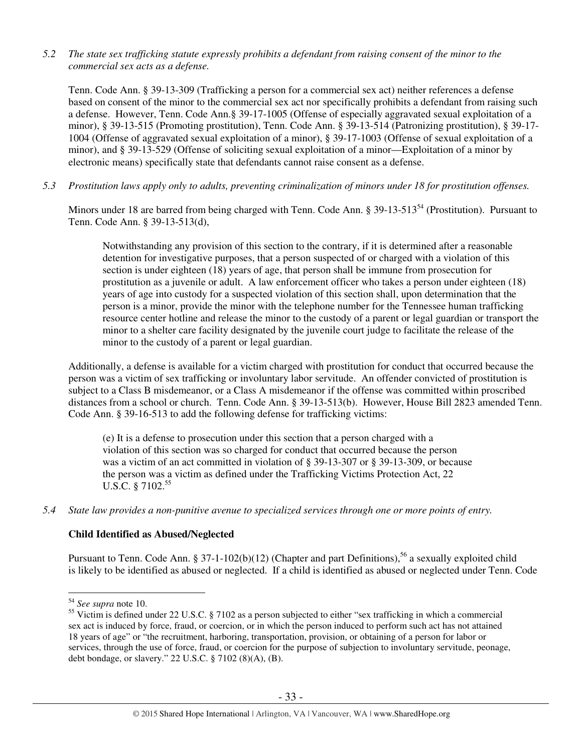*5.2 The state sex trafficking statute expressly prohibits a defendant from raising consent of the minor to the commercial sex acts as a defense.*

Tenn. Code Ann. § 39-13-309 (Trafficking a person for a commercial sex act) neither references a defense based on consent of the minor to the commercial sex act nor specifically prohibits a defendant from raising such a defense. However, Tenn. Code Ann.§ 39-17-1005 (Offense of especially aggravated sexual exploitation of a minor), § 39-13-515 (Promoting prostitution), Tenn. Code Ann. § 39-13-514 (Patronizing prostitution), § 39-17-1004 (Offense of aggravated sexual exploitation of a minor), § 39-17-1003 (Offense of sexual exploitation of a minor), and § 39-13-529 (Offense of soliciting sexual exploitation of a minor—Exploitation of a minor by electronic means) specifically state that defendants cannot raise consent as a defense.

*5.3 Prostitution laws apply only to adults, preventing criminalization of minors under 18 for prostitution offenses.*

Minors under 18 are barred from being charged with Tenn. Code Ann. § 39-13-513[54] (Prostitution). Pursuant to Tenn. Code Ann. § 39-13-513(d),

> Notwithstanding any provision of this section to the contrary, if it is determined after a reasonable detention for investigative purposes, that a person suspected of or charged with a violation of this section is under eighteen (18) years of age, that person shall be immune from prosecution for prostitution as a juvenile or adult. A law enforcement officer who takes a person under eighteen (18) years of age into custody for a suspected violation of this section shall, upon determination that the person is a minor, provide the minor with the telephone number for the Tennessee human trafficking resource center hotline and release the minor to the custody of a parent or legal guardian or transport the minor to a shelter care facility designated by the juvenile court judge to facilitate the release of the minor to the custody of a parent or legal guardian.

Additionally, a defense is available for a victim charged with prostitution for conduct that occurred because the person was a victim of sex trafficking or involuntary labor servitude. An offender convicted of prostitution is subject to a Class B misdemeanor, or a Class A misdemeanor if the offense was committed within proscribed distances from a school or church. Tenn. Code Ann. § 39-13-513(b). However, House Bill 2823 amended Tenn. Code Ann. § 39-16-513 to add the following defense for trafficking victims:

> (e) It is a defense to prosecution under this section that a person charged with a violation of this section was so charged for conduct that occurred because the person was a victim of an act committed in violation of § 39-13-307 or § 39-13-309, or because the person was a victim as defined under the Trafficking Victims Protection Act, 22 U.S.C. § 7102.[55]

*5.4 State law provides a non-punitive avenue to specialized services through one or more points of entry.*

**Child Identified as Abused/Neglected**

Pursuant to Tenn. Code Ann. § 37-1-102(b)(12) (Chapter and part Definitions),[56] a sexually exploited child is likely to be identified as abused or neglected. If a child is identified as abused or neglected under Tenn. Code

---

[54] *See supra* note 10.

[55] Victim is defined under 22 U.S.C. § 7102 as a person subjected to either "sex trafficking in which a commercial sex act is induced by force, fraud, or coercion, or in which the person induced to perform such act has not attained 18 years of age" or "the recruitment, harboring, transportation, provision, or obtaining of a person for labor or services, through the use of force, fraud, or coercion for the purpose of subjection to involuntary servitude, peonage, debt bondage, or slavery." 22 U.S.C. § 7102 (8)(A), (B).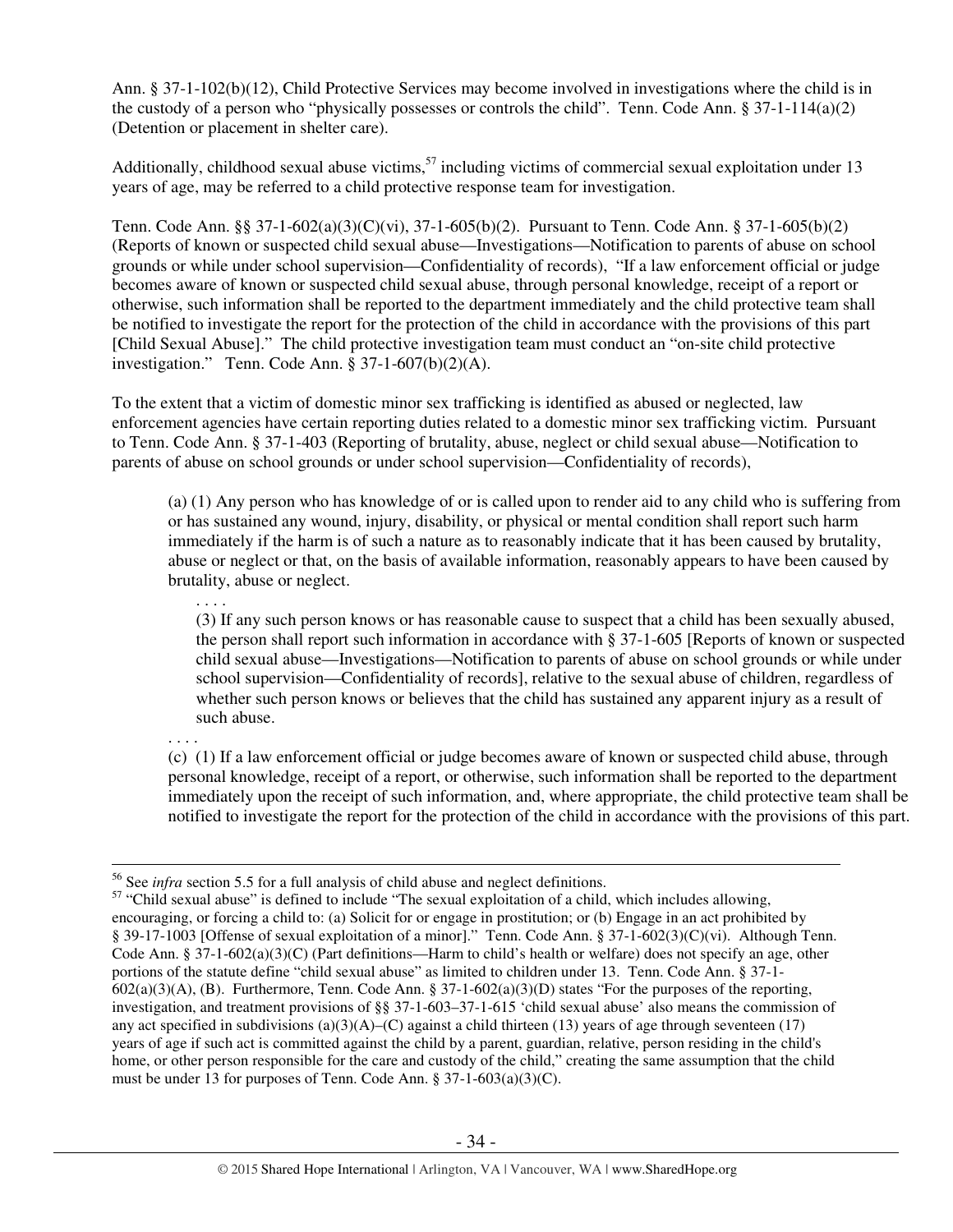Ann. § 37-1-102(b)(12), Child Protective Services may become involved in investigations where the child is in the custody of a person who "physically possesses or controls the child". Tenn. Code Ann. § 37-1-114(a)(2) (Detention or placement in shelter care).

Additionally, childhood sexual abuse victims,[57] including victims of commercial sexual exploitation under 13 years of age, may be referred to a child protective response team for investigation.

Tenn. Code Ann. §§ 37-1-602(a)(3)(C)(vi), 37-1-605(b)(2). Pursuant to Tenn. Code Ann. § 37-1-605(b)(2) (Reports of known or suspected child sexual abuse—Investigations—Notification to parents of abuse on school grounds or while under school supervision—Confidentiality of records), "If a law enforcement official or judge becomes aware of known or suspected child sexual abuse, through personal knowledge, receipt of a report or otherwise, such information shall be reported to the department immediately and the child protective team shall be notified to investigate the report for the protection of the child in accordance with the provisions of this part [Child Sexual Abuse]." The child protective investigation team must conduct an "on-site child protective investigation." Tenn. Code Ann. § 37-1-607(b)(2)(A).

To the extent that a victim of domestic minor sex trafficking is identified as abused or neglected, law enforcement agencies have certain reporting duties related to a domestic minor sex trafficking victim. Pursuant to Tenn. Code Ann. § 37-1-403 (Reporting of brutality, abuse, neglect or child sexual abuse—Notification to parents of abuse on school grounds or under school supervision—Confidentiality of records),

> (a) (1) Any person who has knowledge of or is called upon to render aid to any child who is suffering from or has sustained any wound, injury, disability, or physical or mental condition shall report such harm immediately if the harm is of such a nature as to reasonably indicate that it has been caused by brutality, abuse or neglect or that, on the basis of available information, reasonably appears to have been caused by brutality, abuse or neglect.
>
> . . . .
>
> (3) If any such person knows or has reasonable cause to suspect that a child has been sexually abused, the person shall report such information in accordance with § 37-1-605 [Reports of known or suspected child sexual abuse—Investigations—Notification to parents of abuse on school grounds or while under school supervision—Confidentiality of records], relative to the sexual abuse of children, regardless of whether such person knows or believes that the child has sustained any apparent injury as a result of such abuse.
>
> . . . .
>
> (c) (1) If a law enforcement official or judge becomes aware of known or suspected child abuse, through personal knowledge, receipt of a report, or otherwise, such information shall be reported to the department immediately upon the receipt of such information, and, where appropriate, the child protective team shall be notified to investigate the report for the protection of the child in accordance with the provisions of this part.

---

[56] See *infra* section 5.5 for a full analysis of child abuse and neglect definitions.

[57] "Child sexual abuse" is defined to include "The sexual exploitation of a child, which includes allowing, encouraging, or forcing a child to: (a) Solicit for or engage in prostitution; or (b) Engage in an act prohibited by § 39-17-1003 [Offense of sexual exploitation of a minor]." Tenn. Code Ann. § 37-1-602(3)(C)(vi). Although Tenn. Code Ann. § 37-1-602(a)(3)(C) (Part definitions—Harm to child's health or welfare) does not specify an age, other portions of the statute define "child sexual abuse" as limited to children under 13. Tenn. Code Ann. § 37-1-602(a)(3)(A), (B). Furthermore, Tenn. Code Ann. § 37-1-602(a)(3)(D) states "For the purposes of the reporting, investigation, and treatment provisions of §§ 37-1-603–37-1-615 'child sexual abuse' also means the commission of any act specified in subdivisions (a)(3)(A)–(C) against a child thirteen (13) years of age through seventeen (17) years of age if such act is committed against the child by a parent, guardian, relative, person residing in the child's home, or other person responsible for the care and custody of the child," creating the same assumption that the child must be under 13 for purposes of Tenn. Code Ann. § 37-1-603(a)(3)(C).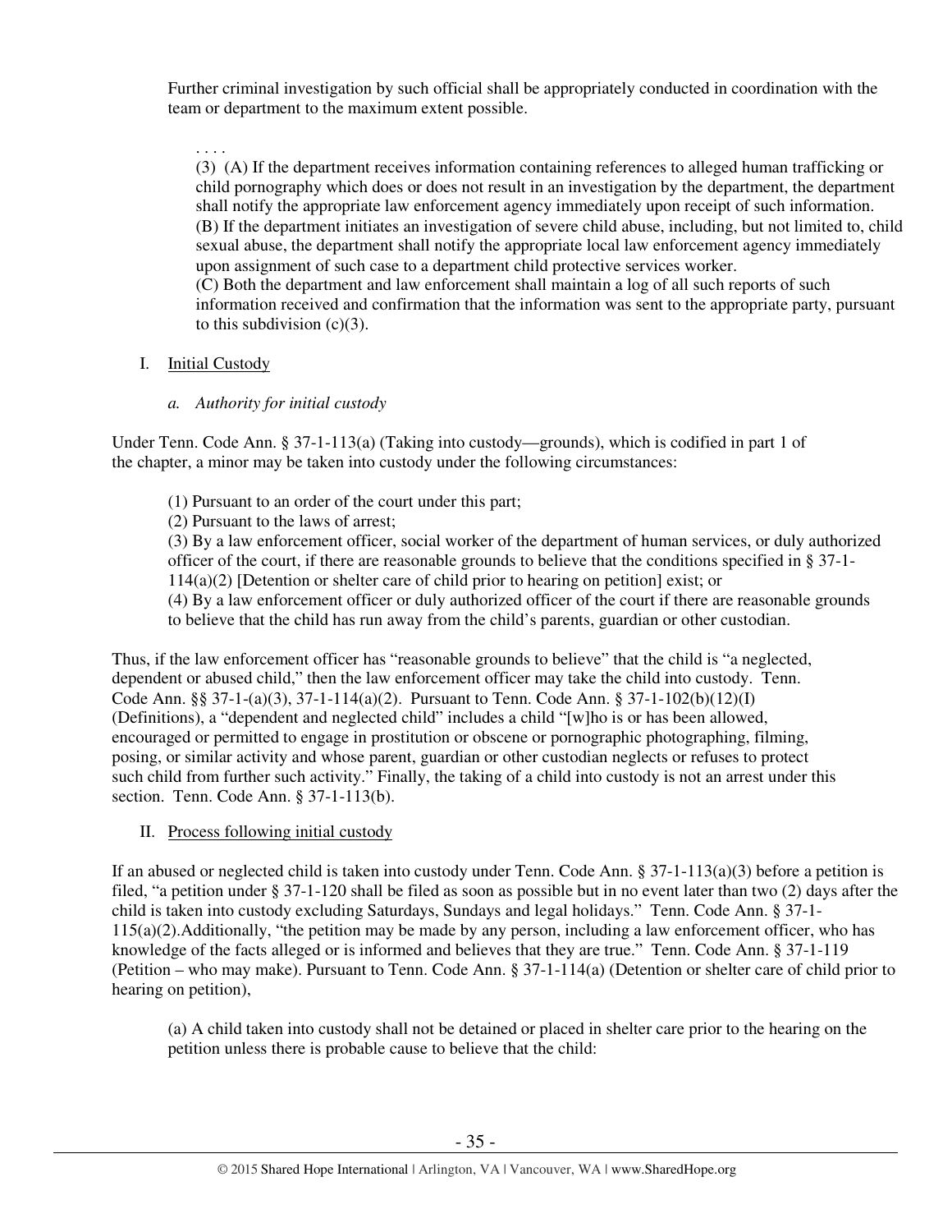Further criminal investigation by such official shall be appropriately conducted in coordination with the team or department to the maximum extent possible.

> . . . .
> (3) (A) If the department receives information containing references to alleged human trafficking or child pornography which does or does not result in an investigation by the department, the department shall notify the appropriate law enforcement agency immediately upon receipt of such information.
> (B) If the department initiates an investigation of severe child abuse, including, but not limited to, child sexual abuse, the department shall notify the appropriate local law enforcement agency immediately upon assignment of such case to a department child protective services worker.
> (C) Both the department and law enforcement shall maintain a log of all such reports of such information received and confirmation that the information was sent to the appropriate party, pursuant to this subdivision (c)(3).

I. <u>Initial Custody</u>

*a. Authority for initial custody*

Under Tenn. Code Ann. § 37-1-113(a) (Taking into custody—grounds), which is codified in part 1 of the chapter, a minor may be taken into custody under the following circumstances:

> (1) Pursuant to an order of the court under this part;
> (2) Pursuant to the laws of arrest;
> (3) By a law enforcement officer, social worker of the department of human services, or duly authorized officer of the court, if there are reasonable grounds to believe that the conditions specified in § 37-1-114(a)(2) [Detention or shelter care of child prior to hearing on petition] exist; or
> (4) By a law enforcement officer or duly authorized officer of the court if there are reasonable grounds to believe that the child has run away from the child's parents, guardian or other custodian.

Thus, if the law enforcement officer has "reasonable grounds to believe" that the child is "a neglected, dependent or abused child," then the law enforcement officer may take the child into custody. Tenn. Code Ann. §§ 37-1-(a)(3), 37-1-114(a)(2). Pursuant to Tenn. Code Ann. § 37-1-102(b)(12)(I) (Definitions), a "dependent and neglected child" includes a child "[w]ho is or has been allowed, encouraged or permitted to engage in prostitution or obscene or pornographic photographing, filming, posing, or similar activity and whose parent, guardian or other custodian neglects or refuses to protect such child from further such activity." Finally, the taking of a child into custody is not an arrest under this section. Tenn. Code Ann. § 37-1-113(b).

II. <u>Process following initial custody</u>

If an abused or neglected child is taken into custody under Tenn. Code Ann. § 37-1-113(a)(3) before a petition is filed, "a petition under § 37-1-120 shall be filed as soon as possible but in no event later than two (2) days after the child is taken into custody excluding Saturdays, Sundays and legal holidays." Tenn. Code Ann. § 37-1-115(a)(2).Additionally, "the petition may be made by any person, including a law enforcement officer, who has knowledge of the facts alleged or is informed and believes that they are true." Tenn. Code Ann. § 37-1-119 (Petition – who may make). Pursuant to Tenn. Code Ann. § 37-1-114(a) (Detention or shelter care of child prior to hearing on petition),

> (a) A child taken into custody shall not be detained or placed in shelter care prior to the hearing on the petition unless there is probable cause to believe that the child: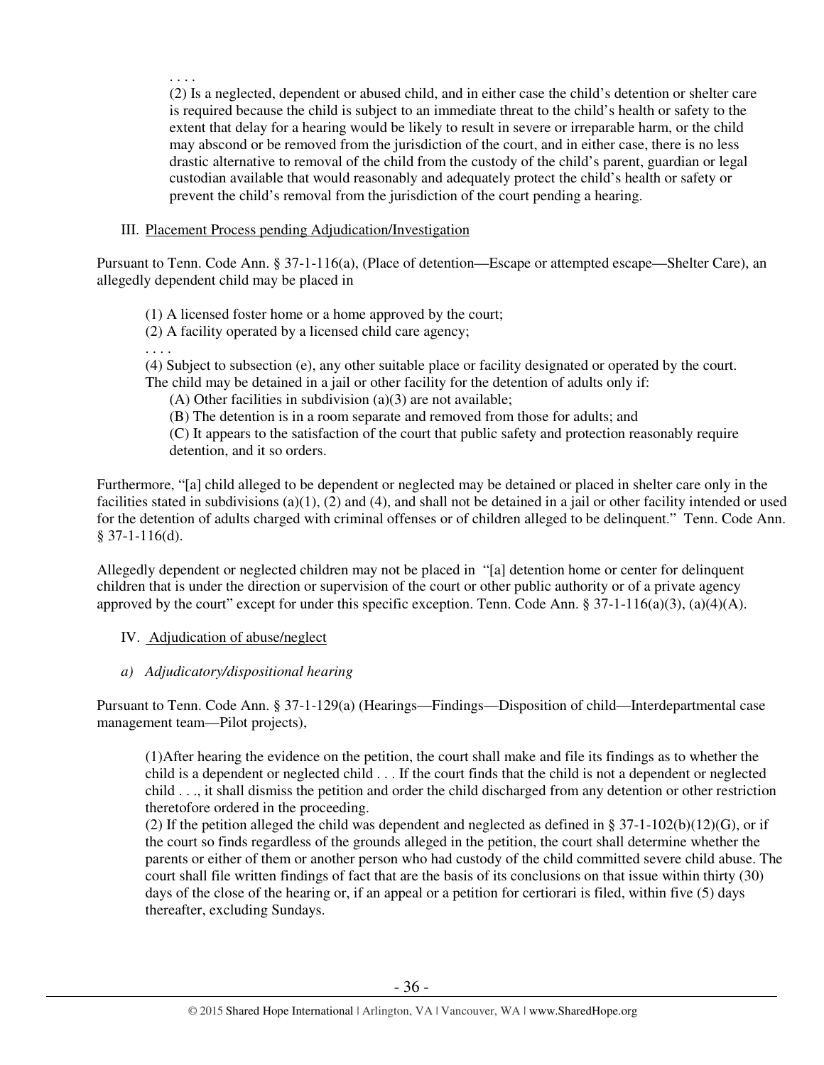. . . .

(2) Is a neglected, dependent or abused child, and in either case the child's detention or shelter care is required because the child is subject to an immediate threat to the child's health or safety to the extent that delay for a hearing would be likely to result in severe or irreparable harm, or the child may abscond or be removed from the jurisdiction of the court, and in either case, there is no less drastic alternative to removal of the child from the custody of the child's parent, guardian or legal custodian available that would reasonably and adequately protect the child's health or safety or prevent the child's removal from the jurisdiction of the court pending a hearing.

III. Placement Process pending Adjudication/Investigation

Pursuant to Tenn. Code Ann. § 37-1-116(a), (Place of detention—Escape or attempted escape—Shelter Care), an allegedly dependent child may be placed in

(1) A licensed foster home or a home approved by the court;
(2) A facility operated by a licensed child care agency;
. . . .
(4) Subject to subsection (e), any other suitable place or facility designated or operated by the court. The child may be detained in a jail or other facility for the detention of adults only if:
 (A) Other facilities in subdivision (a)(3) are not available;
 (B) The detention is in a room separate and removed from those for adults; and
 (C) It appears to the satisfaction of the court that public safety and protection reasonably require detention, and it so orders.

Furthermore, "[a] child alleged to be dependent or neglected may be detained or placed in shelter care only in the facilities stated in subdivisions (a)(1), (2) and (4), and shall not be detained in a jail or other facility intended or used for the detention of adults charged with criminal offenses or of children alleged to be delinquent." Tenn. Code Ann. § 37-1-116(d).

Allegedly dependent or neglected children may not be placed in "[a] detention home or center for delinquent children that is under the direction or supervision of the court or other public authority or of a private agency approved by the court" except for under this specific exception. Tenn. Code Ann. § 37-1-116(a)(3), (a)(4)(A).

IV. Adjudication of abuse/neglect

*a) Adjudicatory/dispositional hearing*

Pursuant to Tenn. Code Ann. § 37-1-129(a) (Hearings—Findings—Disposition of child—Interdepartmental case management team—Pilot projects),

(1)After hearing the evidence on the petition, the court shall make and file its findings as to whether the child is a dependent or neglected child . . . If the court finds that the child is not a dependent or neglected child . . ., it shall dismiss the petition and order the child discharged from any detention or other restriction theretofore ordered in the proceeding.
(2) If the petition alleged the child was dependent and neglected as defined in § 37-1-102(b)(12)(G), or if the court so finds regardless of the grounds alleged in the petition, the court shall determine whether the parents or either of them or another person who had custody of the child committed severe child abuse. The court shall file written findings of fact that are the basis of its conclusions on that issue within thirty (30) days of the close of the hearing or, if an appeal or a petition for certiorari is filed, within five (5) days thereafter, excluding Sundays.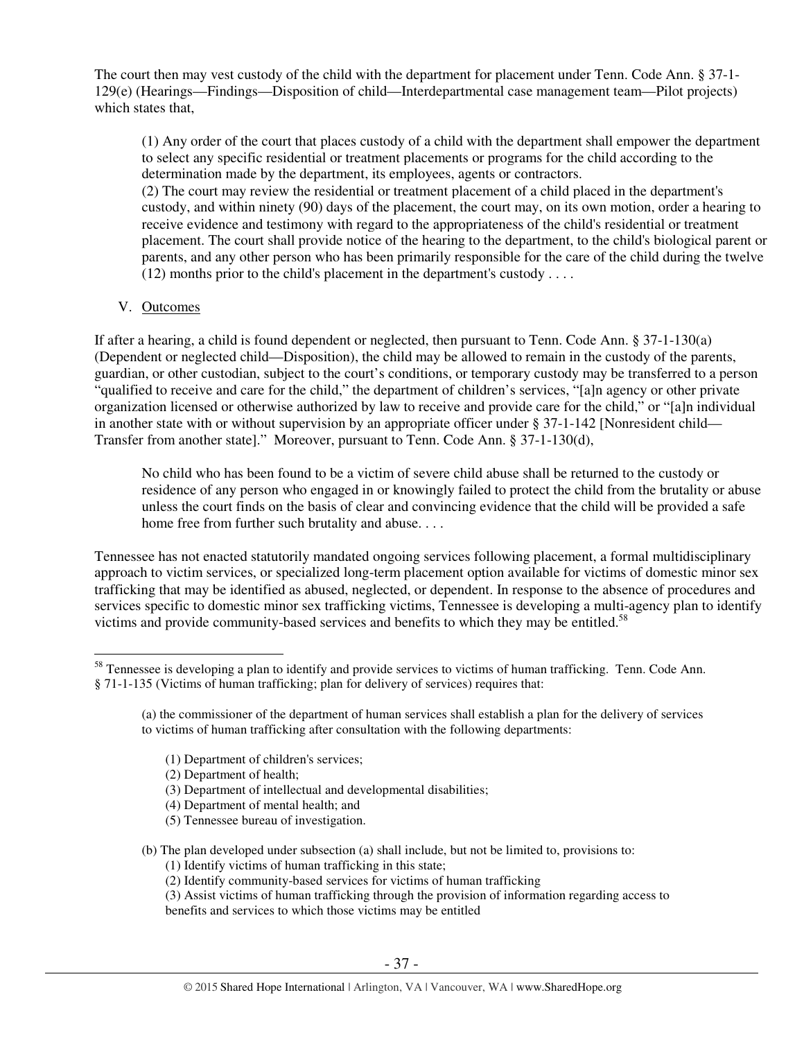The court then may vest custody of the child with the department for placement under Tenn. Code Ann. § 37-1-129(e) (Hearings—Findings—Disposition of child—Interdepartmental case management team—Pilot projects) which states that,

> (1) Any order of the court that places custody of a child with the department shall empower the department to select any specific residential or treatment placements or programs for the child according to the determination made by the department, its employees, agents or contractors.
> (2) The court may review the residential or treatment placement of a child placed in the department's custody, and within ninety (90) days of the placement, the court may, on its own motion, order a hearing to receive evidence and testimony with regard to the appropriateness of the child's residential or treatment placement. The court shall provide notice of the hearing to the department, to the child's biological parent or parents, and any other person who has been primarily responsible for the care of the child during the twelve (12) months prior to the child's placement in the department's custody . . . .

V. <u>Outcomes</u>

If after a hearing, a child is found dependent or neglected, then pursuant to Tenn. Code Ann. § 37-1-130(a) (Dependent or neglected child—Disposition), the child may be allowed to remain in the custody of the parents, guardian, or other custodian, subject to the court's conditions, or temporary custody may be transferred to a person "qualified to receive and care for the child," the department of children's services, "[a]n agency or other private organization licensed or otherwise authorized by law to receive and provide care for the child," or "[a]n individual in another state with or without supervision by an appropriate officer under § 37-1-142 [Nonresident child—Transfer from another state]." Moreover, pursuant to Tenn. Code Ann. § 37-1-130(d),

> No child who has been found to be a victim of severe child abuse shall be returned to the custody or residence of any person who engaged in or knowingly failed to protect the child from the brutality or abuse unless the court finds on the basis of clear and convincing evidence that the child will be provided a safe home free from further such brutality and abuse. . . .

Tennessee has not enacted statutorily mandated ongoing services following placement, a formal multidisciplinary approach to victim services, or specialized long-term placement option available for victims of domestic minor sex trafficking that may be identified as abused, neglected, or dependent. In response to the absence of procedures and services specific to domestic minor sex trafficking victims, Tennessee is developing a multi-agency plan to identify victims and provide community-based services and benefits to which they may be entitled.[58]

---

[58] Tennessee is developing a plan to identify and provide services to victims of human trafficking. Tenn. Code Ann. § 71-1-135 (Victims of human trafficking; plan for delivery of services) requires that:

> (a) the commissioner of the department of human services shall establish a plan for the delivery of services to victims of human trafficking after consultation with the following departments:
>
> (1) Department of children's services;
> (2) Department of health;
> (3) Department of intellectual and developmental disabilities;
> (4) Department of mental health; and
> (5) Tennessee bureau of investigation.
>
> (b) The plan developed under subsection (a) shall include, but not be limited to, provisions to:
> (1) Identify victims of human trafficking in this state;
> (2) Identify community-based services for victims of human trafficking
> (3) Assist victims of human trafficking through the provision of information regarding access to benefits and services to which those victims may be entitled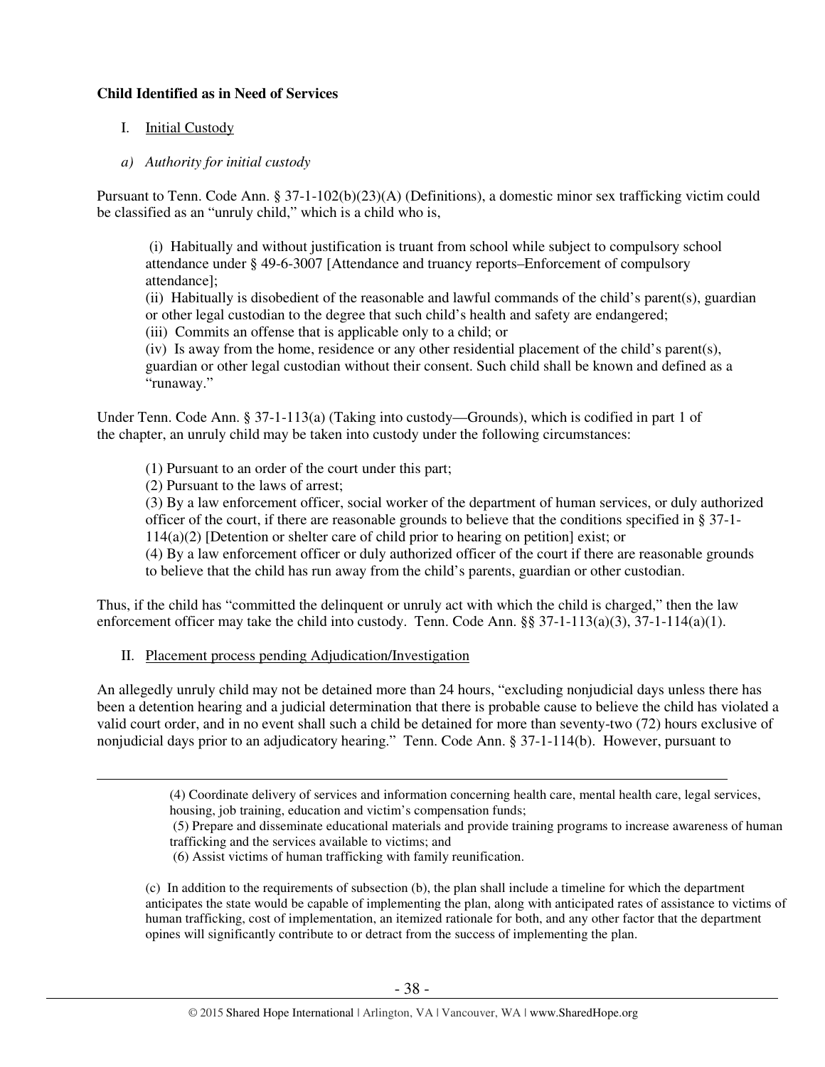**Child Identified as in Need of Services**

I. Initial Custody

*a) Authority for initial custody*

Pursuant to Tenn. Code Ann. § 37-1-102(b)(23)(A) (Definitions), a domestic minor sex trafficking victim could be classified as an "unruly child," which is a child who is,

> (i) Habitually and without justification is truant from school while subject to compulsory school attendance under § 49-6-3007 [Attendance and truancy reports–Enforcement of compulsory attendance];
> (ii) Habitually is disobedient of the reasonable and lawful commands of the child's parent(s), guardian or other legal custodian to the degree that such child's health and safety are endangered;
> (iii) Commits an offense that is applicable only to a child; or
> (iv) Is away from the home, residence or any other residential placement of the child's parent(s), guardian or other legal custodian without their consent. Such child shall be known and defined as a "runaway."

Under Tenn. Code Ann. § 37-1-113(a) (Taking into custody—Grounds), which is codified in part 1 of the chapter, an unruly child may be taken into custody under the following circumstances:

> (1) Pursuant to an order of the court under this part;
> (2) Pursuant to the laws of arrest;
> (3) By a law enforcement officer, social worker of the department of human services, or duly authorized officer of the court, if there are reasonable grounds to believe that the conditions specified in § 37-1-114(a)(2) [Detention or shelter care of child prior to hearing on petition] exist; or
> (4) By a law enforcement officer or duly authorized officer of the court if there are reasonable grounds to believe that the child has run away from the child's parents, guardian or other custodian.

Thus, if the child has "committed the delinquent or unruly act with which the child is charged," then the law enforcement officer may take the child into custody. Tenn. Code Ann. §§ 37-1-113(a)(3), 37-1-114(a)(1).

II. Placement process pending Adjudication/Investigation

An allegedly unruly child may not be detained more than 24 hours, "excluding nonjudicial days unless there has been a detention hearing and a judicial determination that there is probable cause to believe the child has violated a valid court order, and in no event shall such a child be detained for more than seventy-two (72) hours exclusive of nonjudicial days prior to an adjudicatory hearing." Tenn. Code Ann. § 37-1-114(b). However, pursuant to

---

> (4) Coordinate delivery of services and information concerning health care, mental health care, legal services, housing, job training, education and victim's compensation funds;
> (5) Prepare and disseminate educational materials and provide training programs to increase awareness of human trafficking and the services available to victims; and
> (6) Assist victims of human trafficking with family reunification.
>
> (c) In addition to the requirements of subsection (b), the plan shall include a timeline for which the department anticipates the state would be capable of implementing the plan, along with anticipated rates of assistance to victims of human trafficking, cost of implementation, an itemized rationale for both, and any other factor that the department opines will significantly contribute to or detract from the success of implementing the plan.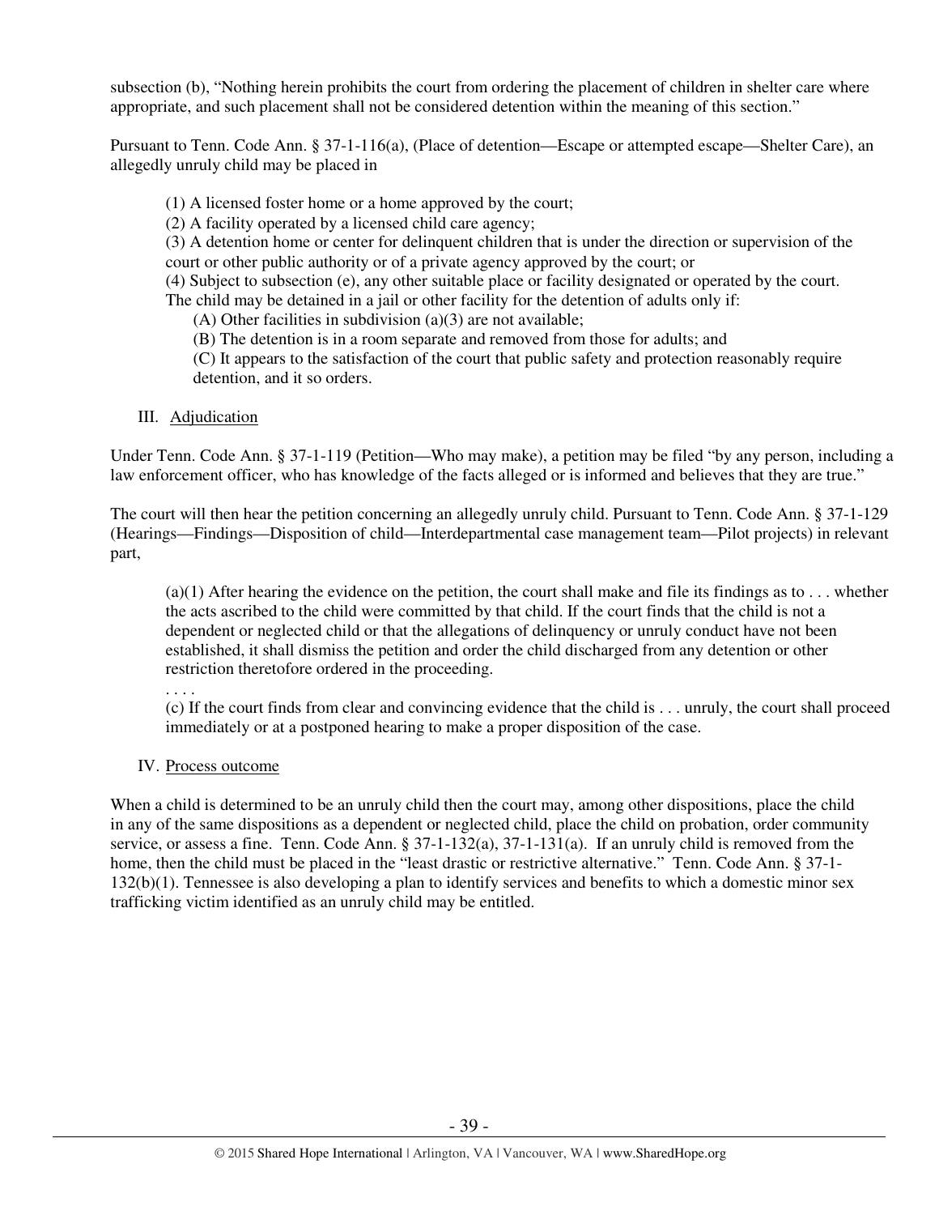subsection (b), "Nothing herein prohibits the court from ordering the placement of children in shelter care where appropriate, and such placement shall not be considered detention within the meaning of this section."

Pursuant to Tenn. Code Ann. § 37-1-116(a), (Place of detention—Escape or attempted escape—Shelter Care), an allegedly unruly child may be placed in

> (1) A licensed foster home or a home approved by the court;
> (2) A facility operated by a licensed child care agency;
> (3) A detention home or center for delinquent children that is under the direction or supervision of the court or other public authority or of a private agency approved by the court; or
> (4) Subject to subsection (e), any other suitable place or facility designated or operated by the court.
> The child may be detained in a jail or other facility for the detention of adults only if:
> (A) Other facilities in subdivision (a)(3) are not available;
> (B) The detention is in a room separate and removed from those for adults; and
> (C) It appears to the satisfaction of the court that public safety and protection reasonably require detention, and it so orders.

III. Adjudication

Under Tenn. Code Ann. § 37-1-119 (Petition—Who may make), a petition may be filed "by any person, including a law enforcement officer, who has knowledge of the facts alleged or is informed and believes that they are true."

The court will then hear the petition concerning an allegedly unruly child. Pursuant to Tenn. Code Ann. § 37-1-129 (Hearings—Findings—Disposition of child—Interdepartmental case management team—Pilot projects) in relevant part,

> (a)(1) After hearing the evidence on the petition, the court shall make and file its findings as to . . . whether the acts ascribed to the child were committed by that child. If the court finds that the child is not a dependent or neglected child or that the allegations of delinquency or unruly conduct have not been established, it shall dismiss the petition and order the child discharged from any detention or other restriction theretofore ordered in the proceeding.
> . . . .
> (c) If the court finds from clear and convincing evidence that the child is . . . unruly, the court shall proceed immediately or at a postponed hearing to make a proper disposition of the case.

IV. Process outcome

When a child is determined to be an unruly child then the court may, among other dispositions, place the child in any of the same dispositions as a dependent or neglected child, place the child on probation, order community service, or assess a fine. Tenn. Code Ann. § 37-1-132(a), 37-1-131(a). If an unruly child is removed from the home, then the child must be placed in the "least drastic or restrictive alternative." Tenn. Code Ann. § 37-1-132(b)(1). Tennessee is also developing a plan to identify services and benefits to which a domestic minor sex trafficking victim identified as an unruly child may be entitled.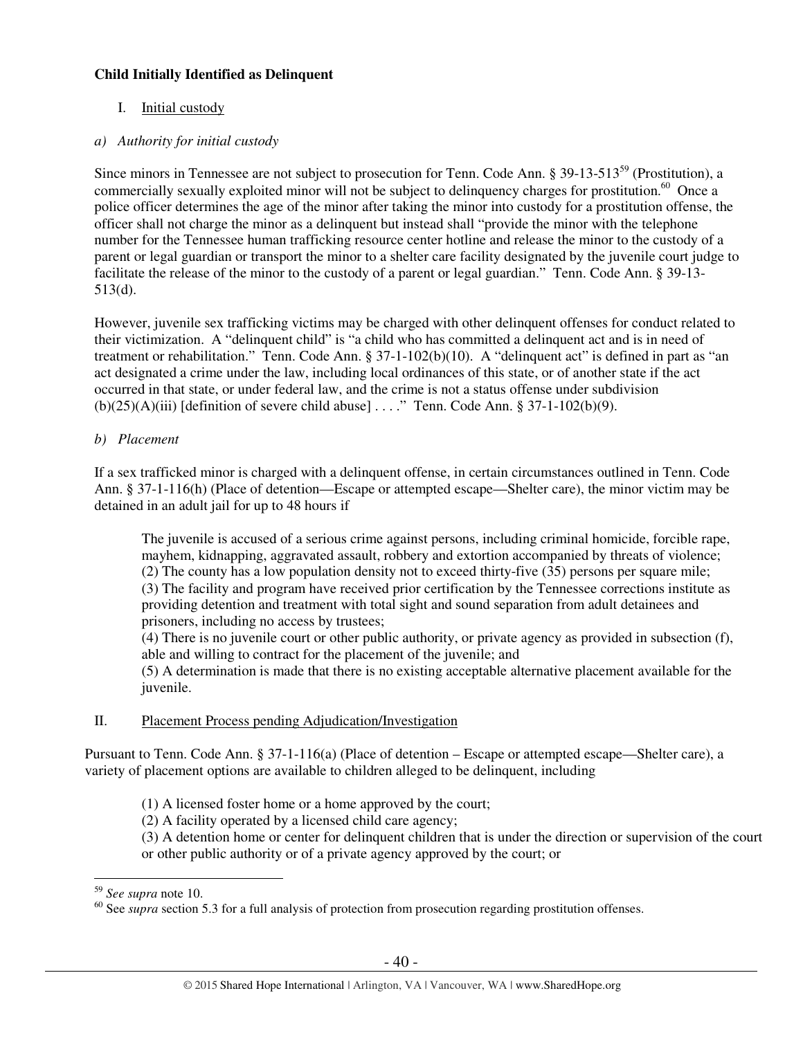**Child Initially Identified as Delinquent**

I. Initial custody

*a) Authority for initial custody*

Since minors in Tennessee are not subject to prosecution for Tenn. Code Ann. § 39-13-513[59] (Prostitution), a commercially sexually exploited minor will not be subject to delinquency charges for prostitution.[60] Once a police officer determines the age of the minor after taking the minor into custody for a prostitution offense, the officer shall not charge the minor as a delinquent but instead shall "provide the minor with the telephone number for the Tennessee human trafficking resource center hotline and release the minor to the custody of a parent or legal guardian or transport the minor to a shelter care facility designated by the juvenile court judge to facilitate the release of the minor to the custody of a parent or legal guardian." Tenn. Code Ann. § 39-13-513(d).

However, juvenile sex trafficking victims may be charged with other delinquent offenses for conduct related to their victimization. A "delinquent child" is "a child who has committed a delinquent act and is in need of treatment or rehabilitation." Tenn. Code Ann. § 37-1-102(b)(10). A "delinquent act" is defined in part as "an act designated a crime under the law, including local ordinances of this state, or of another state if the act occurred in that state, or under federal law, and the crime is not a status offense under subdivision (b)(25)(A)(iii) [definition of severe child abuse] . . . ." Tenn. Code Ann. § 37-1-102(b)(9).

*b) Placement*

If a sex trafficked minor is charged with a delinquent offense, in certain circumstances outlined in Tenn. Code Ann. § 37-1-116(h) (Place of detention—Escape or attempted escape—Shelter care), the minor victim may be detained in an adult jail for up to 48 hours if

> The juvenile is accused of a serious crime against persons, including criminal homicide, forcible rape, mayhem, kidnapping, aggravated assault, robbery and extortion accompanied by threats of violence;
> (2) The county has a low population density not to exceed thirty-five (35) persons per square mile;
> (3) The facility and program have received prior certification by the Tennessee corrections institute as providing detention and treatment with total sight and sound separation from adult detainees and prisoners, including no access by trustees;
> (4) There is no juvenile court or other public authority, or private agency as provided in subsection (f), able and willing to contract for the placement of the juvenile; and
> (5) A determination is made that there is no existing acceptable alternative placement available for the juvenile.

II. Placement Process pending Adjudication/Investigation

Pursuant to Tenn. Code Ann. § 37-1-116(a) (Place of detention – Escape or attempted escape—Shelter care), a variety of placement options are available to children alleged to be delinquent, including

> (1) A licensed foster home or a home approved by the court;
> (2) A facility operated by a licensed child care agency;
> (3) A detention home or center for delinquent children that is under the direction or supervision of the court or other public authority or of a private agency approved by the court; or

---

[59] *See supra* note 10.

[60] See *supra* section 5.3 for a full analysis of protection from prosecution regarding prostitution offenses.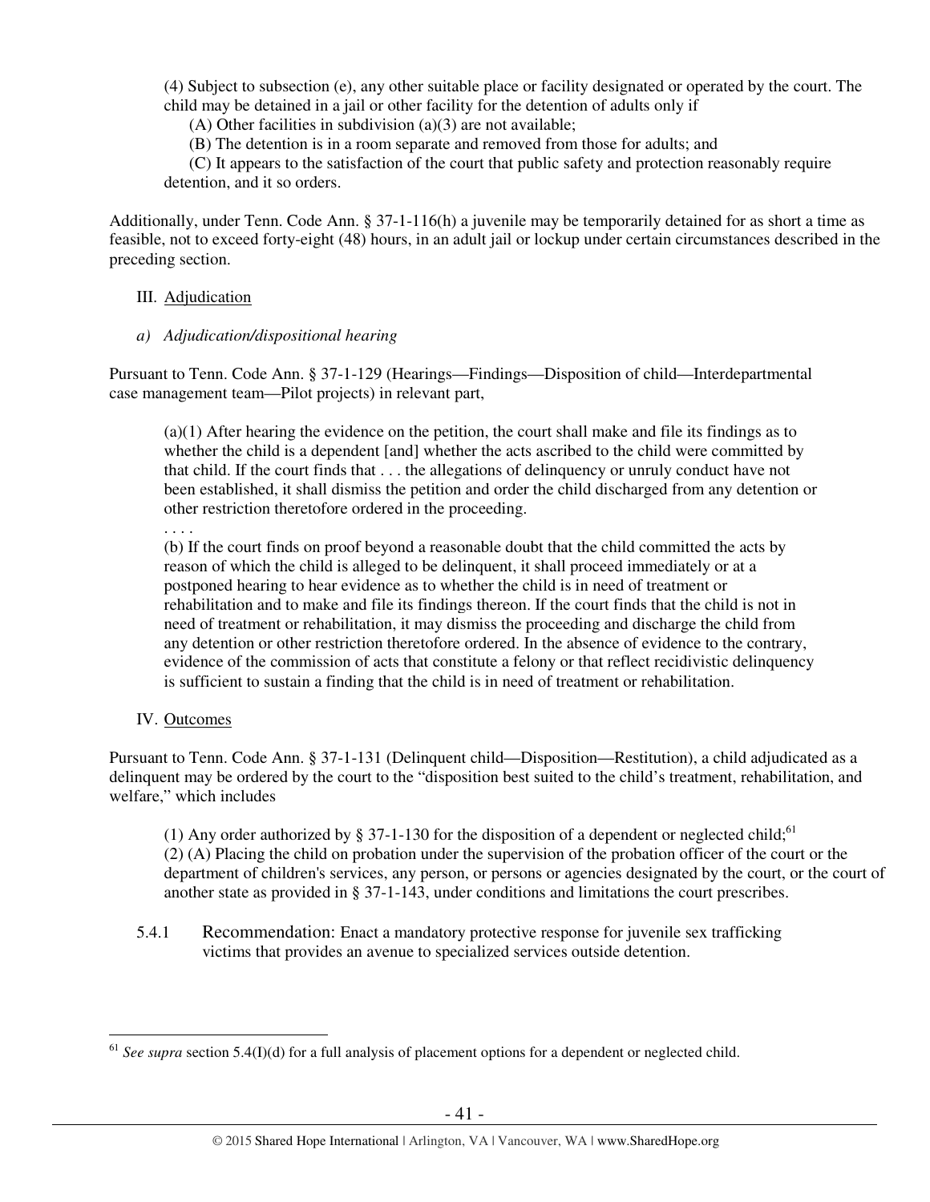(4) Subject to subsection (e), any other suitable place or facility designated or operated by the court. The child may be detained in a jail or other facility for the detention of adults only if

(A) Other facilities in subdivision (a)(3) are not available;

(B) The detention is in a room separate and removed from those for adults; and

(C) It appears to the satisfaction of the court that public safety and protection reasonably require detention, and it so orders.

Additionally, under Tenn. Code Ann. § 37-1-116(h) a juvenile may be temporarily detained for as short a time as feasible, not to exceed forty-eight (48) hours, in an adult jail or lockup under certain circumstances described in the preceding section.

III. Adjudication

*a) Adjudication/dispositional hearing*

Pursuant to Tenn. Code Ann. § 37-1-129 (Hearings—Findings—Disposition of child—Interdepartmental case management team—Pilot projects) in relevant part,

> (a)(1) After hearing the evidence on the petition, the court shall make and file its findings as to whether the child is a dependent [and] whether the acts ascribed to the child were committed by that child. If the court finds that . . . the allegations of delinquency or unruly conduct have not been established, it shall dismiss the petition and order the child discharged from any detention or other restriction theretofore ordered in the proceeding.
>
> . . . .
>
> (b) If the court finds on proof beyond a reasonable doubt that the child committed the acts by reason of which the child is alleged to be delinquent, it shall proceed immediately or at a postponed hearing to hear evidence as to whether the child is in need of treatment or rehabilitation and to make and file its findings thereon. If the court finds that the child is not in need of treatment or rehabilitation, it may dismiss the proceeding and discharge the child from any detention or other restriction theretofore ordered. In the absence of evidence to the contrary, evidence of the commission of acts that constitute a felony or that reflect recidivistic delinquency is sufficient to sustain a finding that the child is in need of treatment or rehabilitation.

IV. Outcomes

Pursuant to Tenn. Code Ann. § 37-1-131 (Delinquent child—Disposition—Restitution), a child adjudicated as a delinquent may be ordered by the court to the "disposition best suited to the child's treatment, rehabilitation, and welfare," which includes

> (1) Any order authorized by § 37-1-130 for the disposition of a dependent or neglected child;[61]
>
> (2) (A) Placing the child on probation under the supervision of the probation officer of the court or the department of children's services, any person, or persons or agencies designated by the court, or the court of another state as provided in § 37-1-143, under conditions and limitations the court prescribes.

5.4.1 Recommendation: Enact a mandatory protective response for juvenile sex trafficking victims that provides an avenue to specialized services outside detention.

---

[61] *See supra* section 5.4(I)(d) for a full analysis of placement options for a dependent or neglected child.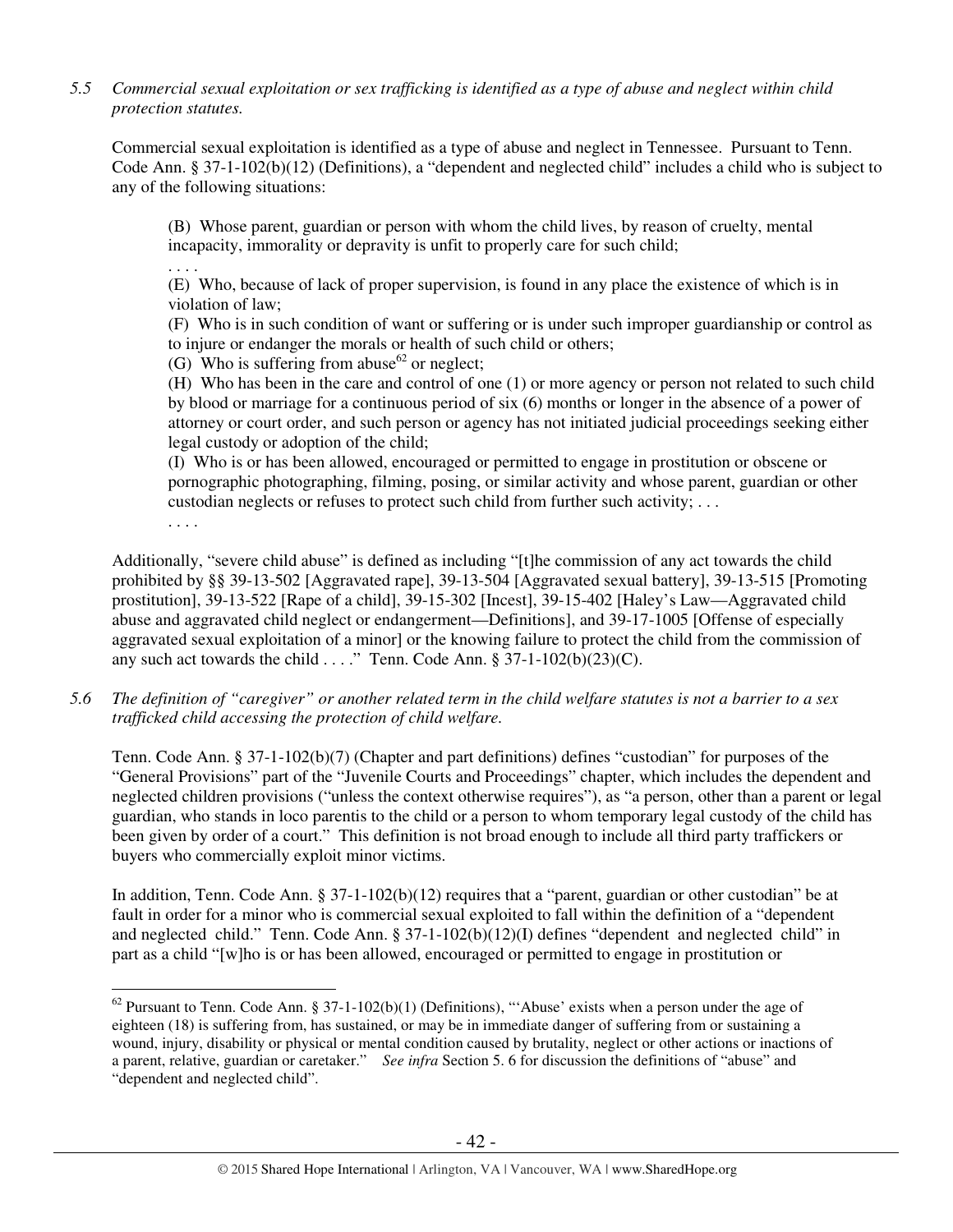*5.5 Commercial sexual exploitation or sex trafficking is identified as a type of abuse and neglect within child protection statutes.*

Commercial sexual exploitation is identified as a type of abuse and neglect in Tennessee. Pursuant to Tenn. Code Ann. § 37-1-102(b)(12) (Definitions), a "dependent and neglected child" includes a child who is subject to any of the following situations:

> (B) Whose parent, guardian or person with whom the child lives, by reason of cruelty, mental incapacity, immorality or depravity is unfit to properly care for such child;
>
> . . . .
>
> (E) Who, because of lack of proper supervision, is found in any place the existence of which is in violation of law;
>
> (F) Who is in such condition of want or suffering or is under such improper guardianship or control as to injure or endanger the morals or health of such child or others;
>
> (G) Who is suffering from abuse[62] or neglect;
>
> (H) Who has been in the care and control of one (1) or more agency or person not related to such child by blood or marriage for a continuous period of six (6) months or longer in the absence of a power of attorney or court order, and such person or agency has not initiated judicial proceedings seeking either legal custody or adoption of the child;
>
> (I) Who is or has been allowed, encouraged or permitted to engage in prostitution or obscene or pornographic photographing, filming, posing, or similar activity and whose parent, guardian or other custodian neglects or refuses to protect such child from further such activity; . . .
>
> . . . .

Additionally, "severe child abuse" is defined as including "[t]he commission of any act towards the child prohibited by §§ 39-13-502 [Aggravated rape], 39-13-504 [Aggravated sexual battery], 39-13-515 [Promoting prostitution], 39-13-522 [Rape of a child], 39-15-302 [Incest], 39-15-402 [Haley's Law—Aggravated child abuse and aggravated child neglect or endangerment—Definitions], and 39-17-1005 [Offense of especially aggravated sexual exploitation of a minor] or the knowing failure to protect the child from the commission of any such act towards the child . . . ." Tenn. Code Ann. § 37-1-102(b)(23)(C).

*5.6 The definition of "caregiver" or another related term in the child welfare statutes is not a barrier to a sex trafficked child accessing the protection of child welfare.*

Tenn. Code Ann. § 37-1-102(b)(7) (Chapter and part definitions) defines "custodian" for purposes of the "General Provisions" part of the "Juvenile Courts and Proceedings" chapter, which includes the dependent and neglected children provisions ("unless the context otherwise requires"), as "a person, other than a parent or legal guardian, who stands in loco parentis to the child or a person to whom temporary legal custody of the child has been given by order of a court." This definition is not broad enough to include all third party traffickers or buyers who commercially exploit minor victims.

In addition, Tenn. Code Ann. § 37-1-102(b)(12) requires that a "parent, guardian or other custodian" be at fault in order for a minor who is commercial sexual exploited to fall within the definition of a "dependent and neglected child." Tenn. Code Ann. § 37-1-102(b)(12)(I) defines "dependent and neglected child" in part as a child "[w]ho is or has been allowed, encouraged or permitted to engage in prostitution or

---

[62] Pursuant to Tenn. Code Ann. § 37-1-102(b)(1) (Definitions), "'Abuse' exists when a person under the age of eighteen (18) is suffering from, has sustained, or may be in immediate danger of suffering from or sustaining a wound, injury, disability or physical or mental condition caused by brutality, neglect or other actions or inactions of a parent, relative, guardian or caretaker." *See infra* Section 5. 6 for discussion the definitions of "abuse" and "dependent and neglected child".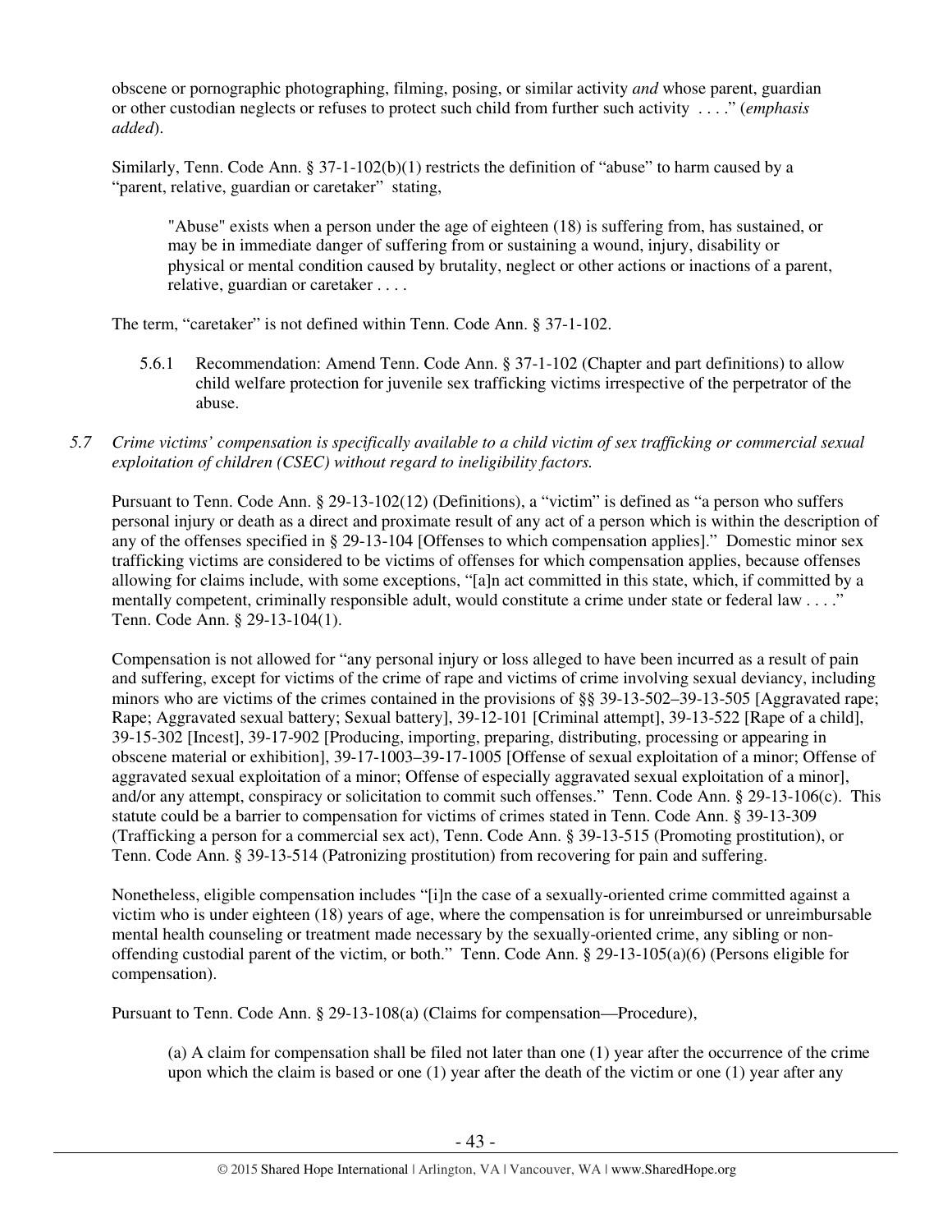obscene or pornographic photographing, filming, posing, or similar activity *and* whose parent, guardian or other custodian neglects or refuses to protect such child from further such activity . . . ." (*emphasis added*).

Similarly, Tenn. Code Ann. § 37-1-102(b)(1) restricts the definition of "abuse" to harm caused by a "parent, relative, guardian or caretaker" stating,

> "Abuse" exists when a person under the age of eighteen (18) is suffering from, has sustained, or may be in immediate danger of suffering from or sustaining a wound, injury, disability or physical or mental condition caused by brutality, neglect or other actions or inactions of a parent, relative, guardian or caretaker . . . .

The term, "caretaker" is not defined within Tenn. Code Ann. § 37-1-102.

> 5.6.1 Recommendation: Amend Tenn. Code Ann. § 37-1-102 (Chapter and part definitions) to allow child welfare protection for juvenile sex trafficking victims irrespective of the perpetrator of the abuse.

*5.7 Crime victims' compensation is specifically available to a child victim of sex trafficking or commercial sexual exploitation of children (CSEC) without regard to ineligibility factors.*

Pursuant to Tenn. Code Ann. § 29-13-102(12) (Definitions), a "victim" is defined as "a person who suffers personal injury or death as a direct and proximate result of any act of a person which is within the description of any of the offenses specified in § 29-13-104 [Offenses to which compensation applies]." Domestic minor sex trafficking victims are considered to be victims of offenses for which compensation applies, because offenses allowing for claims include, with some exceptions, "[a]n act committed in this state, which, if committed by a mentally competent, criminally responsible adult, would constitute a crime under state or federal law . . . ." Tenn. Code Ann. § 29-13-104(1).

Compensation is not allowed for "any personal injury or loss alleged to have been incurred as a result of pain and suffering, except for victims of the crime of rape and victims of crime involving sexual deviancy, including minors who are victims of the crimes contained in the provisions of §§ 39-13-502–39-13-505 [Aggravated rape; Rape; Aggravated sexual battery; Sexual battery], 39-12-101 [Criminal attempt], 39-13-522 [Rape of a child], 39-15-302 [Incest], 39-17-902 [Producing, importing, preparing, distributing, processing or appearing in obscene material or exhibition], 39-17-1003–39-17-1005 [Offense of sexual exploitation of a minor; Offense of aggravated sexual exploitation of a minor; Offense of especially aggravated sexual exploitation of a minor], and/or any attempt, conspiracy or solicitation to commit such offenses." Tenn. Code Ann. § 29-13-106(c). This statute could be a barrier to compensation for victims of crimes stated in Tenn. Code Ann. § 39-13-309 (Trafficking a person for a commercial sex act), Tenn. Code Ann. § 39-13-515 (Promoting prostitution), or Tenn. Code Ann. § 39-13-514 (Patronizing prostitution) from recovering for pain and suffering.

Nonetheless, eligible compensation includes "[i]n the case of a sexually-oriented crime committed against a victim who is under eighteen (18) years of age, where the compensation is for unreimbursed or unreimbursable mental health counseling or treatment made necessary by the sexually-oriented crime, any sibling or non-offending custodial parent of the victim, or both." Tenn. Code Ann. § 29-13-105(a)(6) (Persons eligible for compensation).

Pursuant to Tenn. Code Ann. § 29-13-108(a) (Claims for compensation—Procedure),

> (a) A claim for compensation shall be filed not later than one (1) year after the occurrence of the crime upon which the claim is based or one (1) year after the death of the victim or one (1) year after any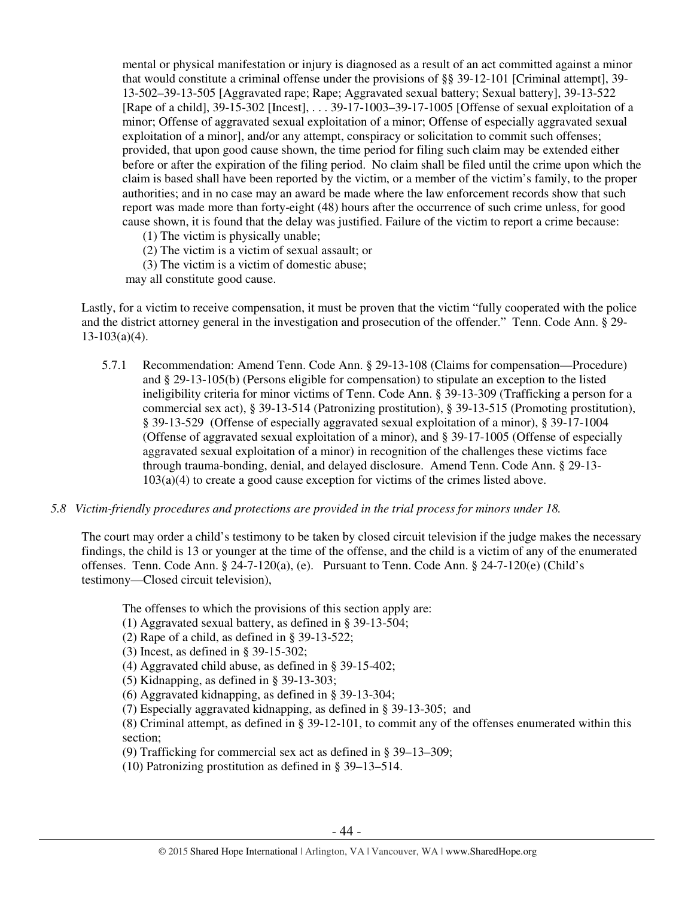mental or physical manifestation or injury is diagnosed as a result of an act committed against a minor that would constitute a criminal offense under the provisions of §§ 39-12-101 [Criminal attempt], 39-13-502–39-13-505 [Aggravated rape; Rape; Aggravated sexual battery; Sexual battery], 39-13-522 [Rape of a child], 39-15-302 [Incest], . . . 39-17-1003–39-17-1005 [Offense of sexual exploitation of a minor; Offense of aggravated sexual exploitation of a minor; Offense of especially aggravated sexual exploitation of a minor], and/or any attempt, conspiracy or solicitation to commit such offenses; provided, that upon good cause shown, the time period for filing such claim may be extended either before or after the expiration of the filing period. No claim shall be filed until the crime upon which the claim is based shall have been reported by the victim, or a member of the victim's family, to the proper authorities; and in no case may an award be made where the law enforcement records show that such report was made more than forty-eight (48) hours after the occurrence of such crime unless, for good cause shown, it is found that the delay was justified. Failure of the victim to report a crime because:

(1) The victim is physically unable;
(2) The victim is a victim of sexual assault; or
(3) The victim is a victim of domestic abuse;

may all constitute good cause.

Lastly, for a victim to receive compensation, it must be proven that the victim "fully cooperated with the police and the district attorney general in the investigation and prosecution of the offender." Tenn. Code Ann. § 29-13-103(a)(4).

5.7.1 Recommendation: Amend Tenn. Code Ann. § 29-13-108 (Claims for compensation—Procedure) and § 29-13-105(b) (Persons eligible for compensation) to stipulate an exception to the listed ineligibility criteria for minor victims of Tenn. Code Ann. § 39-13-309 (Trafficking a person for a commercial sex act), § 39-13-514 (Patronizing prostitution), § 39-13-515 (Promoting prostitution), § 39-13-529 (Offense of especially aggravated sexual exploitation of a minor), § 39-17-1004 (Offense of aggravated sexual exploitation of a minor), and § 39-17-1005 (Offense of especially aggravated sexual exploitation of a minor) in recognition of the challenges these victims face through trauma-bonding, denial, and delayed disclosure. Amend Tenn. Code Ann. § 29-13-103(a)(4) to create a good cause exception for victims of the crimes listed above.

*5.8 Victim-friendly procedures and protections are provided in the trial process for minors under 18.*

The court may order a child's testimony to be taken by closed circuit television if the judge makes the necessary findings, the child is 13 or younger at the time of the offense, and the child is a victim of any of the enumerated offenses. Tenn. Code Ann. § 24-7-120(a), (e). Pursuant to Tenn. Code Ann. § 24-7-120(e) (Child's testimony—Closed circuit television),

The offenses to which the provisions of this section apply are:
(1) Aggravated sexual battery, as defined in § 39-13-504;
(2) Rape of a child, as defined in § 39-13-522;
(3) Incest, as defined in § 39-15-302;
(4) Aggravated child abuse, as defined in § 39-15-402;
(5) Kidnapping, as defined in § 39-13-303;
(6) Aggravated kidnapping, as defined in § 39-13-304;
(7) Especially aggravated kidnapping, as defined in § 39-13-305; and
(8) Criminal attempt, as defined in § 39-12-101, to commit any of the offenses enumerated within this section;
(9) Trafficking for commercial sex act as defined in § 39–13–309;
(10) Patronizing prostitution as defined in § 39–13–514.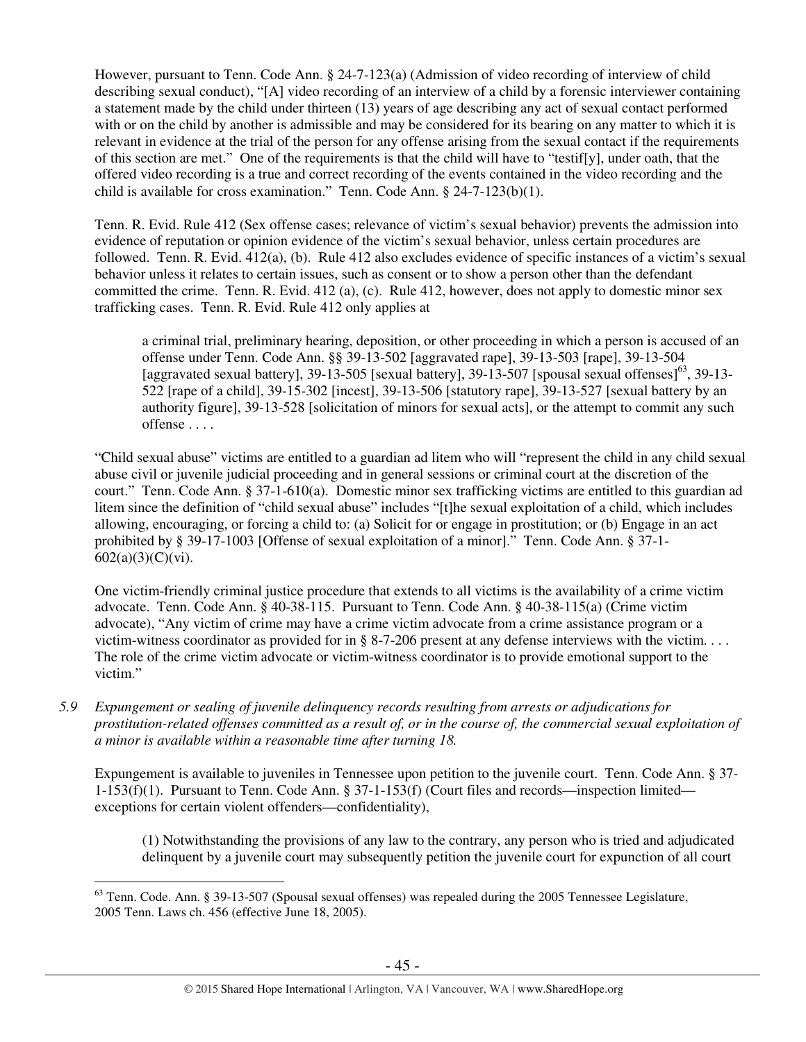However, pursuant to Tenn. Code Ann. § 24-7-123(a) (Admission of video recording of interview of child describing sexual conduct), "[A] video recording of an interview of a child by a forensic interviewer containing a statement made by the child under thirteen (13) years of age describing any act of sexual contact performed with or on the child by another is admissible and may be considered for its bearing on any matter to which it is relevant in evidence at the trial of the person for any offense arising from the sexual contact if the requirements of this section are met." One of the requirements is that the child will have to "testif[y], under oath, that the offered video recording is a true and correct recording of the events contained in the video recording and the child is available for cross examination." Tenn. Code Ann. § 24-7-123(b)(1).

Tenn. R. Evid. Rule 412 (Sex offense cases; relevance of victim's sexual behavior) prevents the admission into evidence of reputation or opinion evidence of the victim's sexual behavior, unless certain procedures are followed. Tenn. R. Evid. 412(a), (b). Rule 412 also excludes evidence of specific instances of a victim's sexual behavior unless it relates to certain issues, such as consent or to show a person other than the defendant committed the crime. Tenn. R. Evid. 412 (a), (c). Rule 412, however, does not apply to domestic minor sex trafficking cases. Tenn. R. Evid. Rule 412 only applies at

> a criminal trial, preliminary hearing, deposition, or other proceeding in which a person is accused of an offense under Tenn. Code Ann. §§ 39-13-502 [aggravated rape], 39-13-503 [rape], 39-13-504 [aggravated sexual battery], 39-13-505 [sexual battery], 39-13-507 [spousal sexual offenses][63], 39-13-522 [rape of a child], 39-15-302 [incest], 39-13-506 [statutory rape], 39-13-527 [sexual battery by an authority figure], 39-13-528 [solicitation of minors for sexual acts], or the attempt to commit any such offense . . . .

"Child sexual abuse" victims are entitled to a guardian ad litem who will "represent the child in any child sexual abuse civil or juvenile judicial proceeding and in general sessions or criminal court at the discretion of the court." Tenn. Code Ann. § 37-1-610(a). Domestic minor sex trafficking victims are entitled to this guardian ad litem since the definition of "child sexual abuse" includes "[t]he sexual exploitation of a child, which includes allowing, encouraging, or forcing a child to: (a) Solicit for or engage in prostitution; or (b) Engage in an act prohibited by § 39-17-1003 [Offense of sexual exploitation of a minor]." Tenn. Code Ann. § 37-1-602(a)(3)(C)(vi).

One victim-friendly criminal justice procedure that extends to all victims is the availability of a crime victim advocate. Tenn. Code Ann. § 40-38-115. Pursuant to Tenn. Code Ann. § 40-38-115(a) (Crime victim advocate), "Any victim of crime may have a crime victim advocate from a crime assistance program or a victim-witness coordinator as provided for in § 8-7-206 present at any defense interviews with the victim. . . . The role of the crime victim advocate or victim-witness coordinator is to provide emotional support to the victim."

*5.9 Expungement or sealing of juvenile delinquency records resulting from arrests or adjudications for prostitution-related offenses committed as a result of, or in the course of, the commercial sexual exploitation of a minor is available within a reasonable time after turning 18.*

Expungement is available to juveniles in Tennessee upon petition to the juvenile court. Tenn. Code Ann. § 37-1-153(f)(1). Pursuant to Tenn. Code Ann. § 37-1-153(f) (Court files and records—inspection limited—exceptions for certain violent offenders—confidentiality),

> (1) Notwithstanding the provisions of any law to the contrary, any person who is tried and adjudicated delinquent by a juvenile court may subsequently petition the juvenile court for expunction of all court

---

[63] Tenn. Code. Ann. § 39-13-507 (Spousal sexual offenses) was repealed during the 2005 Tennessee Legislature, 2005 Tenn. Laws ch. 456 (effective June 18, 2005).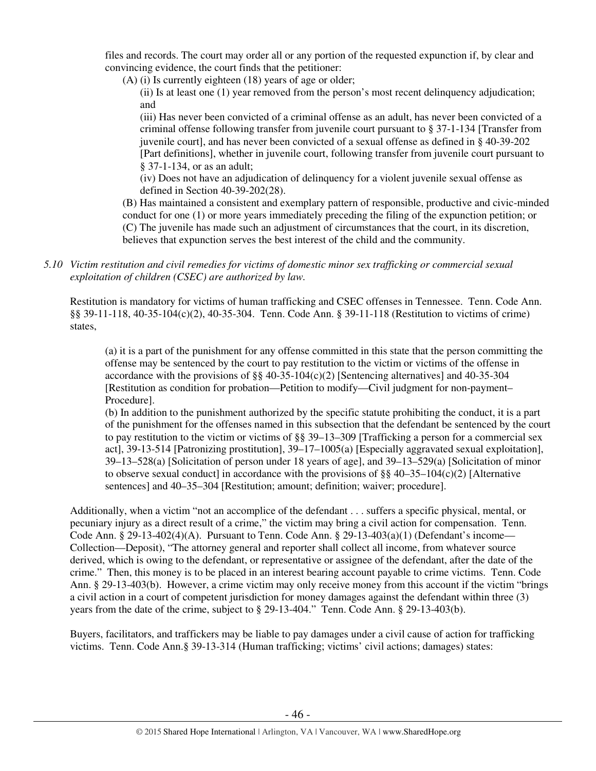files and records. The court may order all or any portion of the requested expunction if, by clear and convincing evidence, the court finds that the petitioner:

(A) (i) Is currently eighteen (18) years of age or older;

(ii) Is at least one (1) year removed from the person's most recent delinquency adjudication; and

(iii) Has never been convicted of a criminal offense as an adult, has never been convicted of a criminal offense following transfer from juvenile court pursuant to § 37-1-134 [Transfer from juvenile court], and has never been convicted of a sexual offense as defined in § 40-39-202 [Part definitions], whether in juvenile court, following transfer from juvenile court pursuant to § 37-1-134, or as an adult;

(iv) Does not have an adjudication of delinquency for a violent juvenile sexual offense as defined in Section 40-39-202(28).

(B) Has maintained a consistent and exemplary pattern of responsible, productive and civic-minded conduct for one (1) or more years immediately preceding the filing of the expunction petition; or

(C) The juvenile has made such an adjustment of circumstances that the court, in its discretion, believes that expunction serves the best interest of the child and the community.

*5.10 Victim restitution and civil remedies for victims of domestic minor sex trafficking or commercial sexual exploitation of children (CSEC) are authorized by law.*

Restitution is mandatory for victims of human trafficking and CSEC offenses in Tennessee. Tenn. Code Ann. §§ 39-11-118, 40-35-104(c)(2), 40-35-304. Tenn. Code Ann. § 39-11-118 (Restitution to victims of crime) states,

> (a) it is a part of the punishment for any offense committed in this state that the person committing the offense may be sentenced by the court to pay restitution to the victim or victims of the offense in accordance with the provisions of §§ 40-35-104(c)(2) [Sentencing alternatives] and 40-35-304 [Restitution as condition for probation—Petition to modify—Civil judgment for non-payment–Procedure].
>
> (b) In addition to the punishment authorized by the specific statute prohibiting the conduct, it is a part of the punishment for the offenses named in this subsection that the defendant be sentenced by the court to pay restitution to the victim or victims of §§ 39–13–309 [Trafficking a person for a commercial sex act], 39-13-514 [Patronizing prostitution], 39–17–1005(a) [Especially aggravated sexual exploitation], 39–13–528(a) [Solicitation of person under 18 years of age], and 39–13–529(a) [Solicitation of minor to observe sexual conduct] in accordance with the provisions of §§ 40–35–104(c)(2) [Alternative sentences] and 40–35–304 [Restitution; amount; definition; waiver; procedure].

Additionally, when a victim "not an accomplice of the defendant . . . suffers a specific physical, mental, or pecuniary injury as a direct result of a crime," the victim may bring a civil action for compensation. Tenn. Code Ann. § 29-13-402(4)(A). Pursuant to Tenn. Code Ann. § 29-13-403(a)(1) (Defendant's income—Collection—Deposit), "The attorney general and reporter shall collect all income, from whatever source derived, which is owing to the defendant, or representative or assignee of the defendant, after the date of the crime." Then, this money is to be placed in an interest bearing account payable to crime victims. Tenn. Code Ann. § 29-13-403(b). However, a crime victim may only receive money from this account if the victim "brings a civil action in a court of competent jurisdiction for money damages against the defendant within three (3) years from the date of the crime, subject to § 29-13-404." Tenn. Code Ann. § 29-13-403(b).

Buyers, facilitators, and traffickers may be liable to pay damages under a civil cause of action for trafficking victims. Tenn. Code Ann.§ 39-13-314 (Human trafficking; victims' civil actions; damages) states: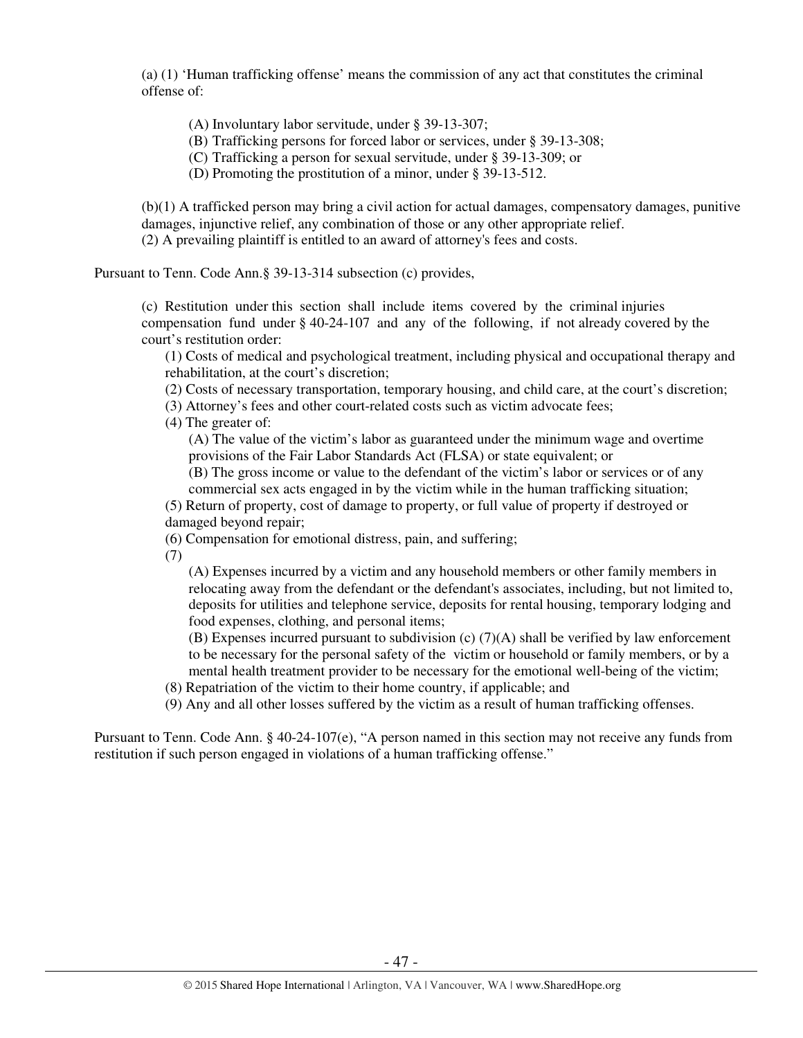(a) (1) 'Human trafficking offense' means the commission of any act that constitutes the criminal offense of:

> (A) Involuntary labor servitude, under § 39-13-307;
> (B) Trafficking persons for forced labor or services, under § 39-13-308;
> (C) Trafficking a person for sexual servitude, under § 39-13-309; or
> (D) Promoting the prostitution of a minor, under § 39-13-512.

(b)(1) A trafficked person may bring a civil action for actual damages, compensatory damages, punitive damages, injunctive relief, any combination of those or any other appropriate relief.
(2) A prevailing plaintiff is entitled to an award of attorney's fees and costs.

Pursuant to Tenn. Code Ann.§ 39-13-314 subsection (c) provides,

> (c) Restitution under this section shall include items covered by the criminal injuries compensation fund under § 40-24-107 and any of the following, if not already covered by the court's restitution order:
>
> (1) Costs of medical and psychological treatment, including physical and occupational therapy and rehabilitation, at the court's discretion;
> (2) Costs of necessary transportation, temporary housing, and child care, at the court's discretion;
> (3) Attorney's fees and other court-related costs such as victim advocate fees;
> (4) The greater of:
>
> > (A) The value of the victim's labor as guaranteed under the minimum wage and overtime provisions of the Fair Labor Standards Act (FLSA) or state equivalent; or
> > (B) The gross income or value to the defendant of the victim's labor or services or of any commercial sex acts engaged in by the victim while in the human trafficking situation;
>
> (5) Return of property, cost of damage to property, or full value of property if destroyed or damaged beyond repair;
> (6) Compensation for emotional distress, pain, and suffering;
> (7)
>
> > (A) Expenses incurred by a victim and any household members or other family members in relocating away from the defendant or the defendant's associates, including, but not limited to, deposits for utilities and telephone service, deposits for rental housing, temporary lodging and food expenses, clothing, and personal items;
> > (B) Expenses incurred pursuant to subdivision (c) (7)(A) shall be verified by law enforcement to be necessary for the personal safety of the victim or household or family members, or by a mental health treatment provider to be necessary for the emotional well-being of the victim;
>
> (8) Repatriation of the victim to their home country, if applicable; and
> (9) Any and all other losses suffered by the victim as a result of human trafficking offenses.

Pursuant to Tenn. Code Ann. § 40-24-107(e), "A person named in this section may not receive any funds from restitution if such person engaged in violations of a human trafficking offense."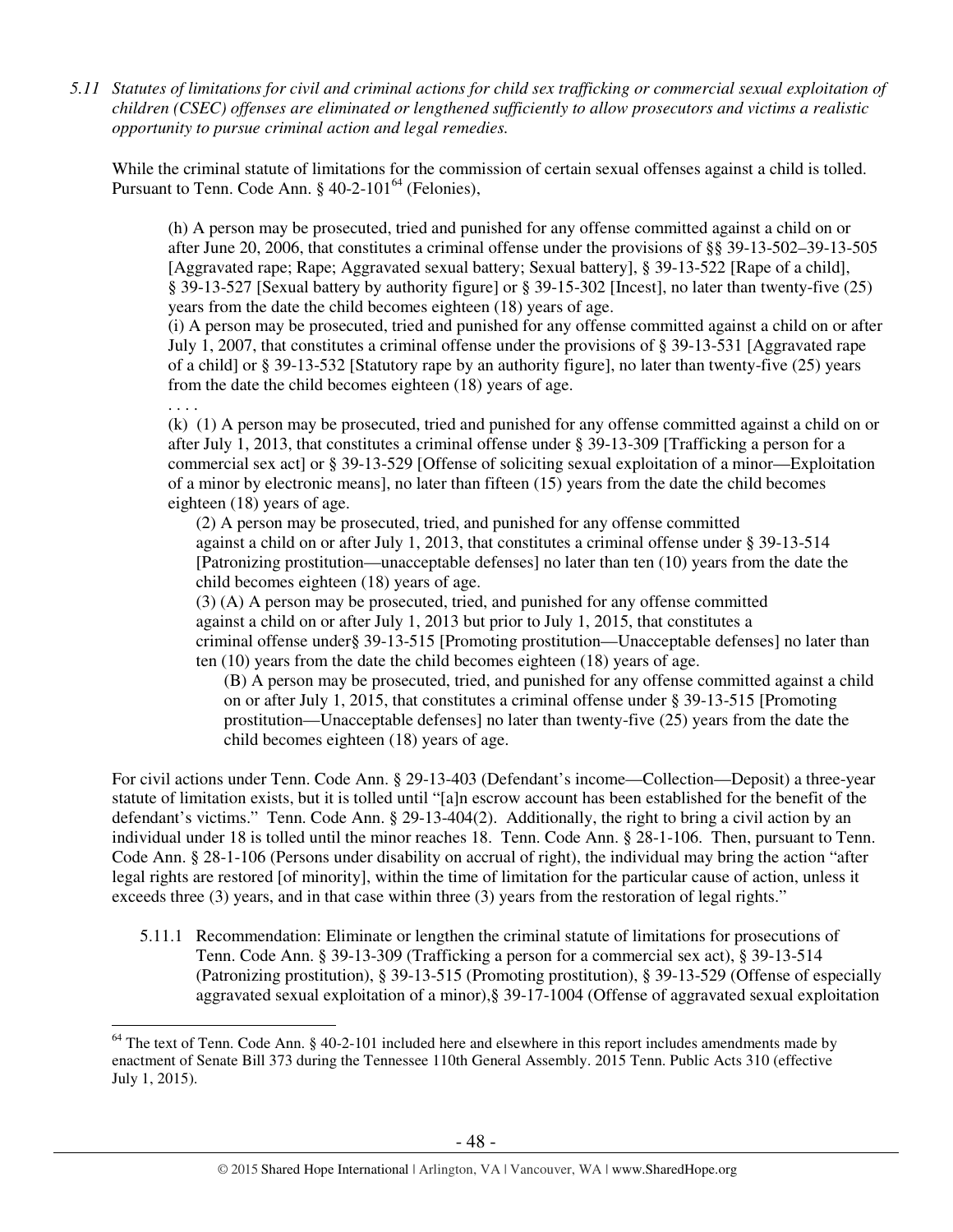*5.11 Statutes of limitations for civil and criminal actions for child sex trafficking or commercial sexual exploitation of children (CSEC) offenses are eliminated or lengthened sufficiently to allow prosecutors and victims a realistic opportunity to pursue criminal action and legal remedies.*

While the criminal statute of limitations for the commission of certain sexual offenses against a child is tolled. Pursuant to Tenn. Code Ann. § 40-2-101[64] (Felonies),

> (h) A person may be prosecuted, tried and punished for any offense committed against a child on or after June 20, 2006, that constitutes a criminal offense under the provisions of §§ 39-13-502–39-13-505 [Aggravated rape; Rape; Aggravated sexual battery; Sexual battery], § 39-13-522 [Rape of a child], § 39-13-527 [Sexual battery by authority figure] or § 39-15-302 [Incest], no later than twenty-five (25) years from the date the child becomes eighteen (18) years of age.
>
> (i) A person may be prosecuted, tried and punished for any offense committed against a child on or after July 1, 2007, that constitutes a criminal offense under the provisions of § 39-13-531 [Aggravated rape of a child] or § 39-13-532 [Statutory rape by an authority figure], no later than twenty-five (25) years from the date the child becomes eighteen (18) years of age.
>
> . . . .
>
> (k) (1) A person may be prosecuted, tried and punished for any offense committed against a child on or after July 1, 2013, that constitutes a criminal offense under § 39-13-309 [Trafficking a person for a commercial sex act] or § 39-13-529 [Offense of soliciting sexual exploitation of a minor—Exploitation of a minor by electronic means], no later than fifteen (15) years from the date the child becomes eighteen (18) years of age.
>
> (2) A person may be prosecuted, tried, and punished for any offense committed against a child on or after July 1, 2013, that constitutes a criminal offense under § 39-13-514 [Patronizing prostitution—unacceptable defenses] no later than ten (10) years from the date the child becomes eighteen (18) years of age.
>
> (3) (A) A person may be prosecuted, tried, and punished for any offense committed against a child on or after July 1, 2013 but prior to July 1, 2015, that constitutes a criminal offense under§ 39-13-515 [Promoting prostitution—Unacceptable defenses] no later than ten (10) years from the date the child becomes eighteen (18) years of age.
>
> (B) A person may be prosecuted, tried, and punished for any offense committed against a child on or after July 1, 2015, that constitutes a criminal offense under § 39-13-515 [Promoting prostitution—Unacceptable defenses] no later than twenty-five (25) years from the date the child becomes eighteen (18) years of age.

For civil actions under Tenn. Code Ann. § 29-13-403 (Defendant's income—Collection—Deposit) a three-year statute of limitation exists, but it is tolled until "[a]n escrow account has been established for the benefit of the defendant's victims." Tenn. Code Ann. § 29-13-404(2). Additionally, the right to bring a civil action by an individual under 18 is tolled until the minor reaches 18. Tenn. Code Ann. § 28-1-106. Then, pursuant to Tenn. Code Ann. § 28-1-106 (Persons under disability on accrual of right), the individual may bring the action "after legal rights are restored [of minority], within the time of limitation for the particular cause of action, unless it exceeds three (3) years, and in that case within three (3) years from the restoration of legal rights."

5.11.1 Recommendation: Eliminate or lengthen the criminal statute of limitations for prosecutions of Tenn. Code Ann. § 39-13-309 (Trafficking a person for a commercial sex act), § 39-13-514 (Patronizing prostitution), § 39-13-515 (Promoting prostitution), § 39-13-529 (Offense of especially aggravated sexual exploitation of a minor),§ 39-17-1004 (Offense of aggravated sexual exploitation

[64] The text of Tenn. Code Ann. § 40-2-101 included here and elsewhere in this report includes amendments made by enactment of Senate Bill 373 during the Tennessee 110th General Assembly. 2015 Tenn. Public Acts 310 (effective July 1, 2015).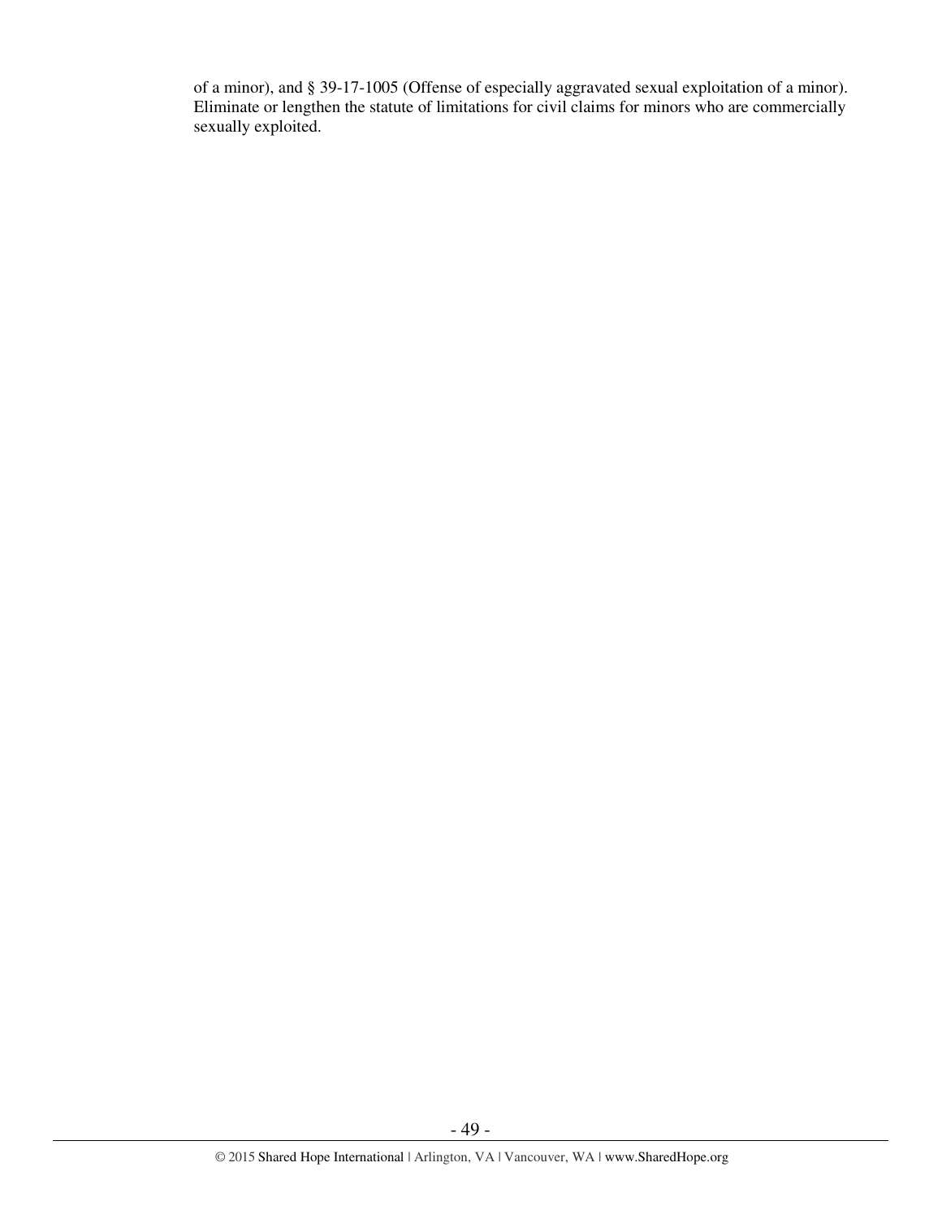of a minor), and § 39-17-1005 (Offense of especially aggravated sexual exploitation of a minor). Eliminate or lengthen the statute of limitations for civil claims for minors who are commercially sexually exploited.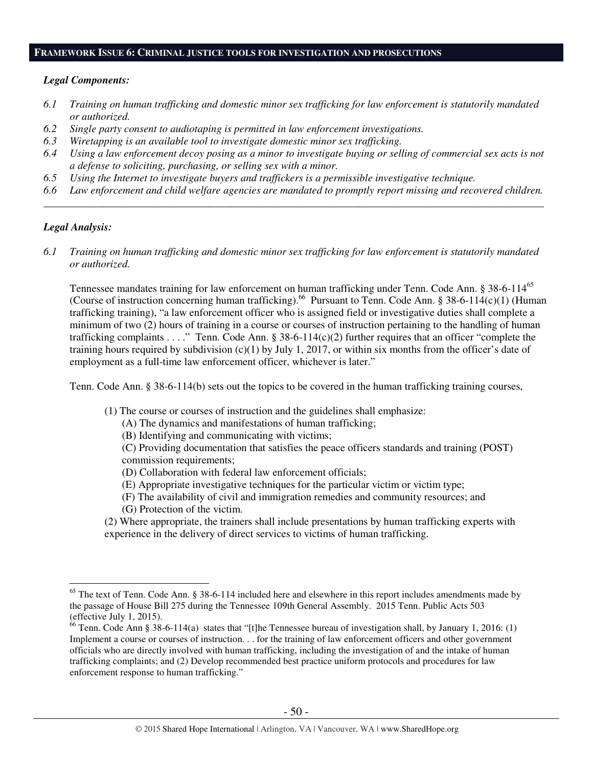## **Framework Issue 6: Criminal justice tools for investigation and prosecutions**

***Legal Components:***

*6.1 Training on human trafficking and domestic minor sex trafficking for law enforcement is statutorily mandated or authorized.*
*6.2 Single party consent to audiotaping is permitted in law enforcement investigations.*
*6.3 Wiretapping is an available tool to investigate domestic minor sex trafficking.*
*6.4 Using a law enforcement decoy posing as a minor to investigate buying or selling of commercial sex acts is not a defense to soliciting, purchasing, or selling sex with a minor.*
*6.5 Using the Internet to investigate buyers and traffickers is a permissible investigative technique.*
*6.6 Law enforcement and child welfare agencies are mandated to promptly report missing and recovered children.*

---

***Legal Analysis:***

*6.1 Training on human trafficking and domestic minor sex trafficking for law enforcement is statutorily mandated or authorized.*

Tennessee mandates training for law enforcement on human trafficking under Tenn. Code Ann. § 38-6-114[65] (Course of instruction concerning human trafficking).[66] Pursuant to Tenn. Code Ann. § 38-6-114(c)(1) (Human trafficking training), "a law enforcement officer who is assigned field or investigative duties shall complete a minimum of two (2) hours of training in a course or courses of instruction pertaining to the handling of human trafficking complaints . . . ." Tenn. Code Ann. § 38-6-114(c)(2) further requires that an officer "complete the training hours required by subdivision (c)(1) by July 1, 2017, or within six months from the officer's date of employment as a full-time law enforcement officer, whichever is later."

Tenn. Code Ann. § 38-6-114(b) sets out the topics to be covered in the human trafficking training courses,

> (1) The course or courses of instruction and the guidelines shall emphasize:
> (A) The dynamics and manifestations of human trafficking;
> (B) Identifying and communicating with victims;
> (C) Providing documentation that satisfies the peace officers standards and training (POST) commission requirements;
> (D) Collaboration with federal law enforcement officials;
> (E) Appropriate investigative techniques for the particular victim or victim type;
> (F) The availability of civil and immigration remedies and community resources; and
> (G) Protection of the victim.
> (2) Where appropriate, the trainers shall include presentations by human trafficking experts with experience in the delivery of direct services to victims of human trafficking.

---

[65] The text of Tenn. Code Ann. § 38-6-114 included here and elsewhere in this report includes amendments made by the passage of House Bill 275 during the Tennessee 109th General Assembly. 2015 Tenn. Public Acts 503 (effective July 1, 2015).

[66] Tenn. Code Ann § 38-6-114(a) states that "[t]he Tennessee bureau of investigation shall, by January 1, 2016: (1) Implement a course or courses of instruction. . . for the training of law enforcement officers and other government officials who are directly involved with human trafficking, including the investigation of and the intake of human trafficking complaints; and (2) Develop recommended best practice uniform protocols and procedures for law enforcement response to human trafficking."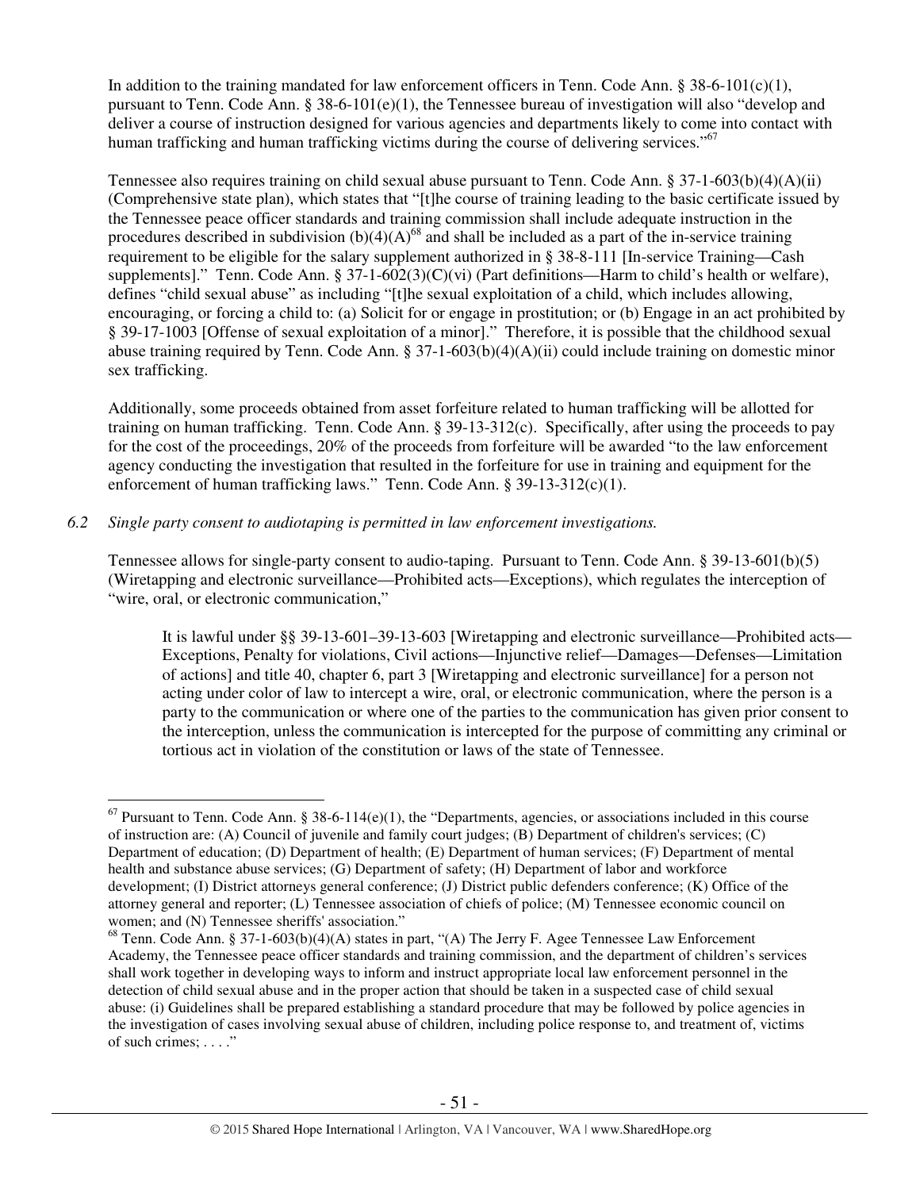In addition to the training mandated for law enforcement officers in Tenn. Code Ann. § 38-6-101(c)(1), pursuant to Tenn. Code Ann. § 38-6-101(e)(1), the Tennessee bureau of investigation will also "develop and deliver a course of instruction designed for various agencies and departments likely to come into contact with human trafficking and human trafficking victims during the course of delivering services."[67]

Tennessee also requires training on child sexual abuse pursuant to Tenn. Code Ann. § 37-1-603(b)(4)(A)(ii) (Comprehensive state plan), which states that "[t]he course of training leading to the basic certificate issued by the Tennessee peace officer standards and training commission shall include adequate instruction in the procedures described in subdivision (b)(4)(A)[68] and shall be included as a part of the in-service training requirement to be eligible for the salary supplement authorized in § 38-8-111 [In-service Training—Cash supplements]." Tenn. Code Ann. § 37-1-602(3)(C)(vi) (Part definitions—Harm to child's health or welfare), defines "child sexual abuse" as including "[t]he sexual exploitation of a child, which includes allowing, encouraging, or forcing a child to: (a) Solicit for or engage in prostitution; or (b) Engage in an act prohibited by § 39-17-1003 [Offense of sexual exploitation of a minor]." Therefore, it is possible that the childhood sexual abuse training required by Tenn. Code Ann. § 37-1-603(b)(4)(A)(ii) could include training on domestic minor sex trafficking.

Additionally, some proceeds obtained from asset forfeiture related to human trafficking will be allotted for training on human trafficking. Tenn. Code Ann. § 39-13-312(c). Specifically, after using the proceeds to pay for the cost of the proceedings, 20% of the proceeds from forfeiture will be awarded "to the law enforcement agency conducting the investigation that resulted in the forfeiture for use in training and equipment for the enforcement of human trafficking laws." Tenn. Code Ann. § 39-13-312(c)(1).

*6.2 Single party consent to audiotaping is permitted in law enforcement investigations.*

Tennessee allows for single-party consent to audio-taping. Pursuant to Tenn. Code Ann. § 39-13-601(b)(5) (Wiretapping and electronic surveillance—Prohibited acts—Exceptions), which regulates the interception of "wire, oral, or electronic communication,"

> It is lawful under §§ 39-13-601–39-13-603 [Wiretapping and electronic surveillance—Prohibited acts—Exceptions, Penalty for violations, Civil actions—Injunctive relief—Damages—Defenses—Limitation of actions] and title 40, chapter 6, part 3 [Wiretapping and electronic surveillance] for a person not acting under color of law to intercept a wire, oral, or electronic communication, where the person is a party to the communication or where one of the parties to the communication has given prior consent to the interception, unless the communication is intercepted for the purpose of committing any criminal or tortious act in violation of the constitution or laws of the state of Tennessee.

---

[67] Pursuant to Tenn. Code Ann. § 38-6-114(e)(1), the "Departments, agencies, or associations included in this course of instruction are: (A) Council of juvenile and family court judges; (B) Department of children's services; (C) Department of education; (D) Department of health; (E) Department of human services; (F) Department of mental health and substance abuse services; (G) Department of safety; (H) Department of labor and workforce development; (I) District attorneys general conference; (J) District public defenders conference; (K) Office of the attorney general and reporter; (L) Tennessee association of chiefs of police; (M) Tennessee economic council on women; and (N) Tennessee sheriffs' association."

[68] Tenn. Code Ann. § 37-1-603(b)(4)(A) states in part, "(A) The Jerry F. Agee Tennessee Law Enforcement Academy, the Tennessee peace officer standards and training commission, and the department of children's services shall work together in developing ways to inform and instruct appropriate local law enforcement personnel in the detection of child sexual abuse and in the proper action that should be taken in a suspected case of child sexual abuse: (i) Guidelines shall be prepared establishing a standard procedure that may be followed by police agencies in the investigation of cases involving sexual abuse of children, including police response to, and treatment of, victims of such crimes; . . . ."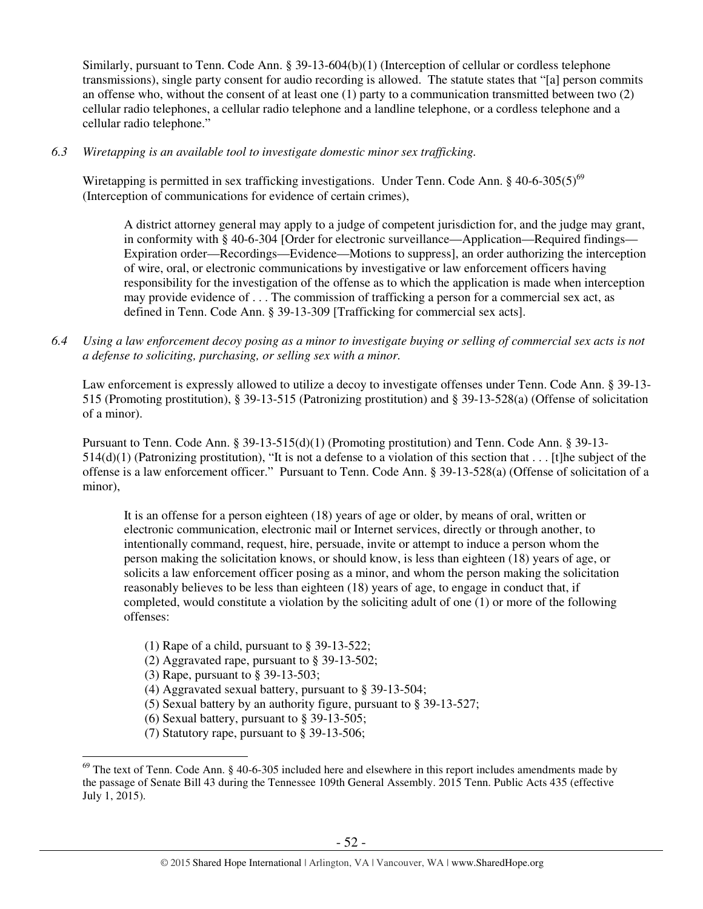Similarly, pursuant to Tenn. Code Ann. § 39-13-604(b)(1) (Interception of cellular or cordless telephone transmissions), single party consent for audio recording is allowed. The statute states that "[a] person commits an offense who, without the consent of at least one (1) party to a communication transmitted between two (2) cellular radio telephones, a cellular radio telephone and a landline telephone, or a cordless telephone and a cellular radio telephone."

*6.3 Wiretapping is an available tool to investigate domestic minor sex trafficking.*

Wiretapping is permitted in sex trafficking investigations. Under Tenn. Code Ann. § 40-6-305(5)[69] (Interception of communications for evidence of certain crimes),

> A district attorney general may apply to a judge of competent jurisdiction for, and the judge may grant, in conformity with § 40-6-304 [Order for electronic surveillance—Application—Required findings—Expiration order—Recordings—Evidence—Motions to suppress], an order authorizing the interception of wire, oral, or electronic communications by investigative or law enforcement officers having responsibility for the investigation of the offense as to which the application is made when interception may provide evidence of . . . The commission of trafficking a person for a commercial sex act, as defined in Tenn. Code Ann. § 39-13-309 [Trafficking for commercial sex acts].

*6.4 Using a law enforcement decoy posing as a minor to investigate buying or selling of commercial sex acts is not a defense to soliciting, purchasing, or selling sex with a minor.*

Law enforcement is expressly allowed to utilize a decoy to investigate offenses under Tenn. Code Ann. § 39-13-515 (Promoting prostitution), § 39-13-515 (Patronizing prostitution) and § 39-13-528(a) (Offense of solicitation of a minor).

Pursuant to Tenn. Code Ann. § 39-13-515(d)(1) (Promoting prostitution) and Tenn. Code Ann. § 39-13-514(d)(1) (Patronizing prostitution), "It is not a defense to a violation of this section that . . . [t]he subject of the offense is a law enforcement officer." Pursuant to Tenn. Code Ann. § 39-13-528(a) (Offense of solicitation of a minor),

> It is an offense for a person eighteen (18) years of age or older, by means of oral, written or electronic communication, electronic mail or Internet services, directly or through another, to intentionally command, request, hire, persuade, invite or attempt to induce a person whom the person making the solicitation knows, or should know, is less than eighteen (18) years of age, or solicits a law enforcement officer posing as a minor, and whom the person making the solicitation reasonably believes to be less than eighteen (18) years of age, to engage in conduct that, if completed, would constitute a violation by the soliciting adult of one (1) or more of the following offenses:
>
> (1) Rape of a child, pursuant to § 39-13-522;
> (2) Aggravated rape, pursuant to § 39-13-502;
> (3) Rape, pursuant to § 39-13-503;
> (4) Aggravated sexual battery, pursuant to § 39-13-504;
> (5) Sexual battery by an authority figure, pursuant to § 39-13-527;
> (6) Sexual battery, pursuant to § 39-13-505;
> (7) Statutory rape, pursuant to § 39-13-506;

[69] The text of Tenn. Code Ann. § 40-6-305 included here and elsewhere in this report includes amendments made by the passage of Senate Bill 43 during the Tennessee 109th General Assembly. 2015 Tenn. Public Acts 435 (effective July 1, 2015).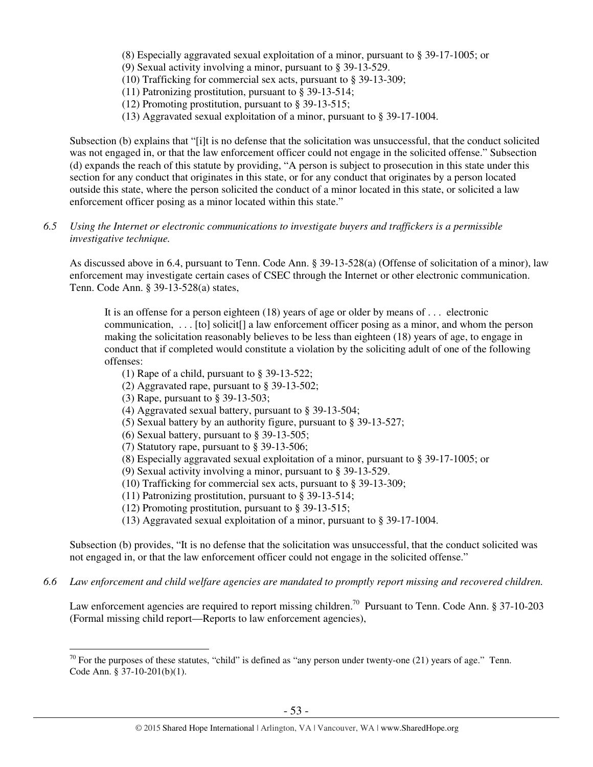(8) Especially aggravated sexual exploitation of a minor, pursuant to § 39-17-1005; or
(9) Sexual activity involving a minor, pursuant to § 39-13-529.
(10) Trafficking for commercial sex acts, pursuant to § 39-13-309;
(11) Patronizing prostitution, pursuant to § 39-13-514;
(12) Promoting prostitution, pursuant to § 39-13-515;
(13) Aggravated sexual exploitation of a minor, pursuant to § 39-17-1004.

Subsection (b) explains that "[i]t is no defense that the solicitation was unsuccessful, that the conduct solicited was not engaged in, or that the law enforcement officer could not engage in the solicited offense." Subsection (d) expands the reach of this statute by providing, "A person is subject to prosecution in this state under this section for any conduct that originates in this state, or for any conduct that originates by a person located outside this state, where the person solicited the conduct of a minor located in this state, or solicited a law enforcement officer posing as a minor located within this state."

*6.5 Using the Internet or electronic communications to investigate buyers and traffickers is a permissible investigative technique.*

As discussed above in 6.4, pursuant to Tenn. Code Ann. § 39-13-528(a) (Offense of solicitation of a minor), law enforcement may investigate certain cases of CSEC through the Internet or other electronic communication. Tenn. Code Ann. § 39-13-528(a) states,

> It is an offense for a person eighteen (18) years of age or older by means of . . . electronic communication, . . . [to] solicit[] a law enforcement officer posing as a minor, and whom the person making the solicitation reasonably believes to be less than eighteen (18) years of age, to engage in conduct that if completed would constitute a violation by the soliciting adult of one of the following offenses:
>
> (1) Rape of a child, pursuant to § 39-13-522;
> (2) Aggravated rape, pursuant to § 39-13-502;
> (3) Rape, pursuant to § 39-13-503;
> (4) Aggravated sexual battery, pursuant to § 39-13-504;
> (5) Sexual battery by an authority figure, pursuant to § 39-13-527;
> (6) Sexual battery, pursuant to § 39-13-505;
> (7) Statutory rape, pursuant to § 39-13-506;
> (8) Especially aggravated sexual exploitation of a minor, pursuant to § 39-17-1005; or
> (9) Sexual activity involving a minor, pursuant to § 39-13-529.
> (10) Trafficking for commercial sex acts, pursuant to § 39-13-309;
> (11) Patronizing prostitution, pursuant to § 39-13-514;
> (12) Promoting prostitution, pursuant to § 39-13-515;
> (13) Aggravated sexual exploitation of a minor, pursuant to § 39-17-1004.

Subsection (b) provides, "It is no defense that the solicitation was unsuccessful, that the conduct solicited was not engaged in, or that the law enforcement officer could not engage in the solicited offense."

*6.6 Law enforcement and child welfare agencies are mandated to promptly report missing and recovered children.*

Law enforcement agencies are required to report missing children.[70] Pursuant to Tenn. Code Ann. § 37-10-203 (Formal missing child report—Reports to law enforcement agencies),

[70] For the purposes of these statutes, "child" is defined as "any person under twenty-one (21) years of age." Tenn. Code Ann. § 37-10-201(b)(1).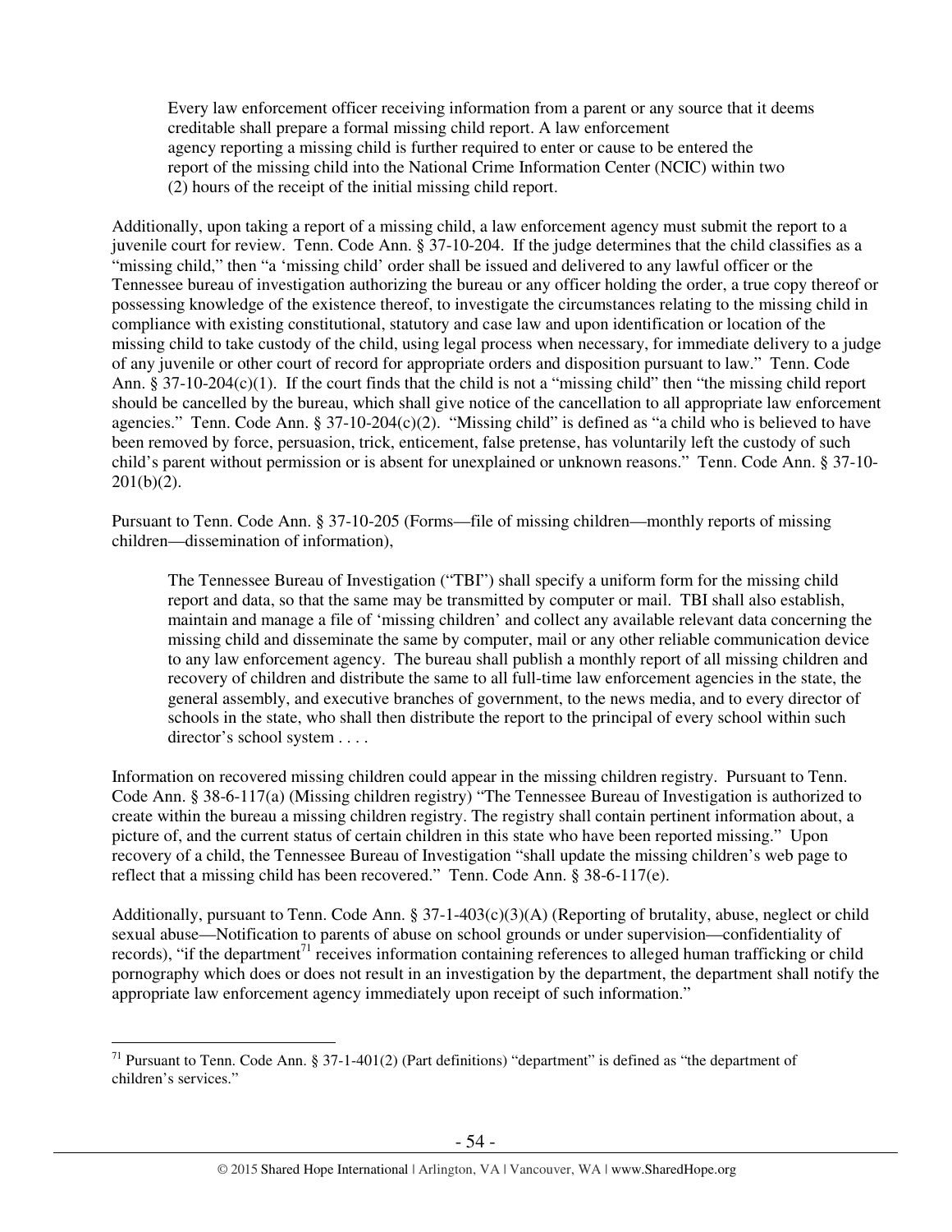> Every law enforcement officer receiving information from a parent or any source that it deems creditable shall prepare a formal missing child report. A law enforcement agency reporting a missing child is further required to enter or cause to be entered the report of the missing child into the National Crime Information Center (NCIC) within two (2) hours of the receipt of the initial missing child report.

Additionally, upon taking a report of a missing child, a law enforcement agency must submit the report to a juvenile court for review. Tenn. Code Ann. § 37-10-204. If the judge determines that the child classifies as a "missing child," then "a 'missing child' order shall be issued and delivered to any lawful officer or the Tennessee bureau of investigation authorizing the bureau or any officer holding the order, a true copy thereof or possessing knowledge of the existence thereof, to investigate the circumstances relating to the missing child in compliance with existing constitutional, statutory and case law and upon identification or location of the missing child to take custody of the child, using legal process when necessary, for immediate delivery to a judge of any juvenile or other court of record for appropriate orders and disposition pursuant to law." Tenn. Code Ann. § 37-10-204(c)(1). If the court finds that the child is not a "missing child" then "the missing child report should be cancelled by the bureau, which shall give notice of the cancellation to all appropriate law enforcement agencies." Tenn. Code Ann. § 37-10-204(c)(2). "Missing child" is defined as "a child who is believed to have been removed by force, persuasion, trick, enticement, false pretense, has voluntarily left the custody of such child's parent without permission or is absent for unexplained or unknown reasons." Tenn. Code Ann. § 37-10-201(b)(2).

Pursuant to Tenn. Code Ann. § 37-10-205 (Forms—file of missing children—monthly reports of missing children—dissemination of information),

> The Tennessee Bureau of Investigation ("TBI") shall specify a uniform form for the missing child report and data, so that the same may be transmitted by computer or mail. TBI shall also establish, maintain and manage a file of 'missing children' and collect any available relevant data concerning the missing child and disseminate the same by computer, mail or any other reliable communication device to any law enforcement agency. The bureau shall publish a monthly report of all missing children and recovery of children and distribute the same to all full-time law enforcement agencies in the state, the general assembly, and executive branches of government, to the news media, and to every director of schools in the state, who shall then distribute the report to the principal of every school within such director's school system . . . .

Information on recovered missing children could appear in the missing children registry. Pursuant to Tenn. Code Ann. § 38-6-117(a) (Missing children registry) "The Tennessee Bureau of Investigation is authorized to create within the bureau a missing children registry. The registry shall contain pertinent information about, a picture of, and the current status of certain children in this state who have been reported missing." Upon recovery of a child, the Tennessee Bureau of Investigation "shall update the missing children's web page to reflect that a missing child has been recovered." Tenn. Code Ann. § 38-6-117(e).

Additionally, pursuant to Tenn. Code Ann. § 37-1-403(c)(3)(A) (Reporting of brutality, abuse, neglect or child sexual abuse—Notification to parents of abuse on school grounds or under supervision—confidentiality of records), "if the department[71] receives information containing references to alleged human trafficking or child pornography which does or does not result in an investigation by the department, the department shall notify the appropriate law enforcement agency immediately upon receipt of such information."

---

[71] Pursuant to Tenn. Code Ann. § 37-1-401(2) (Part definitions) "department" is defined as "the department of children's services."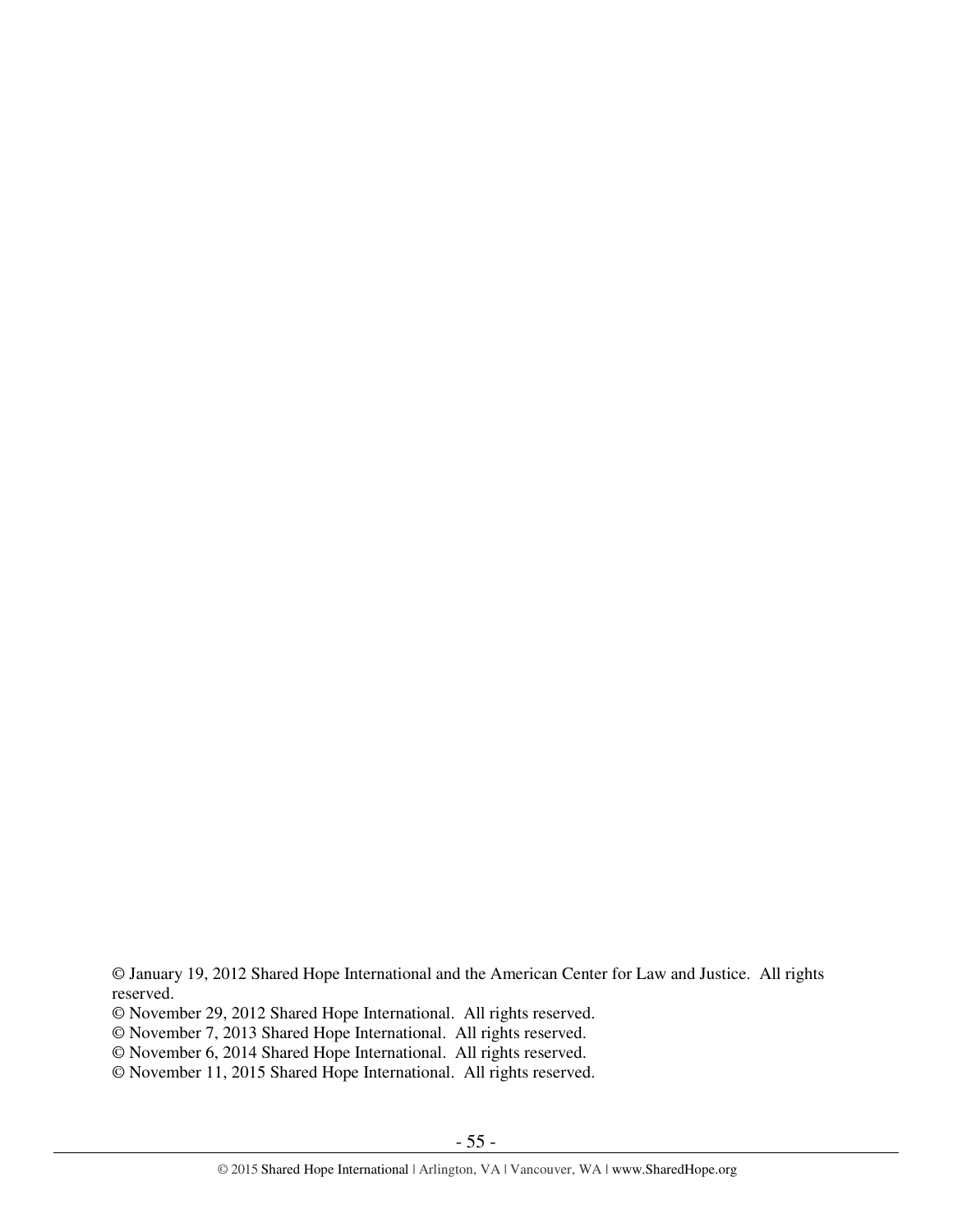© January 19, 2012 Shared Hope International and the American Center for Law and Justice. All rights reserved.
© November 29, 2012 Shared Hope International. All rights reserved.
© November 7, 2013 Shared Hope International. All rights reserved.
© November 6, 2014 Shared Hope International. All rights reserved.
© November 11, 2015 Shared Hope International. All rights reserved.